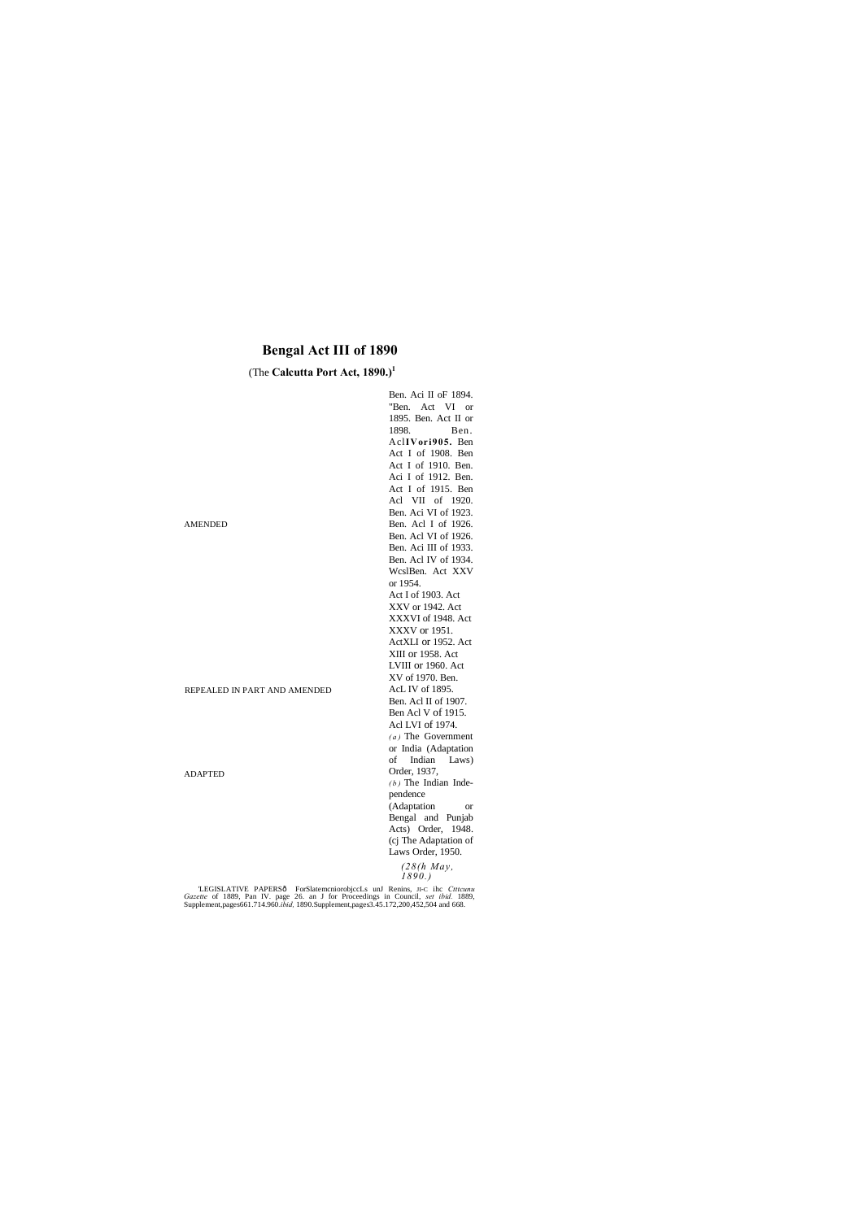# Bengal Act III of 1890

(The **Calcutta Port Act, 1890.**)[1]

AMENDED

Ben. Aci II oF 1894. "Ben. Act VI or 1895. Ben. Act II or 1898. Ben. Acl **IV ori905.** Ben Act I of 1908. Ben Act I of 1910. Ben. Aci I of 1912. Ben. Act I of 1915. Ben Acl VII of 1920. Ben. Aci VI of 1923. Ben. Acl I of 1926. Ben. Acl VI of 1926. Ben. Aci III of 1933. Ben. Acl IV of 1934. WcslBen. Act XXV or 1954.
Act I of 1903. Act XXV or 1942. Act XXXVI of 1948. Act XXXV or 1951. ActXLI or 1952. Act XIII or 1958. Act LVIII or 1960. Act XV of 1970.

REPEALED IN PART AND AMENDED

Ben. AcL IV of 1895. Ben. Acl II of 1907. Ben Acl V of 1915. Acl LVI of 1974.

ADAPTED

*(a)* The Government or India (Adaptation of Indian Laws) Order, 1937,
*(b)* The Indian Independence (Adaptation or Bengal and Punjab Acts) Order, 1948.
(cj The Adaptation of Laws Order, 1950.

*(28(h May, 1890.)*

[1]LEGISLATIVE PAPERSō ForSlatemcniorobjccLs unJ Renins, Jt-C ihc *Cttcunu Gazette* of 1889, Pan IV. page 26. an J for Proceedings in Council, *set ibid.* 1889, Supplement,pages661.714.960.*ibid,* 1890.Supplement,pages3.45.172,200,452,504 and 668.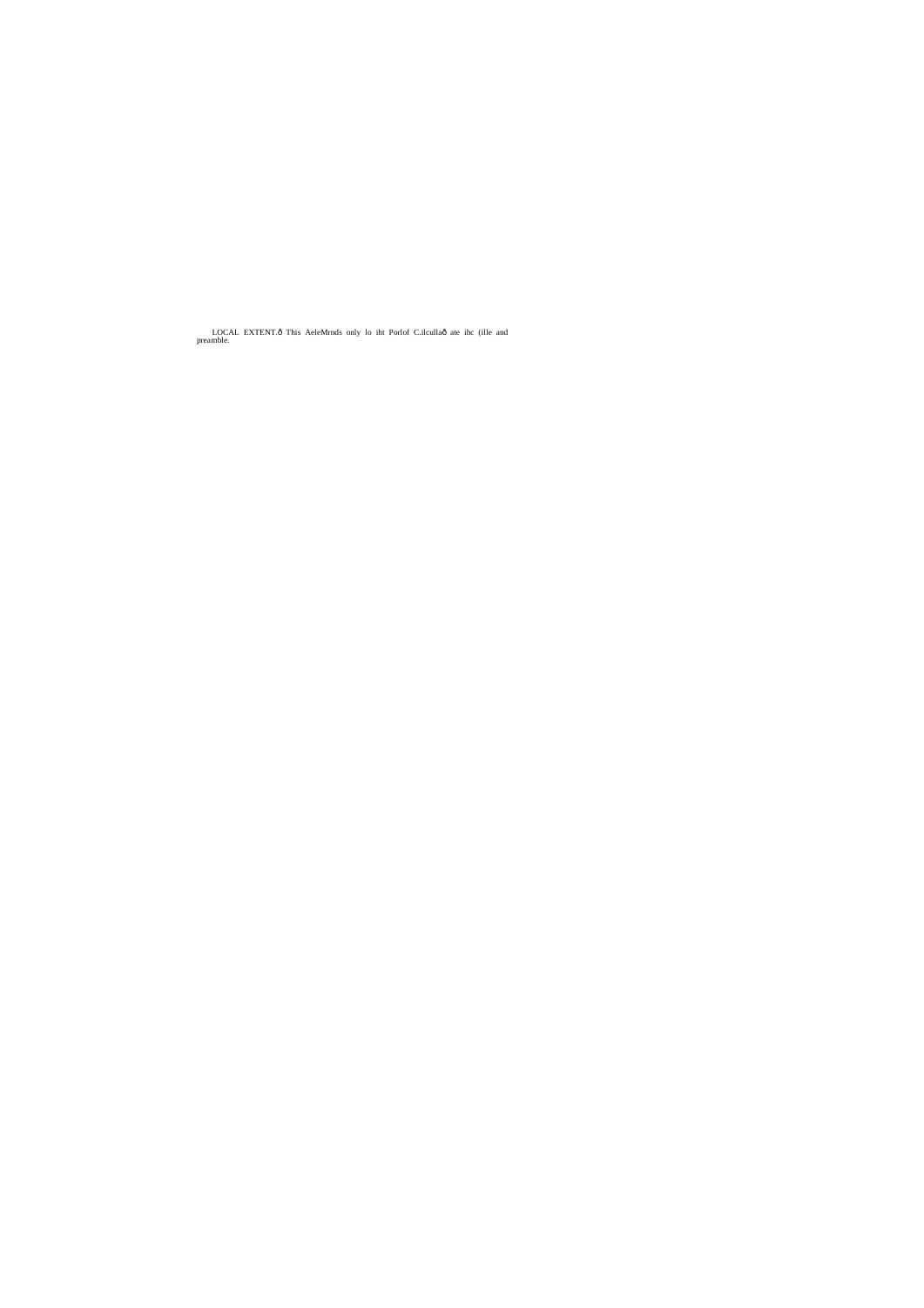LOCAL EXTENT.ô This AeleMrnds only lo iht Porlof C.ilcullaô ate ihc (ille and preamble.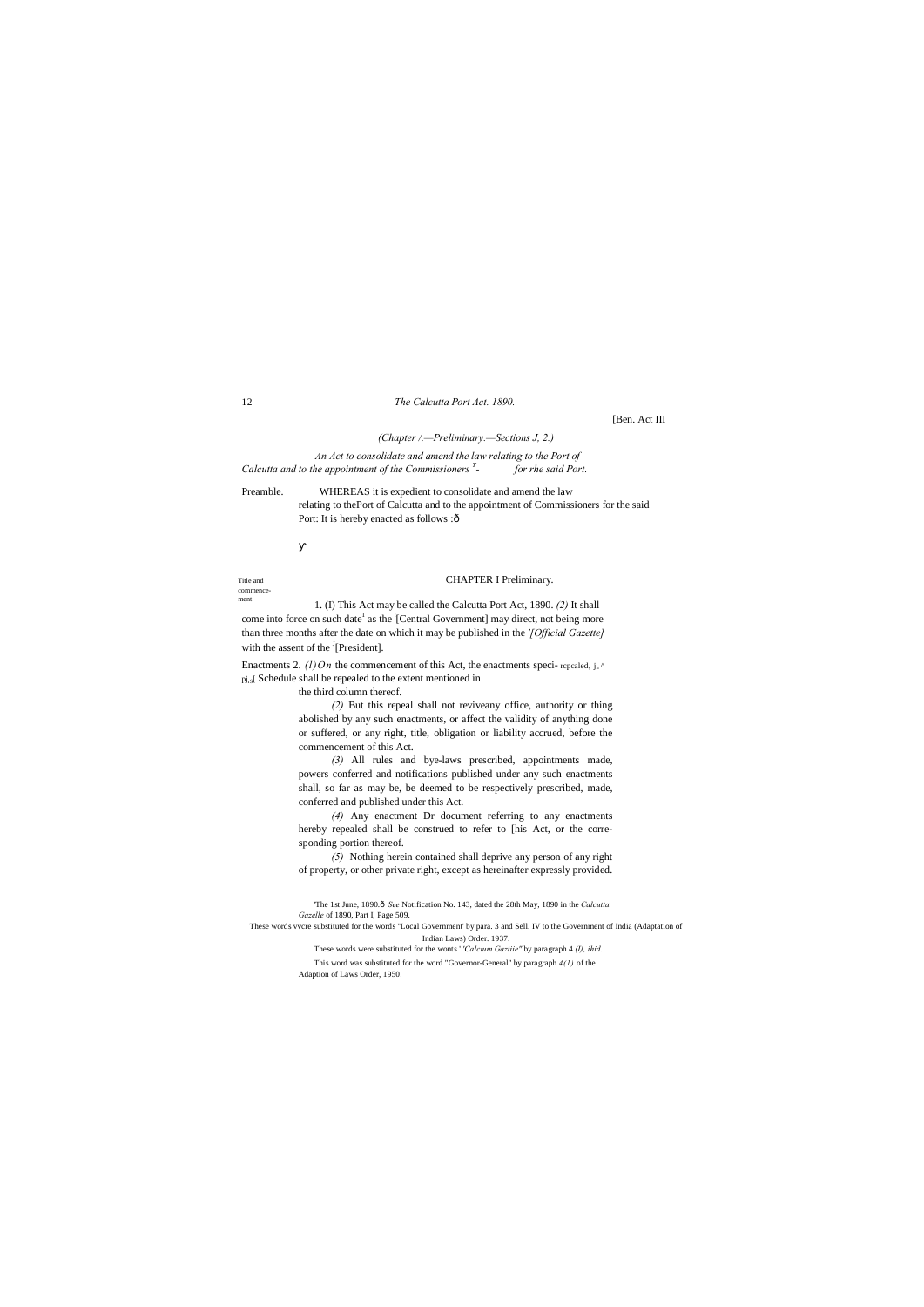[Ben. Act III

(Chapter /.—Preliminary.—Sections J, 2.)

*An Act to consolidate and amend the law relating to the Port of Calcutta and to the appointment of the Commissioners* [1]- *for rhe said Port.*

Preamble. WHEREAS it is expedient to consolidate and amend the law relating to thePort of Calcutta and to the appointment of Commissioners for the said Port: It is hereby enacted as follows :—

## CHAPTER I Preliminary.

Title and commencement.

1. (I) This Act may be called the Calcutta Port Act, 1890. *(2)* It shall come into force on such date[1] as the [Central Government] may direct, not being more than three months after the date on which it may be published in the '*[Official Gazette]* with the assent of the [1][President].

Enactments 2. *(l) On* the commencement of this Act, the enactments speci- rcpcaled, j., ^ pj..[ Schedule shall be repealed to the extent mentioned in the third column thereof.

*(2)* But this repeal shall not reviveany office, authority or thing abolished by any such enactments, or affect the validity of anything done or suffered, or any right, title, obligation or liability accrued, before the commencement of this Act.

*(3)* All rules and bye-laws prescribed, appointments made, powers conferred and notifications published under any such enactments shall, so far as may be, be deemed to be respectively prescribed, made, conferred and published under this Act.

*(4)* Any enactment Dr document referring to any enactments hereby repealed shall be construed to refer to [his Act, or the corresponding portion thereof.

*(5)* Nothing herein contained shall deprive any person of any right of property, or other private right, except as hereinafter expressly provided.

'The 1st June, 1890.— *See* Notification No. 143, dated the 28th May, 1890 in the *Calcutta Gazelle* of 1890, Part I, Page 509.

These words vvcre substituted for the words "Local Government' by para. 3 and Sell. IV to the Government of India (Adaptation of Indian Laws) Order. 1937.

These words were substituted for the wonts ' *'Calcium Gaztiie"* by paragraph 4 *(I), ikid.*

This word was substituted for the word "Governor-General" by paragraph *4(1)* of the Adaption of Laws Order, 1950.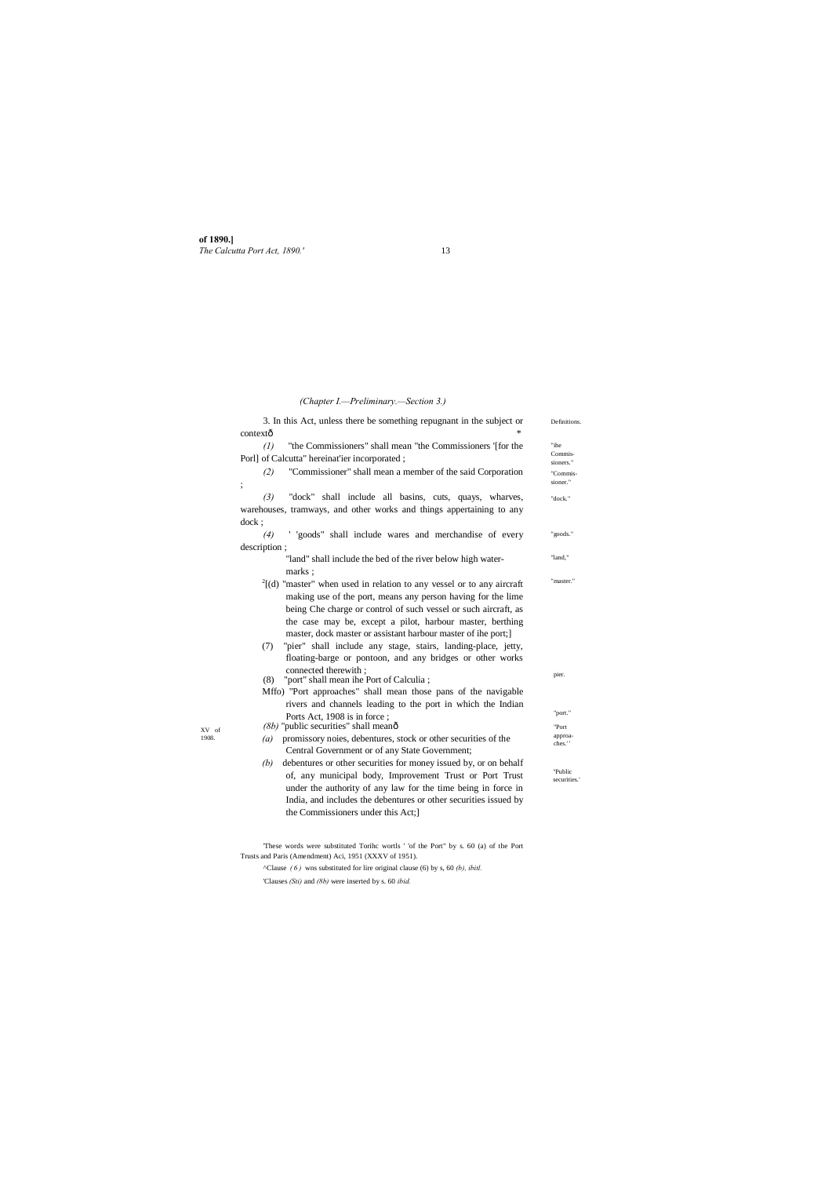*(Chapter I.—Preliminary.—Section 3.)*

3. In this Act, unless there be something repugnant in the subject or contextô *

Definitions.

*(1)* "the Commissioners" shall mean "the Commissioners '[for the Porl] of Calcutta" hereinat'ier incorporated ;

"ihe Commissioners."

*(2)* "Commissioner" shall mean a member of the said Corporation ;

"Commissioner."

*(3)* "dock" shall include all basins, cuts, quays, wharves, warehouses, tramways, and other works and things appertaining to any dock ;

"dock."

*(4)* ' 'goods" shall include wares and merchandise of every description ;

"goods."

"land" shall include the bed of the river below high water-marks ;

"land,"

[2][(d) "master" when used in relation to any vessel or to any aircraft making use of the port, means any person having for the lime being Che charge or control of such vessel or such aircraft, as the case may be, except a pilot, harbour master, berthing master, dock master or assistant harbour master of ihe port;]

"master."

(7) "pier" shall include any stage, stairs, landing-place, jetty, floating-barge or pontoon, and any bridges or other works connected therewith ;

pier.

(8) "port" shall mean ihe Port of Calculia ;

"port."

Mffo) "Port approaches" shall mean those pans of the navigable rivers and channels leading to the port in which the Indian Ports Act, 1908 is in force ;

XV of 1908.

"Port approaches.'

*(8b)* "public securities" shall meanô

"Public securities.'

*(a)* promissory noies, debentures, stock or other securities of the Central Government or of any State Government;

*(b)* debentures or other securities for money issued by, or on behalf of, any municipal body, Improvement Trust or Port Trust under the authority of any law for the time being in force in India, and includes the debentures or other securities issued by the Commissioners under this Act;]

'These words were substituted Torihc wortls ' 'of the Port" by s. 60 (a) of the Port Trusts and Paris (Amendment) Aci, 1951 (XXXV of 1951).

^Clause *( 6 )* wns substituted for lire original clause (6) by s, 60 *(b), ibitl.*

'Clauses *(Sti)* and *(8b)* were inserted by s. 60 *ibid.*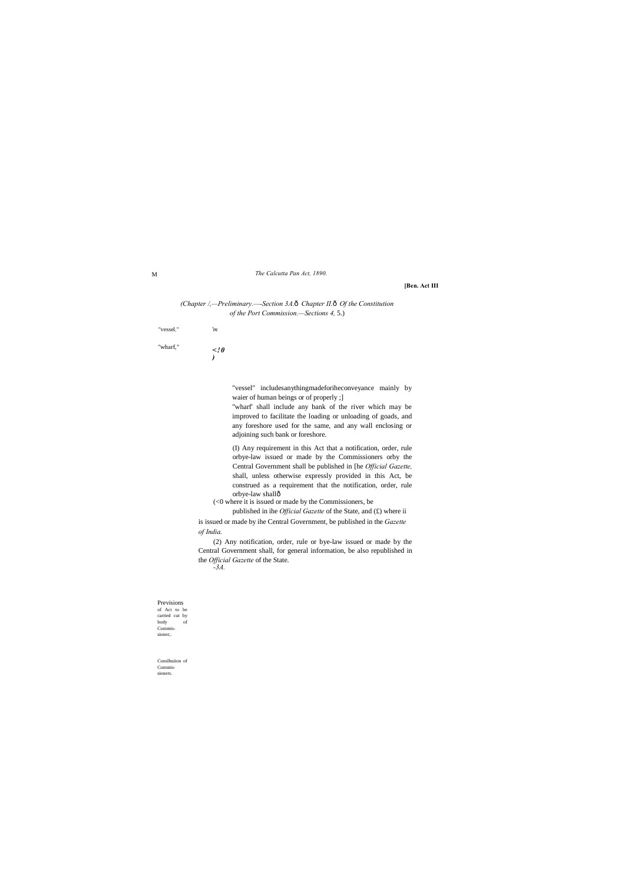(Chapter /,—Preliminary.—Section 3A.ð Chapter II.ð Of the Constitution of the Port Commission.—Sections 4, 5.)

"vessel." 'm

"wharf," <!0 )

"vessel" includesanythingmadeforiheconveyance mainly by waier of human beings or of properly ;]

"wharf' shall include any bank of the river which may be improved to facilitate the loading or unloading of goads, and any foreshore used for the same, and any wall enclosing or adjoining such bank or foreshore.

(I) Any requirement in this Act that a notification, order, rule orbye-law issued or made by the Commissioners orby the Central Government shall be published in [he *Official Gazette,* shall, unless otherwise expressly provided in this Act, be construed as a requirement that the notification, order, rule orbye-law shallð

(<0 where it is issued or made by the Commissioners, be published in ihe *Official Gazette* of the State, and (£) where ii is issued or made by ihe Central Government, be published in the *Gazette of India.*

(2) Any notification, order, rule or bye-law issued or made by the Central Government shall, for general information, be also republished in the *Official Gazette* of the State.

-3A.

Previsions of Act to be carried cut by body of Commis- sioner;.

Conslhuiion of Commis- sioners.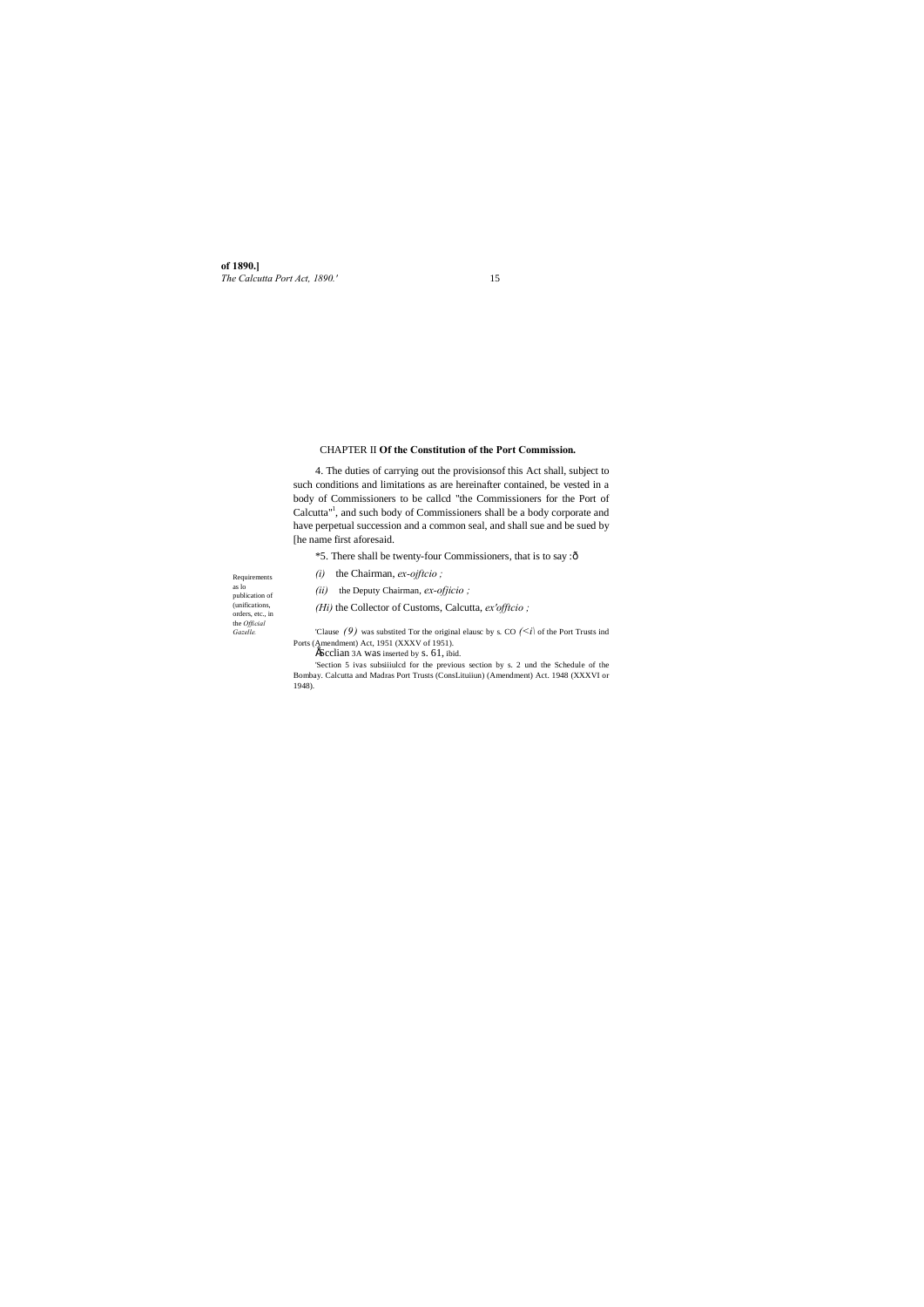## CHAPTER II Of the Constitution of the Port Commission.

4. The duties of carrying out the provisionsof this Act shall, subject to such conditions and limitations as are hereinafter contained, be vested in a body of Commissioners to be callcd "the Commissioners for the Port of Calcutta"[1], and such body of Commissioners shall be a body corporate and have perpetual succession and a common seal, and shall sue and be sued by [he name first aforesaid.

*5. There shall be twenty-four Commissioners, that is to say :ô

*(i)* the Chairman, *ex-ojftcio ;*

*(ii)* the Deputy Chairman, *ex-ofjicio ;*

*(Hi)* the Collector of Customs, Calcutta, *ex'offtcio ;*

Requirements as lo publication of (unifications, orders, etc., in the *Official Gazelle.*

'Clause *(9)* was substited Tor the original elausc by s. CO *(<i*\ of the Port Trusts ind Ports (Amendment) Act, 1951 (XXXV of 1951).

Åscclian 3A was inserted by s. 61, ibid.

'Section 5 ivas subsiiiulcd for the previous section by s. 2 und the Schedule of the Bombay. Calcutta and Madras Port Trusts (ConsLituiiun) (Amendment) Act. 1948 (XXXVI or 1948).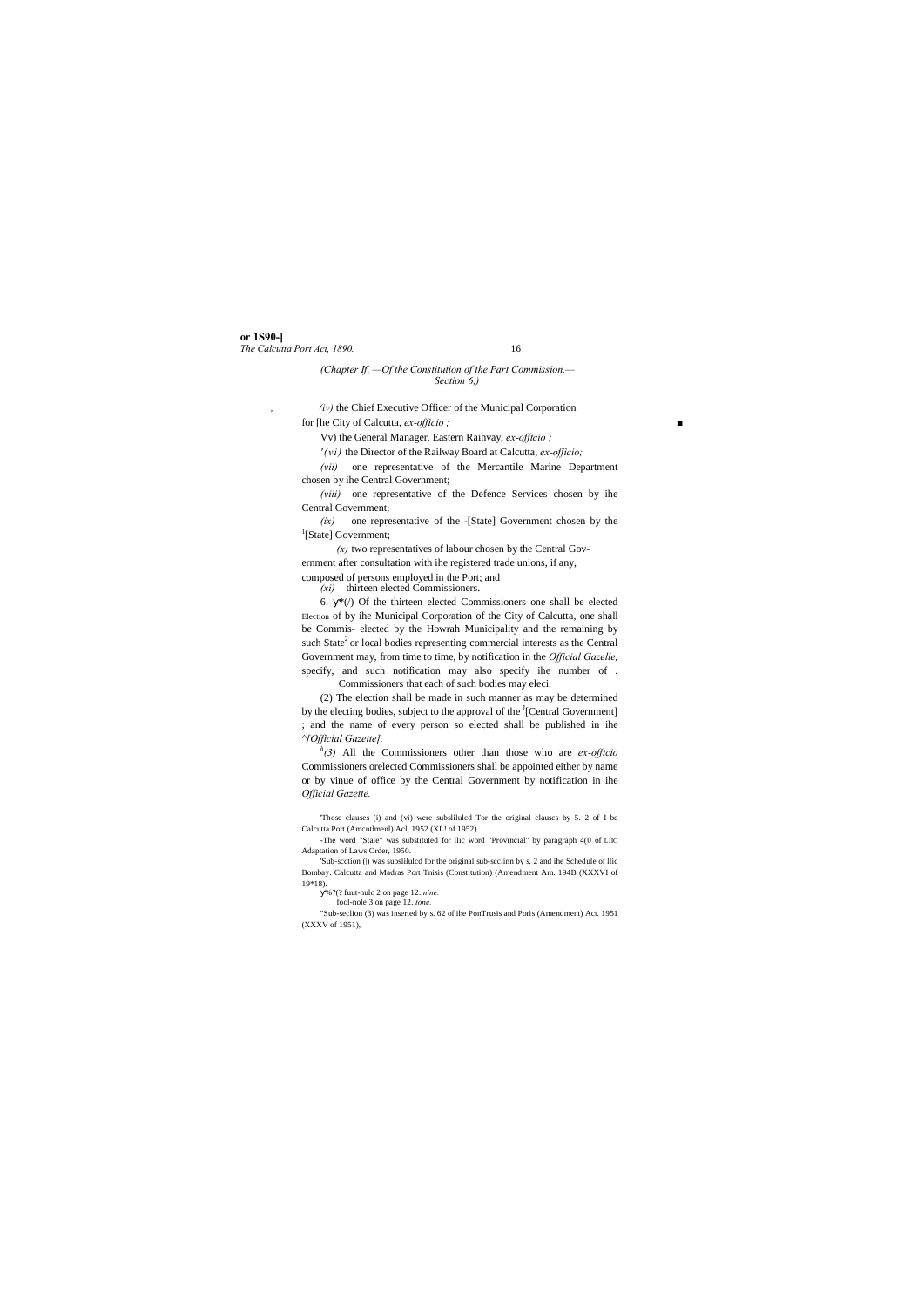*(Chapter If, —Of the Constitution of the Part Commission.— Section 6,)*

*(iv)* the Chief Executive Officer of the Municipal Corporation for [he City of Calcutta, *ex-officio ;*

Vv) the General Manager, Eastern Raihvay, *ex-offtcio ;*

*'(vi)* the Director of the Railway Board at Calcutta, *ex-officio;*

*(vii)* one representative of the Mercantile Marine Department chosen by ihe Central Government;

*(viii)* one representative of the Defence Services chosen by ihe Central Government;

*(ix)* one representative of the -[State] Government chosen by the [1][State] Government;

*(x)* two representatives of labour chosen by the Central Government after consultation with ihe registered trade unions, if any, composed of persons employed in the Port; and

*(xi)* thirteen elected Commissioners.

6. ў\*(/) Of the thirteen elected Commissioners one shall be elected Election of by ihe Municipal Corporation of the City of Calcutta, one shall be Commis- elected by the Howrah Municipality and the remaining by such State[2] or local bodies representing commercial interests as the Central Government may, from time to time, by notification in the *Official Gazelle,* specify, and such notification may also specify ihe number of . Commissioners that each of such bodies may eleci.

(2) The election shall be made in such manner as may be determined by the electing bodies, subject to the approval of the [I][Central Government] ; and the name of every person so elected shall be published in ihe *^[Official Gazette].*

[h]*(3)* All the Commissioners other than those who are *ex-offtcio* Commissioners orelected Commissioners shall be appointed either by name or by vinue of office by the Central Government by notification in ihe *Official Gazette.*

'Those clauses (i) and (vi) were subslilulcd Tor the original clauscs by 5. 2 of I be Calcutta Port (Amcntlmenl) Acl, 1952 (XL! of 1952).

-The word "Stale" was substituted for llic word "Provincial" by paragraph 4(0 of ι.Ihc Adaptation of Laws Order, 1950.

'Sub-scction (|) was subslilulcd for the original sub-scclinn by s. 2 and ihe Schedule of llic Bombay. Calcutta and Madras Port Tnisis (Constitution) (Amendment Am. 194B (XXXVI of 19\*18).

ў%?(? fuut-nulc 2 on page 12. *nine.*

fool-nole 3 on page 12. *tone.*

"Sub-seclion (3) was inserted by s. 62 of ihe PonTrusis and Poris (Amendment) Act. 1951 (XXXV of 1951),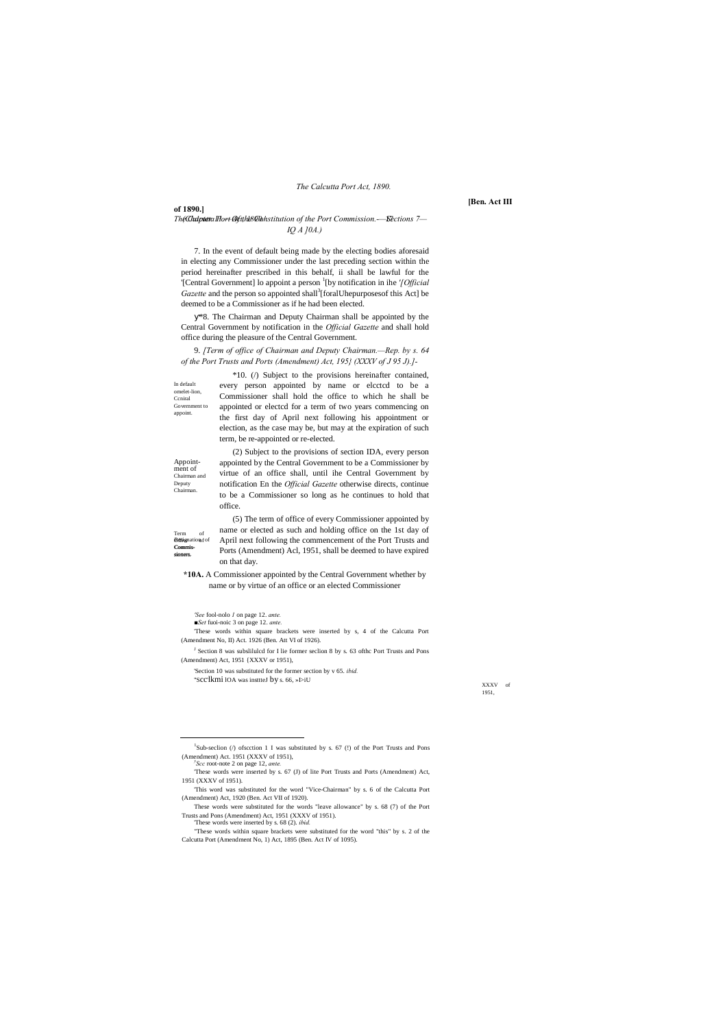*(Chapter II.—Of the Constitution of the Port Commission.—Sections 7—IQ A ]0A.)*

7. In the event of default being made by the electing bodies aforesaid in electing any Commissioner under the last preceding section within the period hereinafter prescribed in this behalf, ii shall be lawful for the '[Central Government] lo appoint a person [1][by notification in ihe '*[Official Gazette* and the person so appointed shall[3][foralUhepurposesof this Act] be deemed to be a Commissioner as if he had been elected.

In default omelet-lion, Ccniral Government to appoint.

y\*8. The Chairman and Deputy Chairman shall be appointed by the Central Government by notification in the *Official Gazette* and shall hold office during the pleasure of the Central Government.

Appoint-ment of Chairman and Deputy Chairman.

9. *[Term of office of Chairman and Deputy Chairman.—Rep. by s. 64 of the Port Trusts and Ports (Amendment) Act, 195} (XXXV of J 95 J).]-*

\*10. (/) Subject to the provisions hereinafter contained, every person appointed by name or elcctcd to be a Commissioner shall hold the office to which he shall be appointed or electcd for a term of two years commencing on the first day of April next following his appointment or election, as the case may be, but may at the expiration of such term, be re-appointed or re-elected.

Term of office of Commis-sioners.

(2) Subject to the provisions of section IDA, every person appointed by the Central Government to be a Commissioner by virtue of an office shall, until ihe Central Government by notification En the *Official Gazette* otherwise directs, continue to be a Commissioner so long as he continues to hold that office.

(5) The term of office of every Commissioner appointed by name or elected as such and holding office on the 1st day of April next following the commencement of the Port Trusts and Ports (Amendment) Acl, 1951, shall be deemed to have expired on that day.

XXXV of 1951,

Resignation of Commis-sioners.

**\*10A.** A Commissioner appointed by the Central Government whether by name or by virtue of an office or an elected Commissioner

'*See* fool-nolo *1* on page 12. *ante.*

■*Set* fuoi-noic 3 on page 12. *ante.*

'These words within square brackets were inserted by s, 4 of the Calcutta Port (Amendment No, II) Act. 1926 (Ben. Att VI of 1926).

*J* Section 8 was subslilulcd for I lie former seclion 8 by s. 63 ofthc Port Trusts and Pons (Amendment) Act, 1951 {XXXV or 1951),

'Section 10 was substituted for the former section by v 65. *ibid.*

"scclkmi lOA was instteJ by s. 66, »I>iU

[1]Sub-seclion (/) ofscction 1 I was substituted by s. 67 (!) of the Port Trusts and Pons (Amendment) Act. 1951 (XXXV of 1951),

[2]*Scc* root-note 2 on page 12, *ante.*

'These words were inserted by s. 67 (J) of lite Port Trusts and Ports (Amendment) Act, 1951 (XXXV of 1951).

'This word was substituted for the word "Vice-Chairman" by s. 6 of the Calcutta Port (Amendment) Act, 1920 (Ben. Act VII of 1920).

These words were substituted for the words "leave allowance" by s. 68 (7) of the Port Trusts and Pons (Amendment) Act, 1951 (XXXV of 1951).

'These words were inserted by s. 68 (2). *ibid.*

"These words within square brackets were substituted for the word "this" by s. 2 of the Calcutta Port (Amendment No, 1) Act, 1895 (Ben. Act IV of 1095).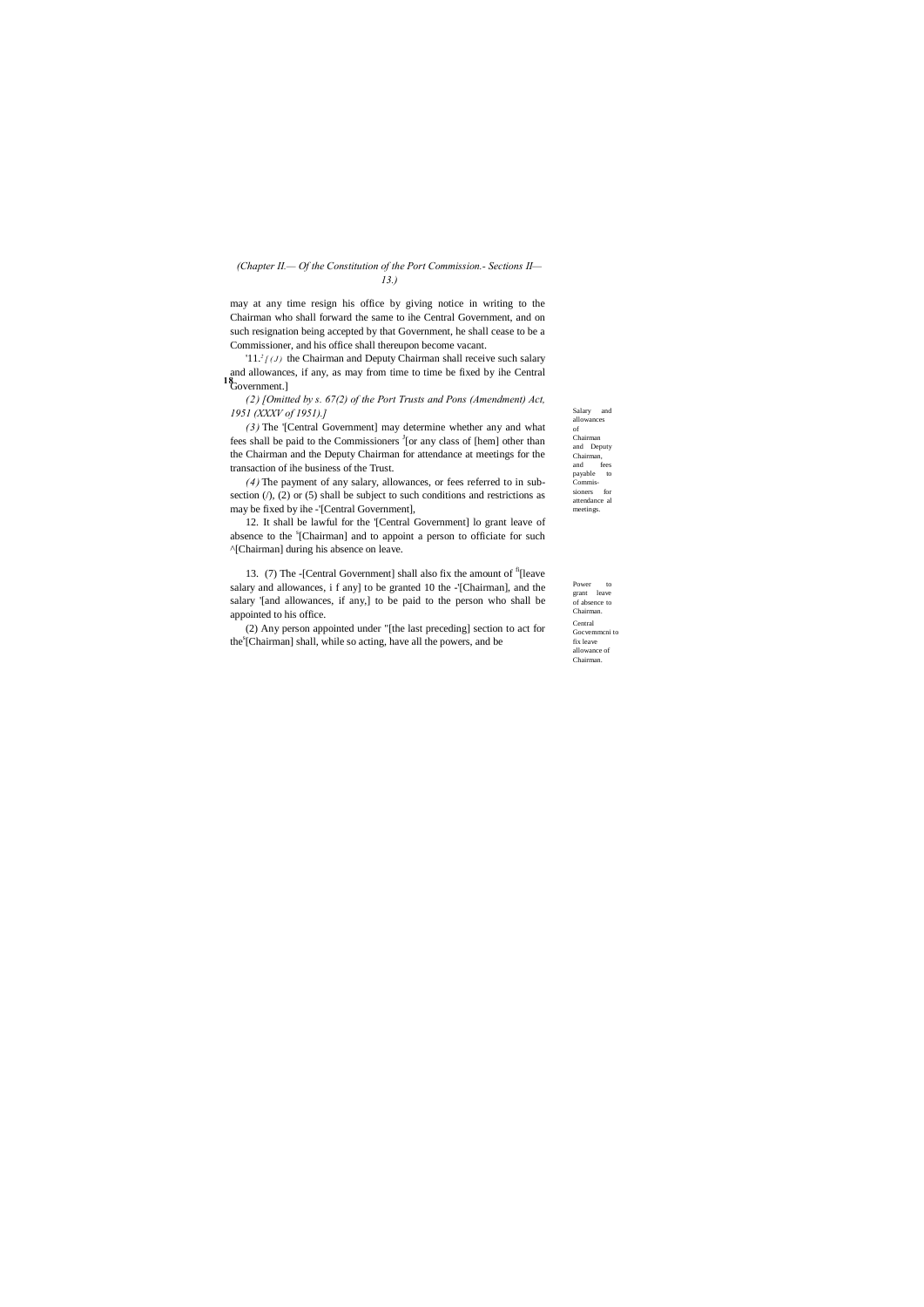*(Chapter II.— Of the Constitution of the Port Commission.- Sections II—13.)*

may at any time resign his office by giving notice in writing to the Chairman who shall forward the same to ihe Central Government, and on such resignation being accepted by that Government, he shall cease to be a Commissioner, and his office shall thereupon become vacant.

'11.[2][ *(J)* the Chairman and Deputy Chairman shall receive such salary and allowances, if any, as may from time to time be fixed by ihe Central Government.]

*(2) [Omitted by s. 67(2) of the Port Trusts and Pons (Amendment) Act, 1951 (XXXV of 1951).]*

*(3)* The '[Central Government] may determine whether any and what fees shall be paid to the Commissioners [J][or any class of [hem] other than the Chairman and the Deputy Chairman for attendance at meetings for the transaction of ihe business of the Trust.

*(4)* The payment of any salary, allowances, or fees referred to in sub-section (/), (2) or (5) shall be subject to such conditions and restrictions as may be fixed by ihe -'[Central Government],

Salary and allowances of Chairman and Deputy Chairman, and fees payable to Commis-sioners for attendance al meetings.

12. It shall be lawful for the '[Central Government] lo grant leave of absence to the [s][Chairman] and to appoint a person to officiate for such ^[Chairman] during his absence on leave.

Power to grant leave of absence to Chairman.

13. (7) The -[Central Government] shall also fix the amount of [fi][leave salary and allowances, i f any] to be granted 10 the -'[Chairman], and the salary '[and allowances, if any,] to be paid to the person who shall be appointed to his office.

(2) Any person appointed under "[the last preceding] section to act for the[s][Chairman] shall, while so acting, have all the powers, and be

Central Gocvemmcni to fix leave allowance of Chairman.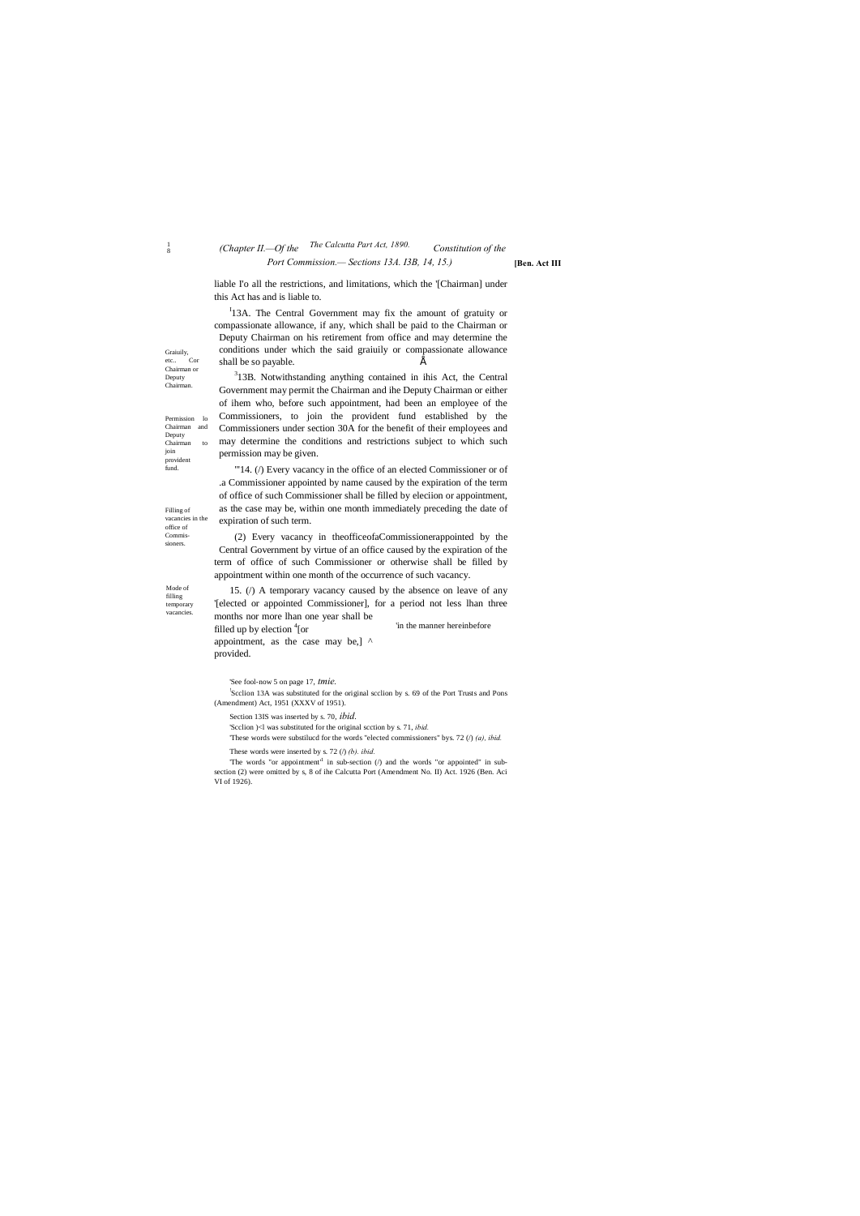liable I'o all the restrictions, and limitations, which the '[Chairman] under this Act has and is liable to.

*Graiuily, etc.. Cor Chairman or Deputy Chairman.*

[1]13A. The Central Government may fix the amount of gratuity or compassionate allowance, if any, which shall be paid to the Chairman or Deputy Chairman on his retirement from office and may determine the conditions under which the said graiuily or compassionate allowance shall be so payable.

*Permission lo Chairman and Deputy Chairman to join provident fund.*

[3]13B. Notwithstanding anything contained in ihis Act, the Central Government may permit the Chairman and ihe Deputy Chairman or either of ihem who, before such appointment, had been an employee of the Commissioners, to join the provident fund established by the Commissioners under section 30A for the benefit of their employees and may determine the conditions and restrictions subject to which such permission may be given.

*Filling of vacancies in the office of Commis-sioners.*

'"14. (/) Every vacancy in the office of an elected Commissioner or of .a Commissioner appointed by name caused by the expiration of the term of office of such Commissioner shall be filled by eleciion or appointment, as the case may be, within one month immediately preceding the date of expiration of such term.

(2) Every vacancy in theofficeofaCommissionerappointed by the Central Government by virtue of an office caused by the expiration of the term of office of such Commissioner or otherwise shall be filled by appointment within one month of the occurrence of such vacancy.

*Mode of filling temporary vacancies.*

15. (/) A temporary vacancy caused by the absence on leave of any '[elected or appointed Commissioner], for a period not less lhan three months nor more lhan one year shall be filled up by election [4][or appointment, as the case may be,] ^ 'in the manner hereinbefore provided.

'See fool-now 5 on page 17, *tmie.*

[1]Scclion 13A was substituted for the original scclion by s. 69 of the Port Trusts and Pons (Amendment) Act, 1951 (XXXV of 1951).

Section 13IS was inserted by s. 70, *ibid.*

'Scclion )<l was substituted for the original scction by s. 71, *ibid.*

'These words were substilucd for the words "elected commissioners" bys. 72 (/) *(a), ibid.*

These words were inserted by s. 72 (/) *(b). ibid.*

'The words "or appointment"[4] in sub-section (/) and the words "or appointed" in sub-section (2) were omitted by s, 8 of ihe Calcutta Port (Amendment No. II) Act. 1926 (Ben. Aci VI of 1926).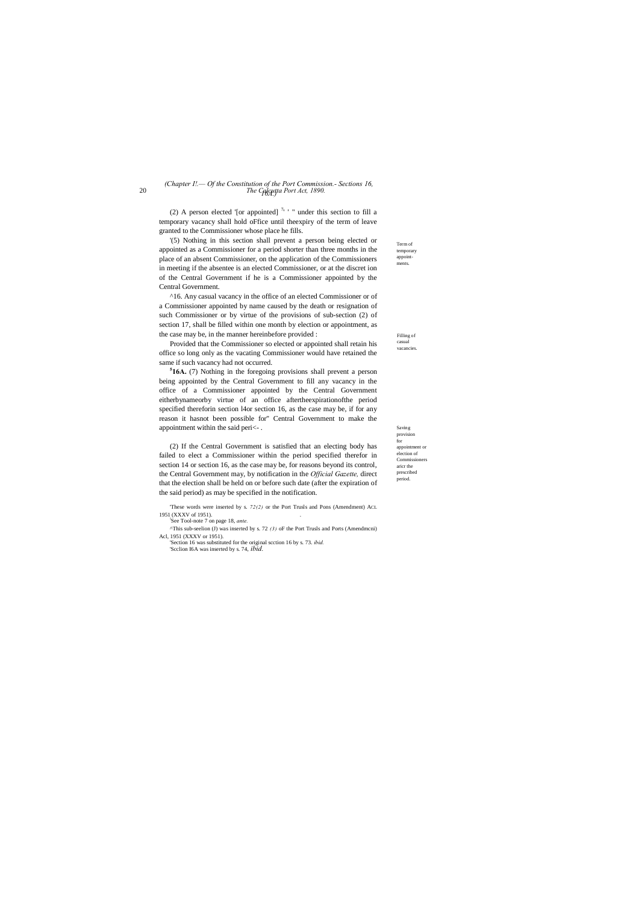(2) A person elected '[or appointed] [7] ' " under this section to fill a temporary vacancy shall hold oFfice until theexpiry of the term of leave granted to the Commissioner whose place he fills.

Term of temporary appointments.

'(5) Nothing in this section shall prevent a person being elected or appointed as a Commissioner for a period shorter than three months in the place of an absent Commissioner, on the application of the Commissioners in meeting if the absentee is an elected Commissioner, or at the discret ion of the Central Government if he is a Commissioner appointed by the Central Government.

Filling of casual vacancies.

^16. Any casual vacancy in the office of an elected Commissioner or of a Commissioner appointed by name caused by the death or resignation of such Commissioner or by virtue of the provisions of sub-section (2) of section 17, shall be filled within one month by election or appointment, as the case may be, in the manner hereinbefore provided :

Provided that the Commissioner so elected or appointed shall retain his office so long only as the vacating Commissioner would have retained the same if such vacancy had not occurred.

Saving provision for appointment or election of Commissioners aricr the prescribed period.

[5]**16A.** (7) Nothing in the foregoing provisions shall prevent a person being appointed by the Central Government to fill any vacancy in the office of a Commissioner appointed by the Central Government eitherbynameorby virtue of an office aftertheexpirationofthe period specified thereforin section l4or section 16, as the case may be, if for any reason it hasnot been possible for" Central Government to make the appointment within the said peri<- .

(2) If the Central Government is satisfied that an electing body has failed to elect a Commissioner within the period specified therefor in section 14 or section 16, as the case may be, for reasons beyond its control, the Central Government may, by notification in the *Official Gazette,* direct that the election shall be held on or before such date (after the expiration of the said period) as may be specified in the notification.

'These words were inserted by s. *72(2)* or the Port Trusls and Pons (Amendment) ACL 1951 (XXXV of 1951).

'See Tool-note 7 on page 18, *ante.*

^This sub-seelion (J) was inserted by s. 72 *(3)* oF the Port Trusls and Ports (Amendmcni) Acl, 1951 (XXXV or 1951).

'Section 16 was substituted for the original scction 16 by s. 73. *ibid.*

'Scclion I6A was inserted by s. 74, *ibid.*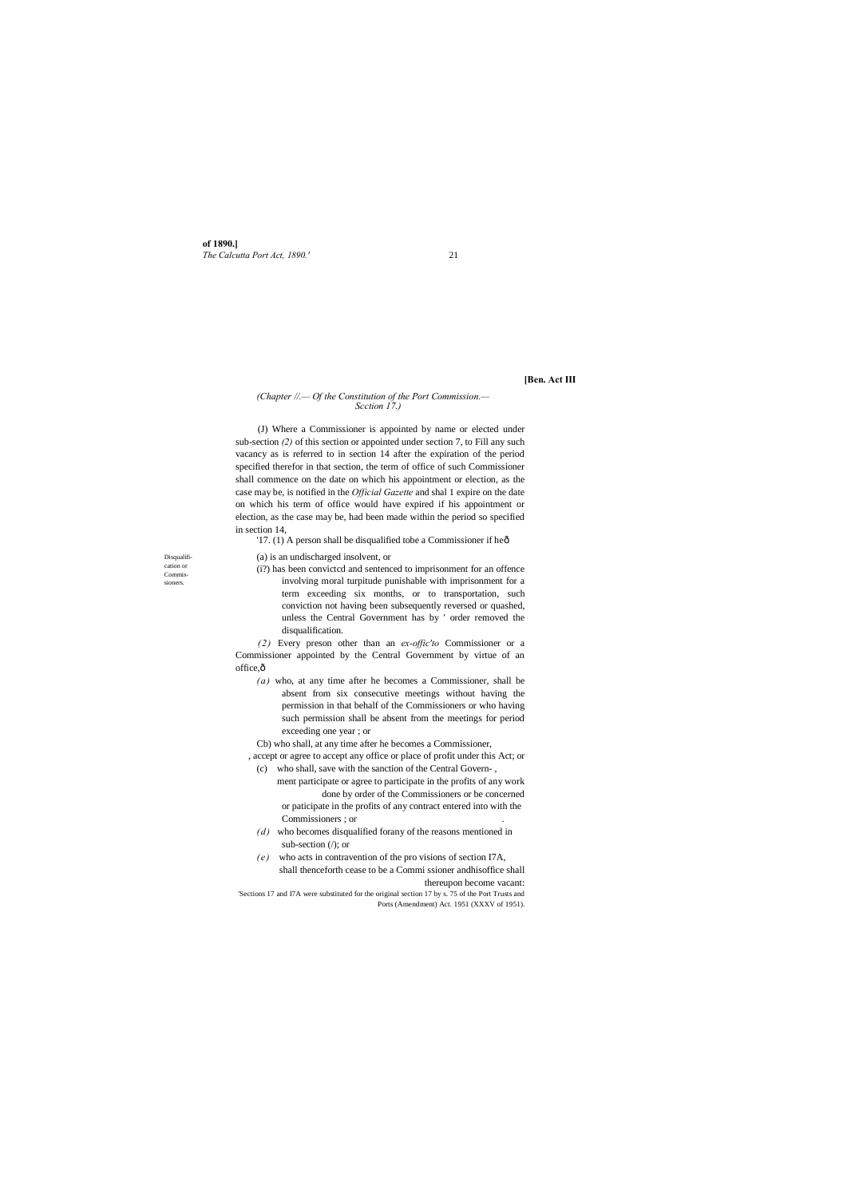*(Chapter //.— Of the Constitution of the Port Commission.— Scction 17.)*

(J) Where a Commissioner is appointed by name or elected under sub-section *(2)* of this section or appointed under section 7, to Fill any such vacancy as is referred to in section 14 after the expiration of the period specified therefor in that section, the term of office of such Commissioner shall commence on the date on which his appointment or election, as the case may be, is notified in the *Official Gazette* and shal 1 expire on the date on which his term of office would have expired if his appointment or election, as the case may be, had been made within the period so specified in section 14,

Disqualification or Commissioners.

'17. (1) A person shall be disqualified tobe a Commissioner if heô

(a) is an undischarged insolvent, or

(i?) has been convictcd and sentenced to imprisonment for an offence involving moral turpitude punishable with imprisonment for a term exceeding six months, or to transportation, such conviction not having been subsequently reversed or quashed, unless the Central Government has by ' order removed the disqualification.

*(2)* Every preson other than an *ex-offic'to* Commissioner or a Commissioner appointed by the Central Government by virtue of an office,ô

*(a)* who, at any time after he becomes a Commissioner, shall be absent from six consecutive meetings without having the permission in that behalf of the Commissioners or who having such permission shall be absent from the meetings for period exceeding one year ; or

Cb) who shall, at any time after he becomes a Commissioner, , accept or agree to accept any office or place of profit under this Act; or

(c) who shall, save with the sanction of the Central Govern- , ment participate or agree to participate in the profits of any work done by order of the Commissioners or be concerned or paticipate in the profits of any contract entered into with the Commissioners ; or .

*(d)* who becomes disqualified forany of the reasons mentioned in sub-section (/); or

*(e)* who acts in contravention of the pro visions of section I7A,

shall thenceforth cease to be a Commi ssioner andhisoffice shall thereupon become vacant:

'Sections 17 and I7A were substituted for the original section 17 by s. 75 of the Port Trusts and Ports (Amendment) Act. 1951 (XXXV of 1951).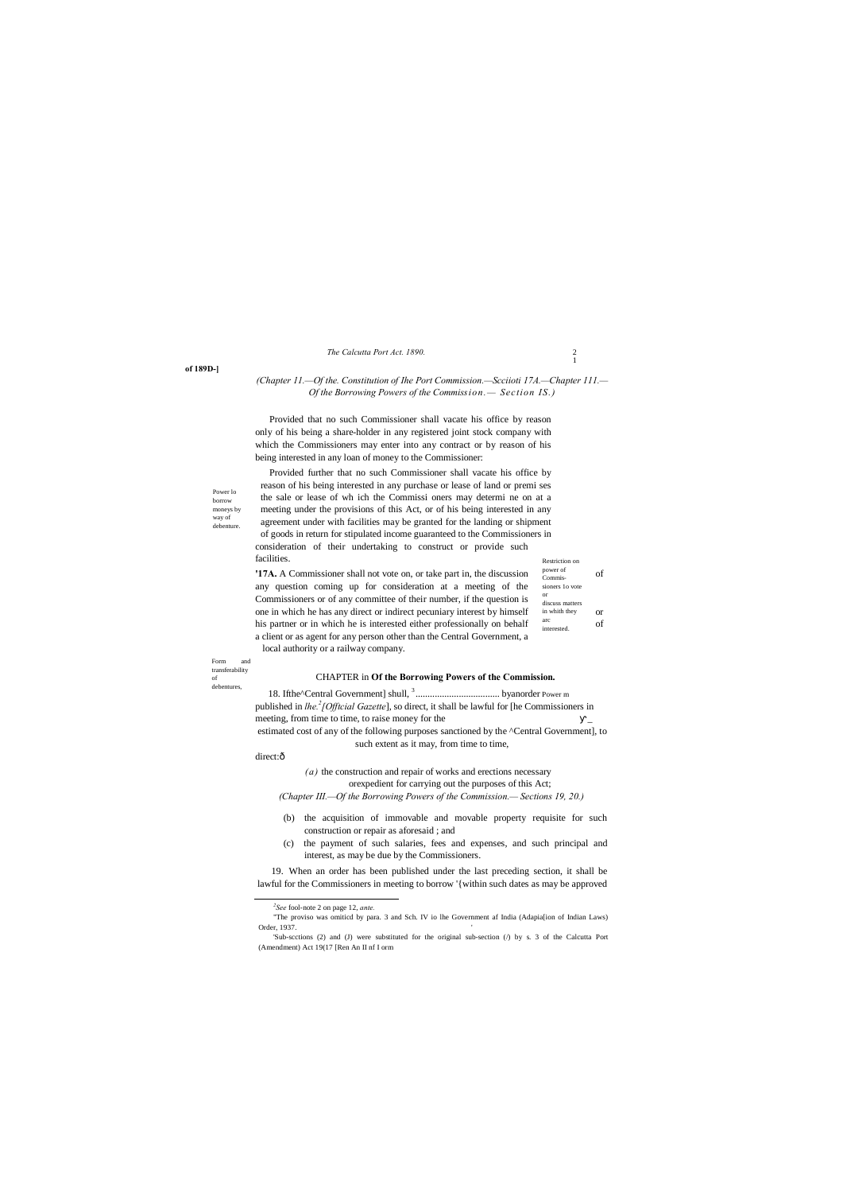*(Chapter II.—Of the. Constitution of Ihe Port Commission.—Scciioti 17A.—Chapter III.—Of the Borrowing Powers of the Commission.— Section IS.)*

Provided that no such Commissioner shall vacate his office by reason only of his being a share-holder in any registered joint stock company with which the Commissioners may enter into any contract or by reason of his being interested in any loan of money to the Commissioner:

Provided further that no such Commissioner shall vacate his office by reason of his being interested in any purchase or lease of land or premi ses the sale or lease of wh ich the Commissi oners may determi ne on at a meeting under the provisions of this Act, or of his being interested in any agreement under with facilities may be granted for the landing or shipment of goods in return for stipulated income guaranteed to the Commissioners in consideration of their undertaking to construct or provide such facilities.

Restriction on power of Commissioners lo vote or discuss matters in whith they arc interested.

**'17A.** A Commissioner shall not vote on, or take part in, the discussion of any question coming up for consideration at a meeting of the Commissioners or of any committee of their number, if the question is one in which he has any direct or indirect pecuniary interest by himself or his partner or in which he is interested either professionally on behalf of a client or as agent for any person other than the Central Government, a local authority or a railway company.

## CHAPTER in Of the Borrowing Powers of the Commission.

Power m

18. Ifthe^Central Government] shull, [3] .................................. byanorder published in *lhe.*[2] *[Official Gazette*], so direct, it shall be lawful for [he Commissioners in meeting, from time to time, to raise money for the estimated cost of any of the following purposes sanctioned by the ^Central Government], to such extent as it may, from time to time, direct:—

*(a)* the construction and repair of works and erections necessary orexpedient for carrying out the purposes of this Act;

*(Chapter III.—Of the Borrowing Powers of the Commission.— Sections 19, 20.)*

(b) the acquisition of immovable and movable property requisite for such construction or repair as aforesaid ; and

(c) the payment of such salaries, fees and expenses, and such principal and interest, as may be due by the Commissioners.

Power lo borrow moneys by way of debenture.

Form and transferability of debentures,

19. When an order has been published under the last preceding section, it shall be lawful for the Commissioners in meeting to borrow '{within such dates as may be approved

---

[2]*See* fool-note 2 on page 12, *ante.*

"The proviso was omiticd by para. 3 and Sch. IV io lhe Government af India (Adapia[ion of Indian Laws) Order, 1937.

'Sub-scctions (2) and (J) were substituted for the original sub-section (/) by s. 3 of the Calcutta Port (Amendment) Act 19(17 [Ren An II nf I orm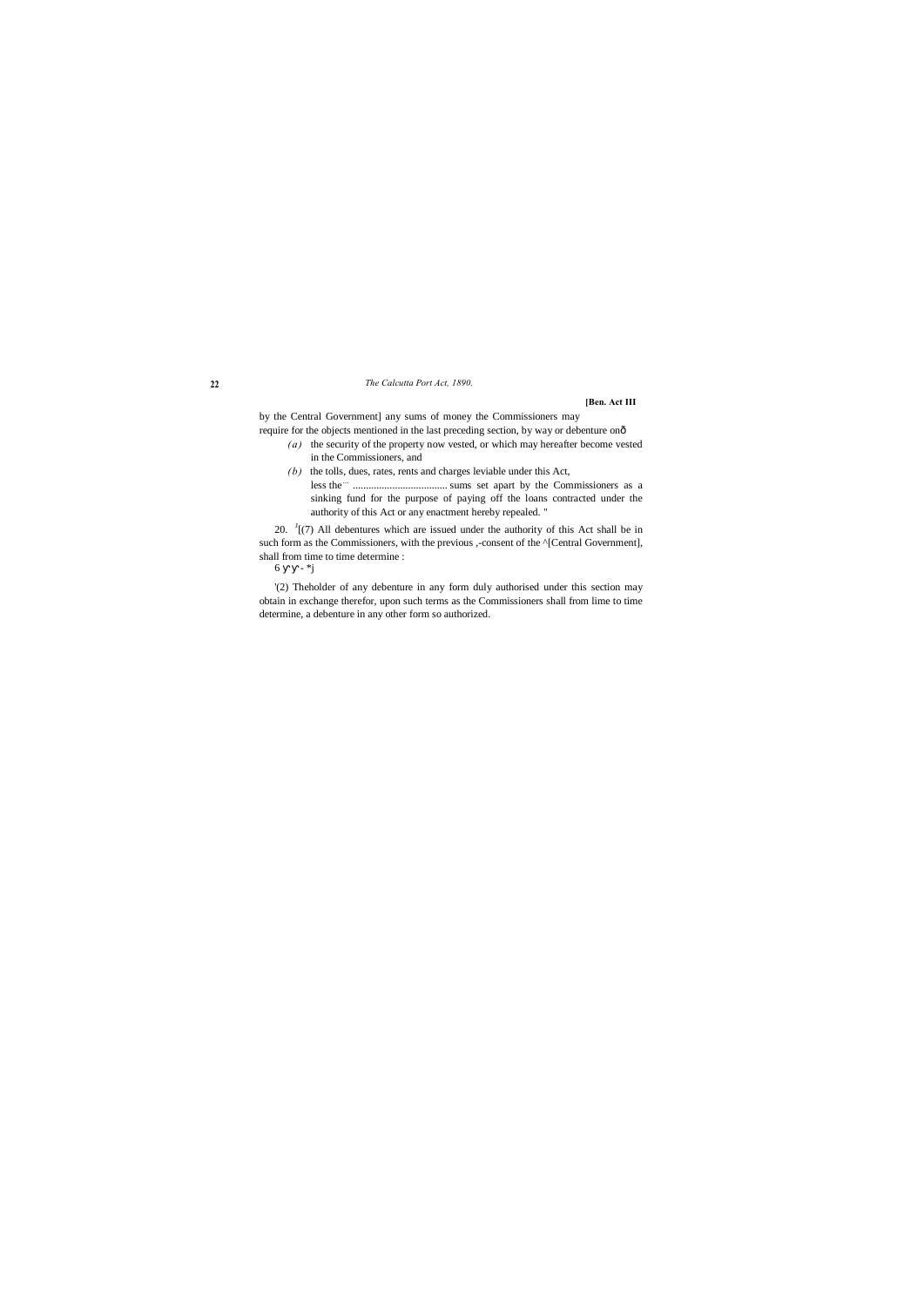by the Central Government] any sums of money the Commissioners may require for the objects mentioned in the last preceding section, by way or debenture onô

*(a)* the security of the property now vested, or which may hereafter become vested in the Commissioners, and

*(b)* the tolls, dues, rates, rents and charges leviable under this Act, less the ... ................................... sums set apart by the Commissioners as a sinking fund for the purpose of paying off the loans contracted under the authority of this Act or any enactment hereby repealed. "

20. [J][(7) All debentures which are issued under the authority of this Act shall be in such form as the Commissioners, with the previous ,-consent of the ^[Central Government], shall from time to time determine :

6 У'У' - *j

'(2) Theholder of any debenture in any form duly authorised under this section may obtain in exchange therefor, upon such terms as the Commissioners shall from lime to time determine, a debenture in any other form so authorized.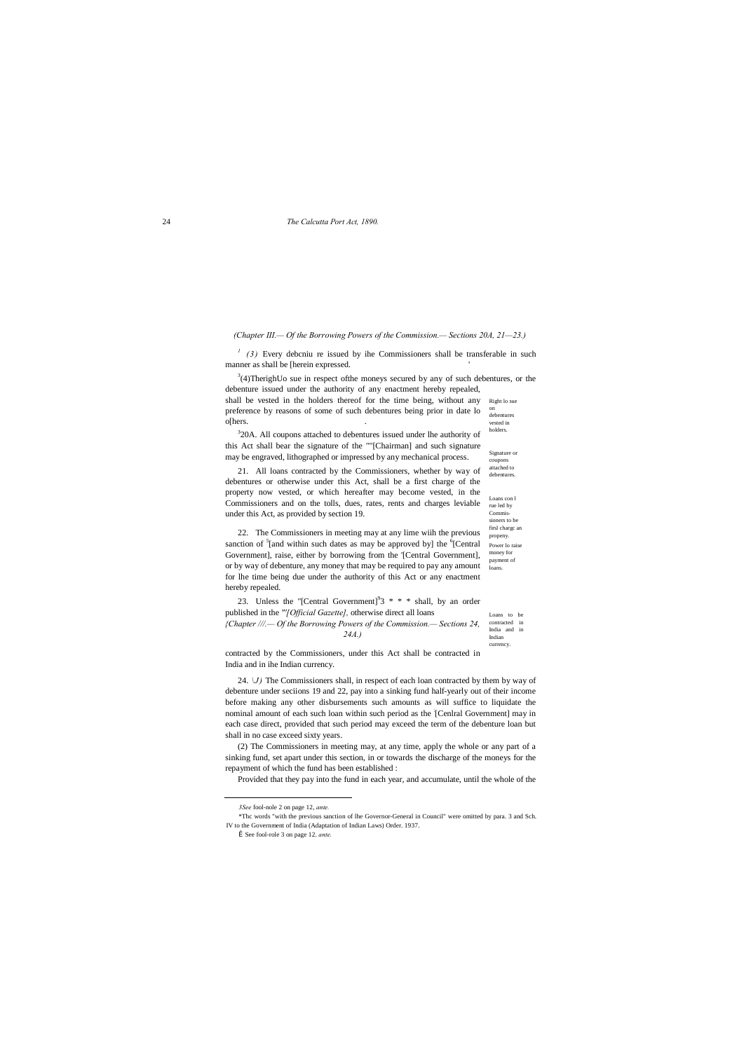*(Chapter III.— Of the Borrowing Powers of the Commission.— Sections 20A, 21—23.)*

[1] *(3)* Every debcniu re issued by ihe Commissioners shall be transferable in such manner as shall be [herein expressed.

[3](4)TherighUo sue in respect ofthe moneys secured by any of such debentures, or the debenture issued under the authority of any enactment hereby repealed, shall be vested in the holders thereof for the time being, without any preference by reasons of some of such debentures being prior in date lo o[hers.

Right lo sue on debentures vested in holders.

[3]20A. All coupons attached to debentures issued under lhe authority of this Act shall bear the signature of the ""[Chairman] and such signature may be engraved, lithographed or impressed by any mechanical process.

Signature or coupons attached to debentures.

21. All loans contracted by the Commissioners, whether by way of debentures or otherwise under this Act, shall be a first charge of the property now vested, or which hereafter may become vested, in the Commissioners and on the tolls, dues, rates, rents and charges leviable under this Act, as provided by section 19.

Loans con l rue led by Commis-sioners to be firsl chargc an propeny.

22. The Commissioners in meeting may at any lime wiih the previous sanction of [5][and within such dates as may be approved by] the [6][Central Government], raise, either by borrowing from the '[Central Government], or by way of debenture, any money that may be required to pay any amount for lhe time being due under the authority of this Act or any enactment hereby repealed.

Power lo raise money for payment of loans.

23. Unless the "[Central Government][9]3 * * * shall, by an order published in the "'*[Official Gazette],* otherwise direct all loans contracted by the Commissioners, under this Act shall be contracted in India and in ihe Indian currency.

Loans to be contracted in India and in Indian currency.

*(Chapter ///.— Of the Borrowing Powers of the Commission.— Sections 24, 24A.)*

24. *\J)* The Commissioners shall, in respect of each loan contracted by them by way of debenture under seciions 19 and 22, pay into a sinking fund half-yearly out of their income before making any other disbursements such amounts as will suffice to liquidate the nominal amount of each such loan within such period as the [Cenlral Government] may in each case direct, provided that such period may exceed the term of the debenture loan but shall in no case exceed sixty years.

(2) The Commissioners in meeting may, at any time, apply the whole or any part of a sinking fund, set apart under this section, in or towards the discharge of the moneys for the repayment of which the fund has been established :

Provided that they pay into the fund in each year, and accumulate, until the whole of the

---

*3See* fool-nole 2 on page 12, *ante.*

*Thc words "with the previous sanction of lhe Governor-General in Council" were omitted by para. 3 and Sch. IV to the Government of India (Adaptation of Indian Laws) Order. 1937.

É See fool-role 3 on page 12. *ante.*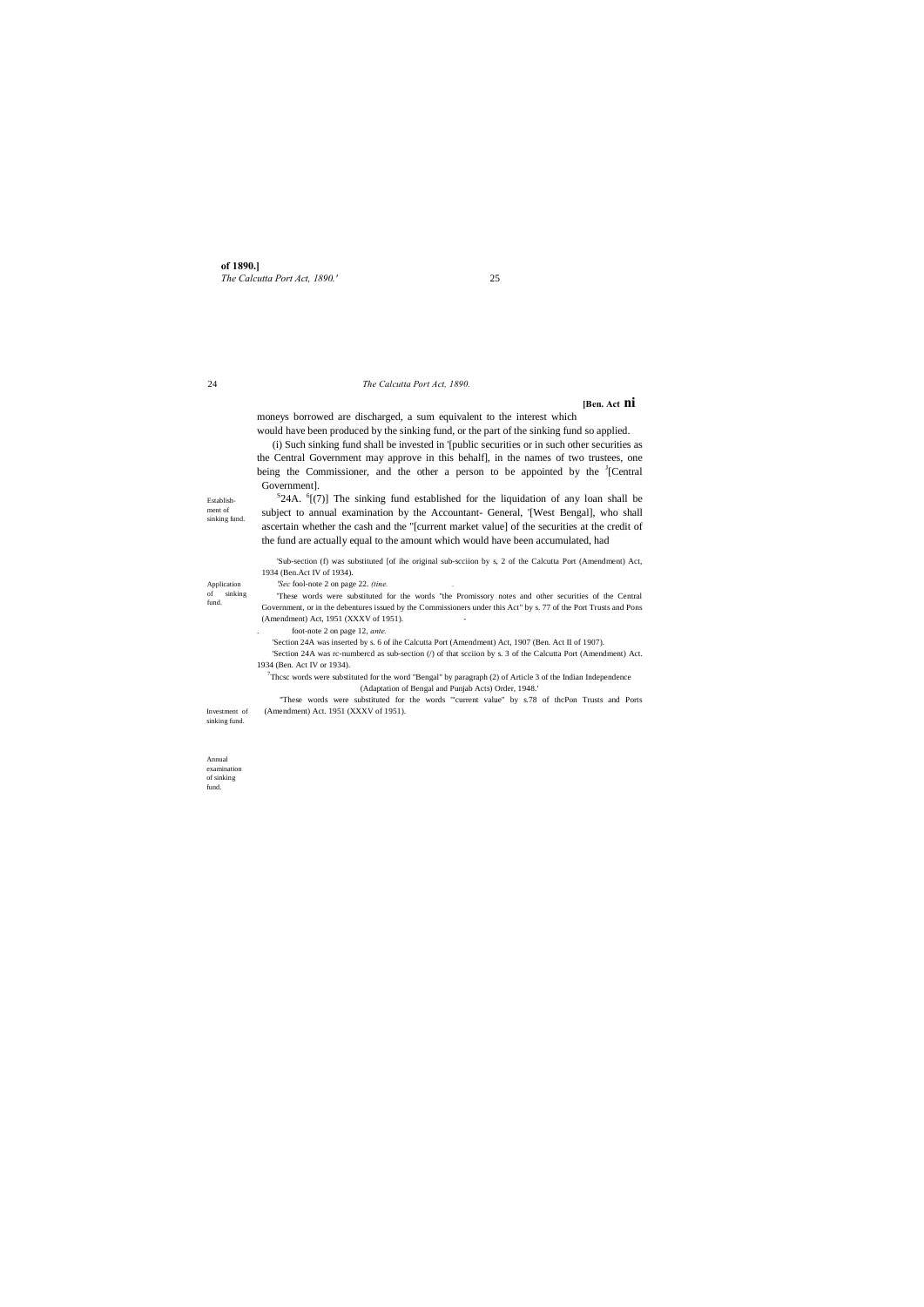moneys borrowed are discharged, a sum equivalent to the interest which would have been produced by the sinking fund, or the part of the sinking fund so applied.

(i) Such sinking fund shall be invested in '[public securities or in such other securities as the Central Government may approve in this behalf], in the names of two trustees, one being the Commissioner, and the other a person to be appointed by the [3][Central Government].

Establishment of sinking fund.

Application of sinking fund.

Investment of sinking fund.

Annual examination of sinking fund.

[5]24A. [6][(7)] The sinking fund established for the liquidation of any loan shall be subject to annual examination by the Accountant- General, '[West Bengal], who shall ascertain whether the cash and the "[current market value] of the securities at the credit of the fund are actually equal to the amount which would have been accumulated, had

'Sub-section (f) was substituted [of ihe original sub-scciion by s, 2 of the Calcutta Port (Amendment) Act, 1934 (Ben.Act IV of 1934).

'*Sec* fool-note 2 on page 22. *(tine.*

'These words were substituted for the words "the Promissory notes and other securities of the Central Government, or in the debentures issued by the Commissioners under this Act" by s. 77 of the Port Trusts and Pons (Amendment) Act, 1951 (XXXV of 1951).

foot-note 2 on page 12, *ante.*

'Section 24A was inserted by s. 6 of ihe Calcutta Port (Amendment) Act, 1907 (Ben. Act II of 1907).

'Section 24A was rc-numbercd as sub-section (/) of that scciion by s. 3 of the Calcutta Port (Amendment) Act. 1934 (Ben. Act IV or 1934).

[7]Thcsc words were substituted for the word "Bengal" by paragraph (2) of Article 3 of the Indian Independence (Adaptation of Bengal and Punjab Acts) Order, 1948.'

"These words were substituted for the words "'current value" by s.78 of thcPon Trusts and Ports (Amendment) Act. 1951 (XXXV of 1951).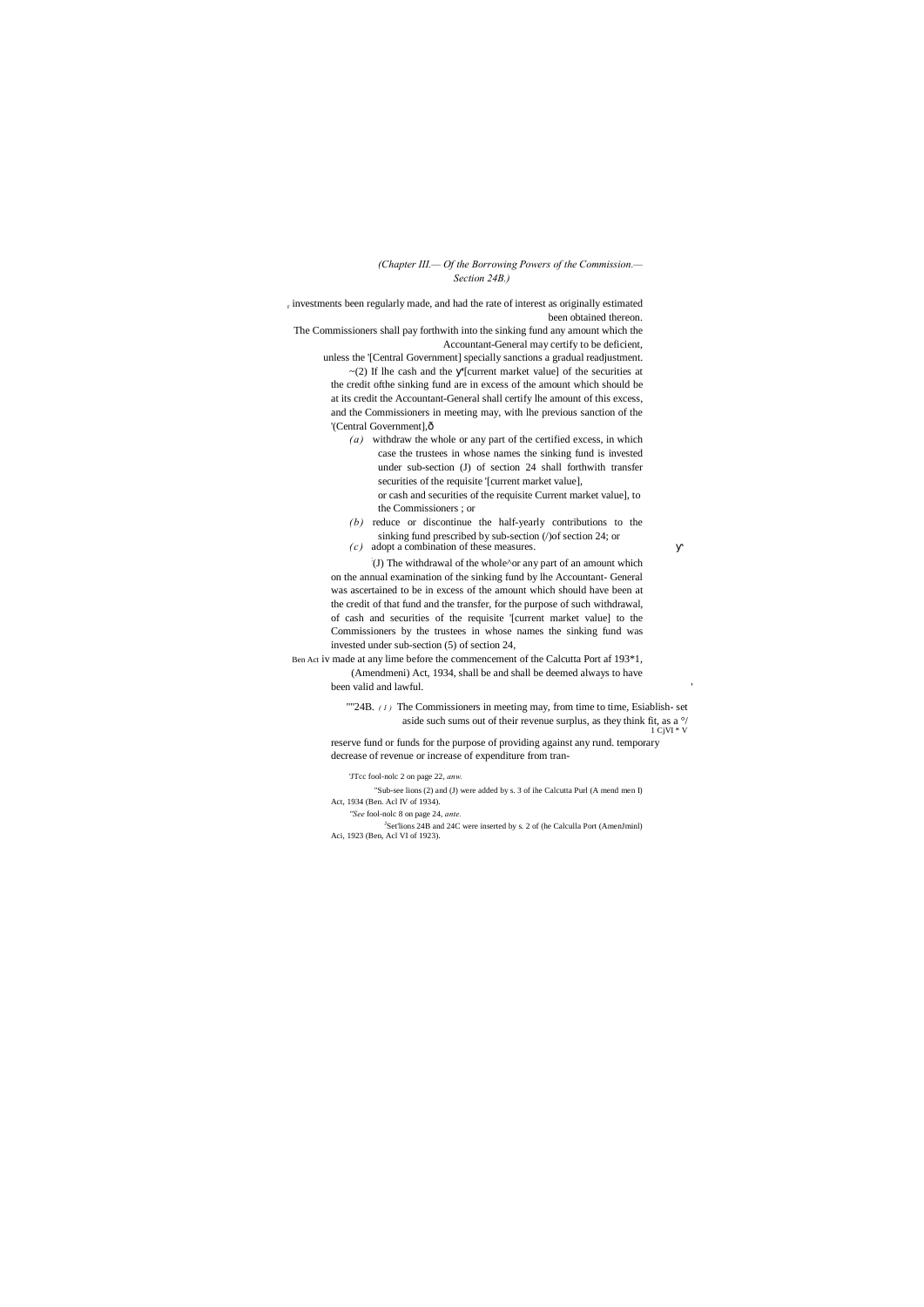*(Chapter III.— Of the Borrowing Powers of the Commission.— Section 24B.)*

investments been regularly made, and had the rate of interest as originally estimated been obtained thereon.

The Commissioners shall pay forthwith into the sinking fund any amount which the Accountant-General may certify to be deficient, unless the '[Central Government] specially sanctions a gradual readjustment.

~(2) If lhe cash and the ʏ'[current market value] of the securities at the credit ofthe sinking fund are in excess of the amount which should be at its credit the Accountant-General shall certify lhe amount of this excess, and the Commissioners in meeting may, with lhe previous sanction of the '(Central Government],ð

*(a)* withdraw the whole or any part of the certified excess, in which case the trustees in whose names the sinking fund is invested under sub-section (J) of section 24 shall forthwith transfer securities of the requisite '[current market value], or cash and securities of the requisite Current market value], to the Commissioners ; or

*(b)* reduce or discontinue the half-yearly contributions to the sinking fund prescribed by sub-section (/)of section 24; or

*(c)* adopt a combination of these measures.

(J) The withdrawal of the whole^or any part of an amount which on the annual examination of the sinking fund by lhe Accountant- General was ascertained to be in excess of the amount which should have been at the credit of that fund and the transfer, for the purpose of such withdrawal, of cash and securities of the requisite '[current market value] to the Commissioners by the trustees in whose names the sinking fund was invested under sub-section (5) of section 24,

Ben Act iv made at any lime before the commencement of the Calcutta Port af 193*1, (Amendmeni) Act, 1934, shall be and shall be deemed always to have been valid and lawful.

""24B. *(1)* The Commissioners in meeting may, from time to time, Esiablish- set aside such sums out of their revenue surplus, as they think fit, as a °/ reserve fund or funds for the purpose of providing against any rund. temporary decrease of revenue or increase of expenditure from tran-

'JTcc fool-nolc 2 on page 22, *anw.*

"Sub-see lions (2) and (J) were added by s. 3 of ihe Calcutta Purl (A mend men I) Act, 1934 (Ben. Acl IV of 1934).

*"See* fool-nolc 8 on page 24, *ante.*

Set'lions 24B and 24C were inserted by s. 2 of (he Calculla Port (AmenJminl) Aci, 1923 (Ben, Acl VI of 1923).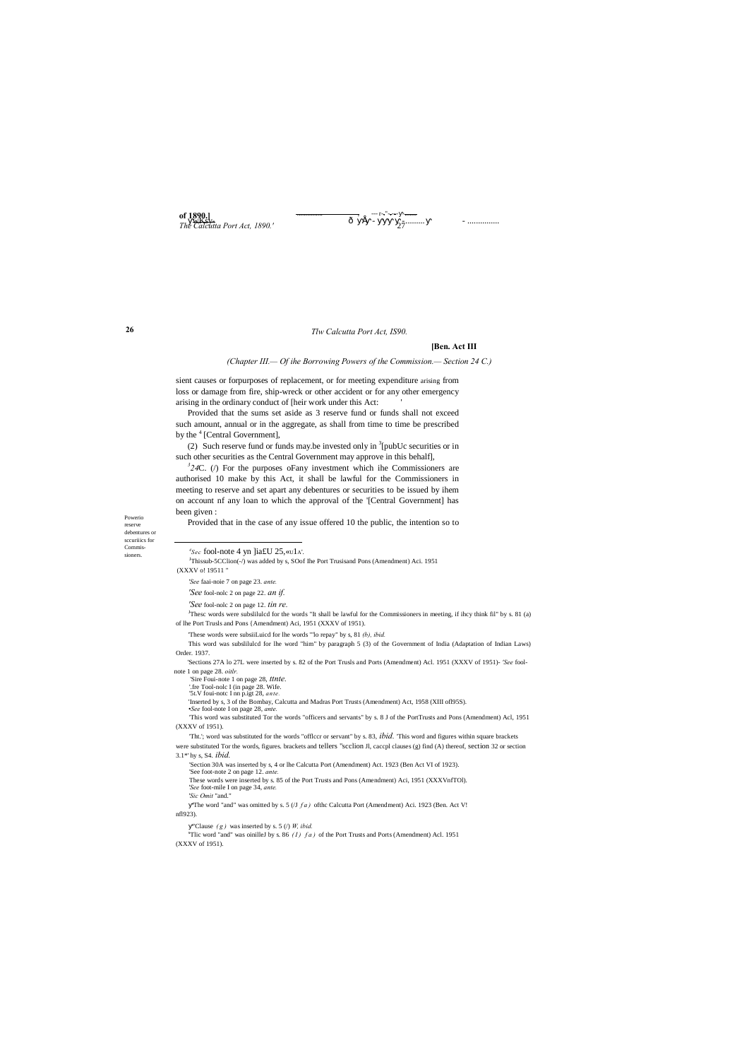*(Chapter III.— Of ihe Borrowing Powers of the Commission.— Section 24 C.)*

sient causes or forpurposes of replacement, or for meeting expenditure arising from loss or damage from fire, ship-wreck or other accident or for any other emergency arising in the ordinary conduct of [heir work under this Act: '

Provided that the sums set aside as 3 reserve fund or funds shall not exceed such amount, annual or in the aggregate, as shall from time to time be prescribed by the [4] [Central Government],

(2) Such reserve fund or funds may.be invested only in [3][pubUc securities or in such other securities as the Central Government may approve in this behalf],

[3]*24*C. (/) For the purposes oFany investment which ihe Commissioners are authorised 10 make by this Act, it shall be lawful for the Commissioners in meeting to reserve and set apart any debentures or securities to be issued by ihem on account nf any loan to which the approval of the '[Central Government] has been given :

Powerio reserve debentures or sccuriiics for Commis-sioners.

Provided that in the case of any issue offered 10 the public, the intention so to

---

'*Sec* fool-note 4 yn ]ia£U 25,«u1*A*'.

[1]Thissub-5CClion(-/) was added by s, SOof lhe Port Trusisand Pons (Amendment) Aci. 1951 (XXXV o! 19511 "

'*See* faai-noie 7 on page 23. *ante.*

'*See* fool-nolc 2 on page 22. *an if.*

'*See* fool-nolc 2 on page 12. *tin re.*

[3]Thesc words were subslilulcd for the words "It shall be lawful for the Commissioners in meeting, if ihcy think fil" by s. 81 (a) of lhe Port Trusls and Pons {Amendment) Aci, 1951 (XXXV of 1951).

'These words were subsiiLuicd for lhe words "'lo repay" by s, 81 *(b), ibid.*

This word was subslilulcd for lhe word "him" by paragraph 5 (3) of the Government of India (Adaptation of Indian Laws) Order. 1937.

'Sections 27A lo 27L were inserted by s. 82 of the Port Trusls and Ports (Amendment) Acl. 1951 (XXXV of 1951)- *'See* fool-note 1 on page 28. *oitlr.*

'Sire Foui-note 1 on page 28, *ttnte.*

'.fre Tool-nolc I (in page 28. Wife.

'5t.V foui-notc I nn p.igt 28, *ante.*

'Inserted by s, 3 of the Bombay, Calcutta and Madras Port Trusts (Amendment) Act, 1958 (XIII ofl95S).

•*See* fool-note I on page 28, *ante.*

'This word was substituted Tor the words "officers and servants" by s. 8 J of the PortTrusts and Pons (Amendment) Acl, 1951 (XXXV of 1951).

'Tht.'; word was substituted for the words "offlccr or servant" by s. 83, *ibid.* 'This word and figures within square brackets were substituted Tor the words, figures. brackets and tellers "scclion Jl, caccpl clauses (g) find (A) thereof, section 32 or section 3.1*' by s, S4. *ibid.*

'Section 30A was inserted by s, 4 or lhe Calcutta Port (Amendment) Act. 1923 (Ben Act VI of 1923).

'See foot-note 2 on page 12. *ante.*

These words were inserted by s. 85 of the Port Trusts and Pons (Amendment) Aci, 1951 (XXXVnfTOl).

'*See* foot-mile I on page 34, *ante.*

'*Sic Omit* "and."

The word "and" was omitted by s. 5 (/J *fa*) ofthc Calcutta Port (Amendment) Aci. 1923 (Ben. Act V! nfl923).

Clause *(g)* was inserted by s. 5 (/) *W, ibid.*

Tlic word "and" was oinilleJ by s. 86 *(1) fa)* of the Port Trusts and Ports (Amendment) Acl. 1951 (XXXV of 1951).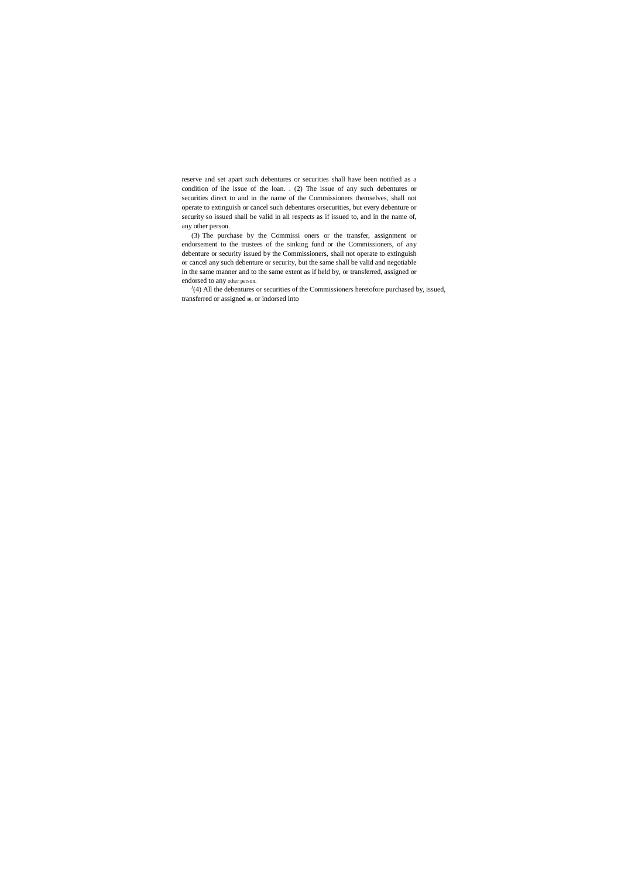reserve and set apart such debentures or securities shall have been notified as a condition of ihe issue of the loan. . (2) The issue of any such debentures or securities direct to and in the name of the Commissioners themselves, shall not operate to extinguish or cancel such debentures orsecurities, but every debenture or security so issued shall be valid in all respects as if issued to, and in the name of, any other person.

(3) The purchase by the Commissi oners or the transfer, assignment or endorsement to the trustees of the sinking fund or the Commissioners, of any debenture or security issued by the Commissioners, shall not operate to extinguish or cancel any such debenture or security, but the same shall be valid and negotiable in the same manner and to the same extent as if held by, or transferred, assigned or endorsed to any other person.

[1](4) All the debentures or securities of the Commissioners heretofore purchased by, issued, transferred or assigned 10, or indorsed into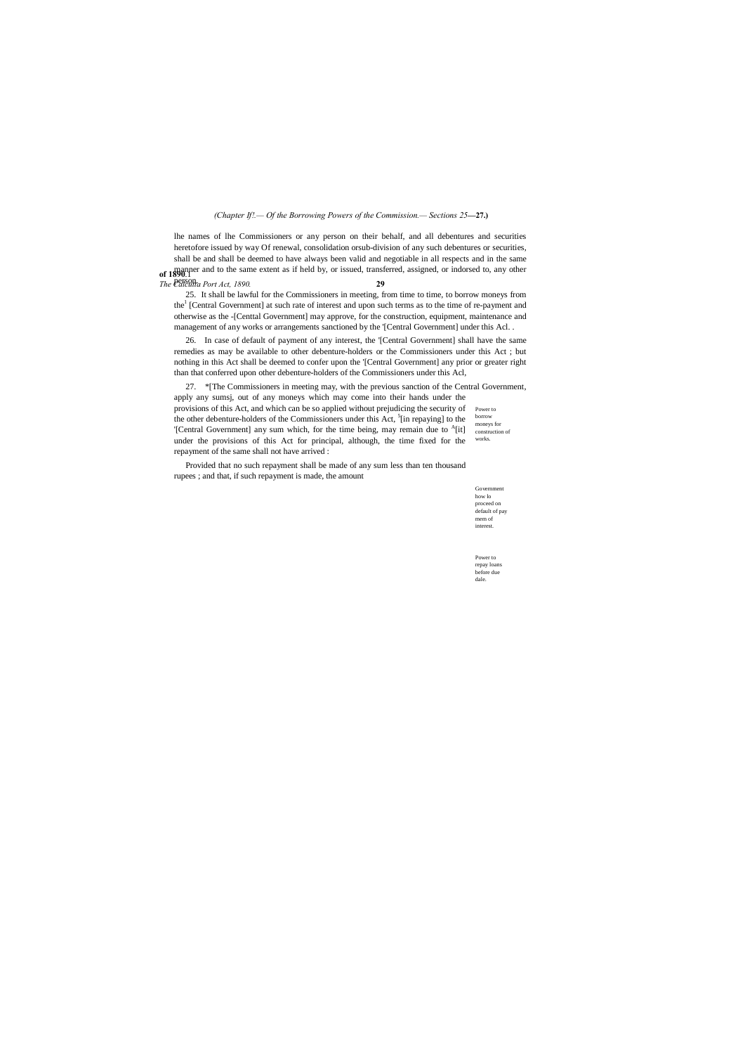lhe names of lhe Commissioners or any person on their behalf, and all debentures and securities heretofore issued by way Of renewal, consolidation orsub-division of any such debentures or securities, shall be and shall be deemed to have always been valid and negotiable in all respects and in the same manner and to the same extent as if held by, or issued, transferred, assigned, or indorsed to, any other person.

25. It shall be lawful for the Commissioners in meeting, from time to time, to borrow moneys from the[1] [Central Government] at such rate of interest and upon such terms as to the time of re-payment and otherwise as the -[Centtal Government] may approve, for the construction, equipment, maintenance and management of any works or arrangements sanctioned by the '[Central Government] under this Acl. .

Power to borrow moneys for construction of works.

26. In case of default of payment of any interest, the '[Central Government] shall have the same remedies as may be available to other debenture-holders or the Commissioners under this Act ; but nothing in this Act shall be deemed to confer upon the '[Central Government] any prior or greater right than that conferred upon other debenture-holders of the Commissioners under this Acl,

Government how lo proceed on default of pay mem of interest.

27. *[The Commissioners in meeting may, with the previous sanction of the Central Government, apply any sumsj, out of any moneys which may come into their hands under the provisions of this Act, and which can be so applied without prejudicing the security of the other debenture-holders of the Commissioners under this Act, [5][in repaying] to the '[Central Government] any sum which, for the time being, may remain due to [A][it] under the provisions of this Act for principal, although, the time fixed for the repayment of the same shall not have arrived :

Power to repay loans before due dale.

Provided that no such repayment shall be made of any sum less than ten thousand rupees ; and that, if such repayment is made, the amount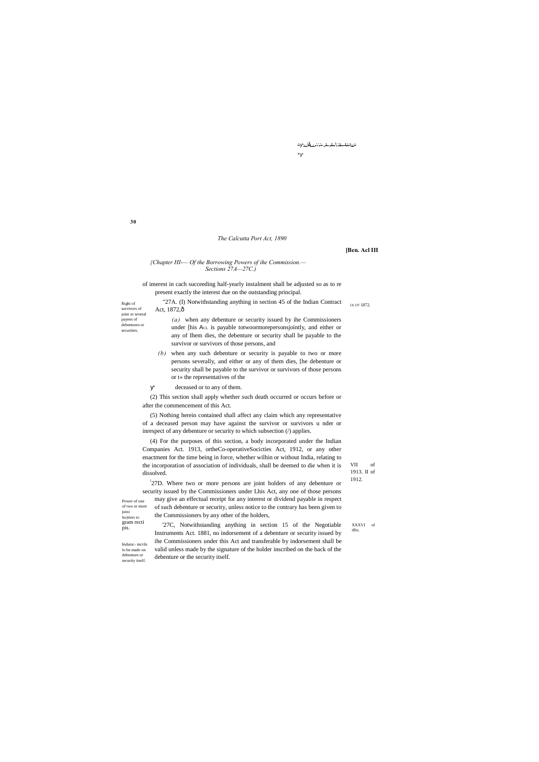*{Chapter HI-— Of the Borrowing Powers of ihe Commission.— Sections 27A—27C.)*

of imerest in cach succeeding half-yearly instalment shall be adjusted so as to re present exactly the interest due on the outstanding principal.

Righi of survivors of joint or several payees of debentures or securities.

"27A. (I) Notwithstanding anything in section 45 of the Indian Contract Act, 1872,—

IX OT 1872.

*(a)* when any debenture or security issued by ihe Commissioners under [his Acl is payable totwoormorepersonsjointly, and either or any of Ihem dies, the debenture or security shall be payable to the survivor or survivors of those persons, and

*(b)* when any such debenture or security is payable to two or more persons severally, and either or any of them dies, [he debenture or security shall be payable to the survivor or survivors of those persons or t« the representatives of the deceased or to any of them.

(2) This section shall apply whether such death occurred or occurs before or after the commencement of this Act.

(5) Nothing herein contained shall affect any claim which any representative of a deceased person may have against the survivor or survivors u nder or inrespect of any debenture or security to which subsection (/) applies.

(4) For the purposes of this section, a body incorporated under the Indian Companies Act. 1913, ortheCo-operativeSocicties Act, 1912, or any other enactment for the time being in force, whether wilhin or without India, relating to the incorporation of association of individuals, shall be deemed to die when it is dissolved.

VII of 1913. II of 1912.

Power of one of two or more joini ho)tiers to gram recti pis.

[1]27D. Where two or more persons are joint holders of any debenture or security issued by the Commissioners under Lhis Act, any one of those persons may give an effectual receipt for any interest or dividend payable in respect of such debenture or security, unless notice to the contrary has been given to the Commissioners by any other of the holders,

Indursc- mcrils lo be made on debenture or security itself.

'27C, Notwithstanding anything in section 15 of the Negotiable Instruments Act. 1881, no indorsement of a debenture or security issued by ihe Commissioners under this Act and transferable by indorsement shall be valid unless made by the signature of the holder inscribed on the back of the debenture or the security itself.

XXXVI of 18SI.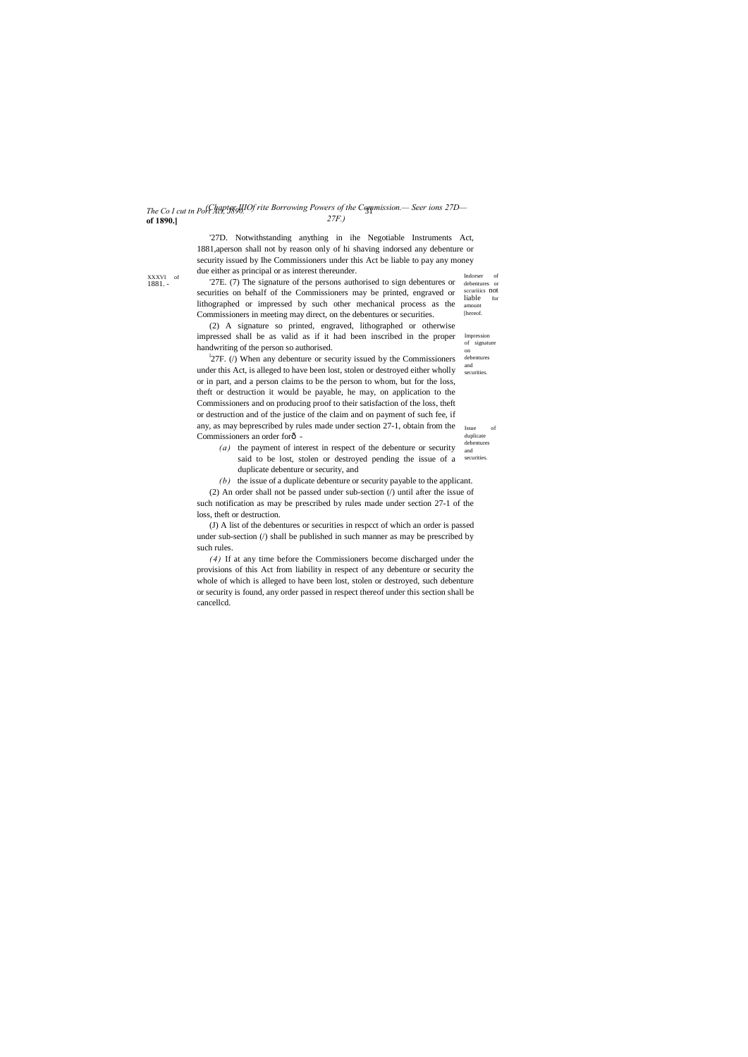'27D. Notwithstanding anything in ihe Negotiable Instruments Act, 1881,aperson shall not by reason only of hi shaving indorsed any debenture or security issued by Ihe Commissioners under this Act be liable to pay any money due either as principal or as interest thereunder.

XXXVI of 1881. -

Indorser of debentures or sccuriiics not liable for amount [hereof.

'27E. (7) The signature of the persons authorised to sign debentures or securities on behalf of the Commissioners may be printed, engraved or lithographed or impressed by such other mechanical process as the Commissioners in meeting may direct, on the debentures or securities.

Impression of signature on debentures and securities.

(2) A signature so printed, engraved, lithographed or otherwise impressed shall be as valid as if it had been inscribed in the proper handwriting of the person so authorised.

[1]27F. (/) When any debenture or security issued by the Commissioners under this Act, is alleged to have been lost, stolen or destroyed either wholly or in part, and a person claims to be the person to whom, but for the loss, theft or destruction it would be payable, he may, on application to the Commissioners and on producing proof to their satisfaction of the loss, theft or destruction and of the justice of the claim and on payment of such fee, if any, as may beprescribed by rules made under section 27-1, obtain from the Commissioners an order forð -

Issue of duplicate debentures and securities.

*(a)* the payment of interest in respect of the debenture or security said to be lost, stolen or destroyed pending the issue of a duplicate debenture or security, and

*(b)* the issue of a duplicate debenture or security payable to the applicant.

(2) An order shall not be passed under sub-section (/) until after the issue of such notification as may be prescribed by rules made under section 27-1 of the loss, theft or destruction.

(J) A list of the debentures or securities in respcct of which an order is passed under sub-section (/) shall be published in such manner as may be prescribed by such rules.

*(4)* If at any time before the Commissioners become discharged under the provisions of this Act from liability in respect of any debenture or security the whole of which is alleged to have been lost, stolen or destroyed, such debenture or security is found, any order passed in respect thereof under this section shall be cancellcd.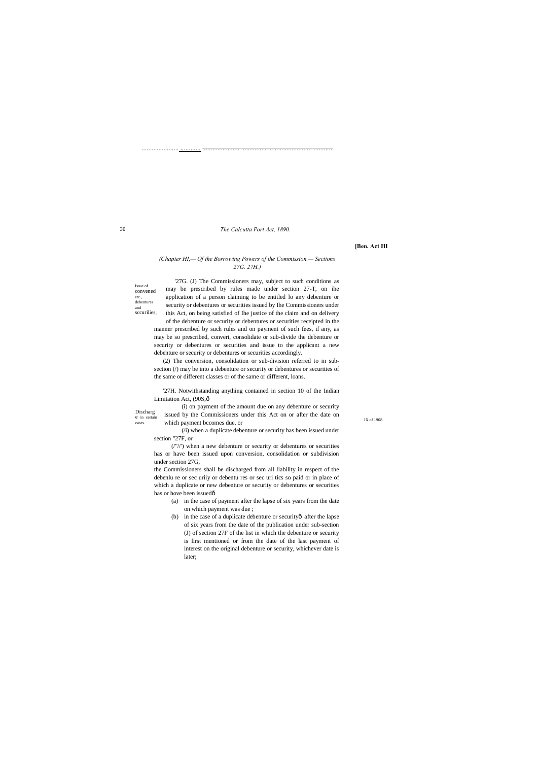(Chapter III,— Of the Borrowing Powers of the Commission.— Sections 27G. 27H.)

Issue of convened etc., debentures and sccurilies,

'27G. (J) The Commissioners may, subject to such conditions as may be prescribed by rules made under section 27-T, on ihe application of a person claiming to be entitled lo any debenture or security or debentures or securities issued by Ihe Commissioners under this Act, on being satisfied of Ihe justice of the claim and on delivery of the debenture or security or debentures or securities receipted in the manner prescribed by such rules and on payment of such fees, if any, as may be so prescribed, convert, consolidate or sub-divide the debenture or security or debentures or securities and issue to the applicant a new debenture or security or debentures or securities accordingly.

(2) The conversion, consolidation or sub-division referred to in sub-section (/) may be into a debenture or security or debentures or securities of the same or different classes or of the same or different, loans.

Discharge in certain cases.

'27H. Notwithstanding anything contained in section 10 of the Indian Limitation Act, (90S,ô

IX of 1908.

(i) on payment of the amount due on any debenture or security issued by the Commissioners under this Act on or after the date on which payment bccomes due, or

(/i) when a duplicate debenture or security has been issued under section "27F, or

(/"/') when a new debenture or security or debentures or securities has or have been issued upon conversion, consolidation or subdivision under section 27G,

the Commissioners shall be discharged from all liability in respect of the debenlu re or sec uriiy or debentu res or sec uri tics so paid or in place of which a duplicate or new debenture or security or debentures or securities has or hove been issuedô

(a) in the case of payment after the lapse of six years from the date on which payment was due ;

(b) in the case of a duplicate debenture or securityô after the lapse of six years from the date of the publication under sub-section (J) of section 27F of the list in which the debenture or security is first mentioned or from the date of the last payment of interest on the original debenture or security, whichever date is later;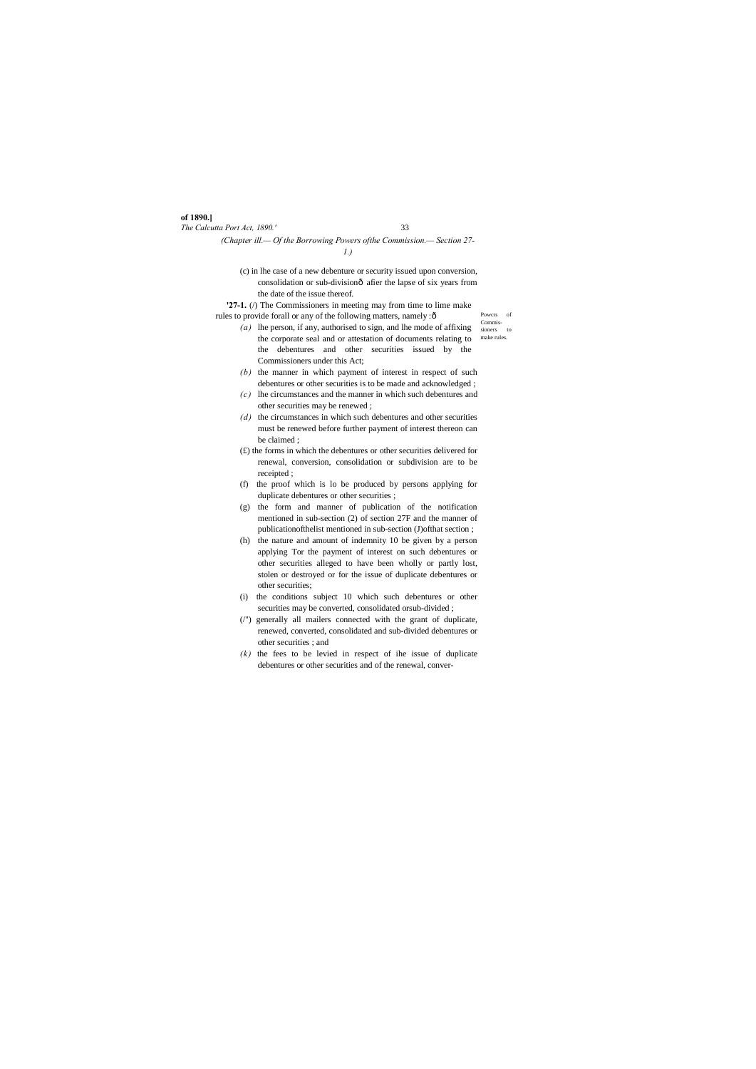(Chapter ill.— Of the Borrowing Powers ofthe Commission.— Section 27-1.)

(c) in lhe case of a new debenture or security issued upon conversion, consolidation or sub-divisionô afier the lapse of six years from the date of the issue thereof.

Powcrs of Commissioners to make rules.

**'27-1.** (/) The Commissioners in meeting may from time to lime make rules to provide forall or any of the following matters, namely :ô

*(a)* lhe person, if any, authorised to sign, and lhe mode of affixing the corporate seal and or attestation of documents relating to the debentures and other securities issued by the Commissioners under this Act;

*(b)* the manner in which payment of interest in respect of such debentures or other securities is to be made and acknowledged ;

*(c)* lhe circumstances and the manner in which such debentures and other securities may be renewed ;

*(d)* the circumstances in which such debentures and other securities must be renewed before further payment of interest thereon can be claimed ;

(£) the forms in which the debentures or other securities delivered for renewal, conversion, consolidation or subdivision are to be receipted ;

(f) the proof which is lo be produced by persons applying for duplicate debentures or other securities ;

(g) the form and manner of publication of the notification mentioned in sub-section (2) of section 27F and the manner of publicationofthelist mentioned in sub-section (J)ofthat section ;

(h) the nature and amount of indemnity 10 be given by a person applying Tor the payment of interest on such debentures or other securities alleged to have been wholly or partly lost, stolen or destroyed or for the issue of duplicate debentures or other securities;

(i) the conditions subject 10 which such debentures or other securities may be converted, consolidated orsub-divided ;

(/") generally all mailers connected with the grant of duplicate, renewed, converted, consolidated and sub-divided debentures or other securities ; and

*(k)* the fees to be levied in respect of ihe issue of duplicate debentures or other securities and of the renewal, conver-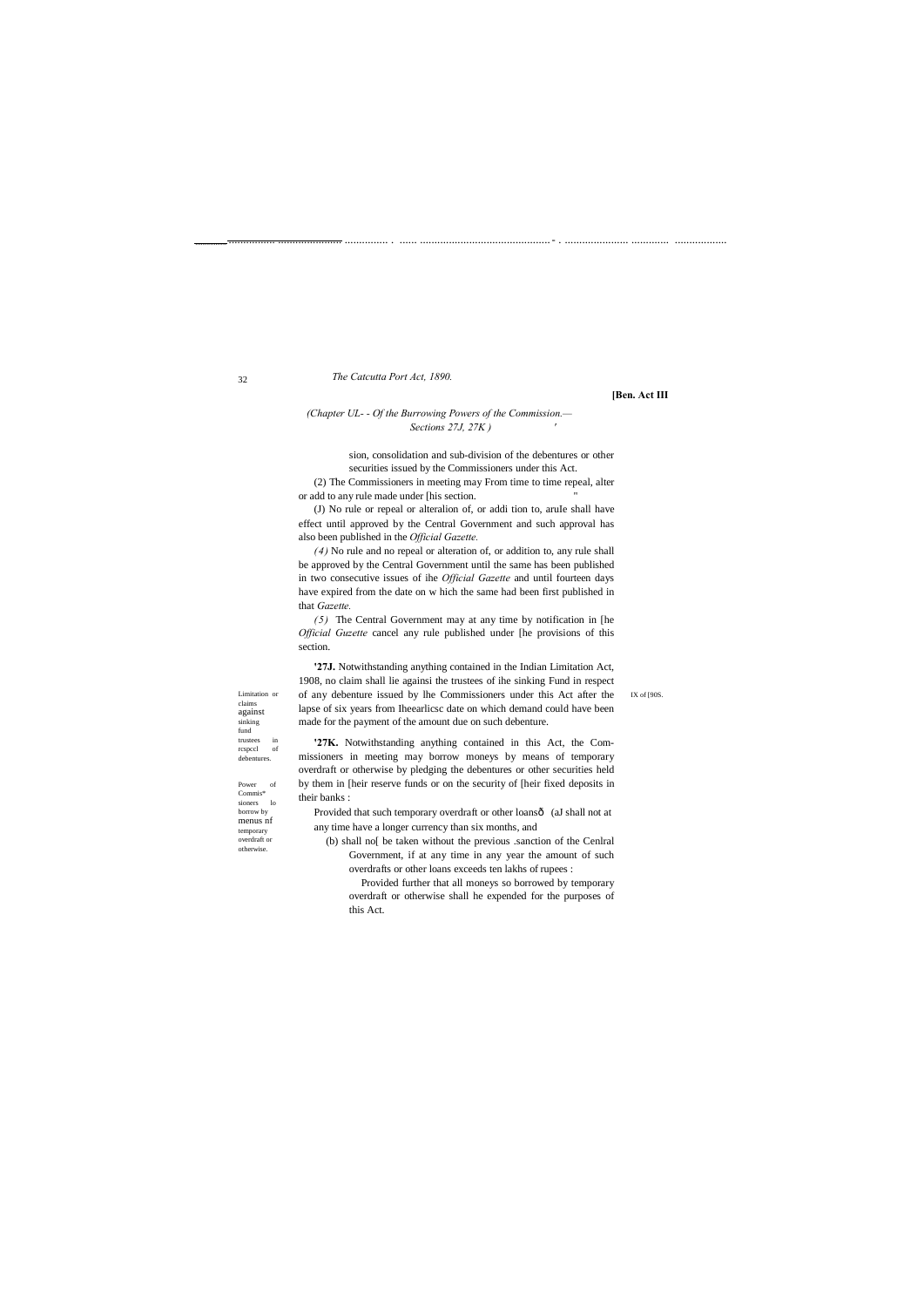*(Chapter UL- - Of the Burrowing Powers of the Commission.— Sections 27J, 27K )*

sion, consolidation and sub-division of the debentures or other securities issued by the Commissioners under this Act.

(2) The Commissioners in meeting may From time to time repeal, alter or add to any rule made under [his section.

(J) No rule or repeal or alteralion of, or addi tion to, aruIe shall have effect until approved by the Central Government and such approval has also been published in the *Official Gazette.*

*(4)* No rule and no repeal or alteration of, or addition to, any rule shall be approved by the Central Government until the same has been published in two consecutive issues of ihe *Official Gazette* and until fourteen days have expired from the date on w hich the same had been first published in that *Gazette.*

*(5)* The Central Government may at any time by notification in [he *Official Guzette* cancel any rule published under [he provisions of this section.

Limitation or claims against sinking fund trustees in rcspccl of debentures.

**'27J.** Notwithstanding anything contained in the Indian Limitation Act, 1908, no claim shall lie againsi the trustees of ihe sinking Fund in respect of any debenture issued by lhe Commissioners under this Act after the lapse of six years from Iheearlicsc date on which demand could have been made for the payment of the amount due on such debenture.

IX of [90S.

Power of Commis* sioners lo borrow by menus nf temporary overdraft or otherwise.

**'27K.** Notwithstanding anything contained in this Act, the Commissioners in meeting may borrow moneys by means of temporary overdraft or otherwise by pledging the debentures or other securities held by them in [heir reserve funds or on the security of [heir fixed deposits in their banks :

Provided that such temporary overdraft or other loansð (aJ shall not at any time have a longer currency than six months, and

(b) shall no[ be taken without the previous .sanction of the Cenlral Government, if at any time in any year the amount of such overdrafts or other loans exceeds ten lakhs of rupees :

Provided further that all moneys so borrowed by temporary overdraft or otherwise shall he expended for the purposes of this Act.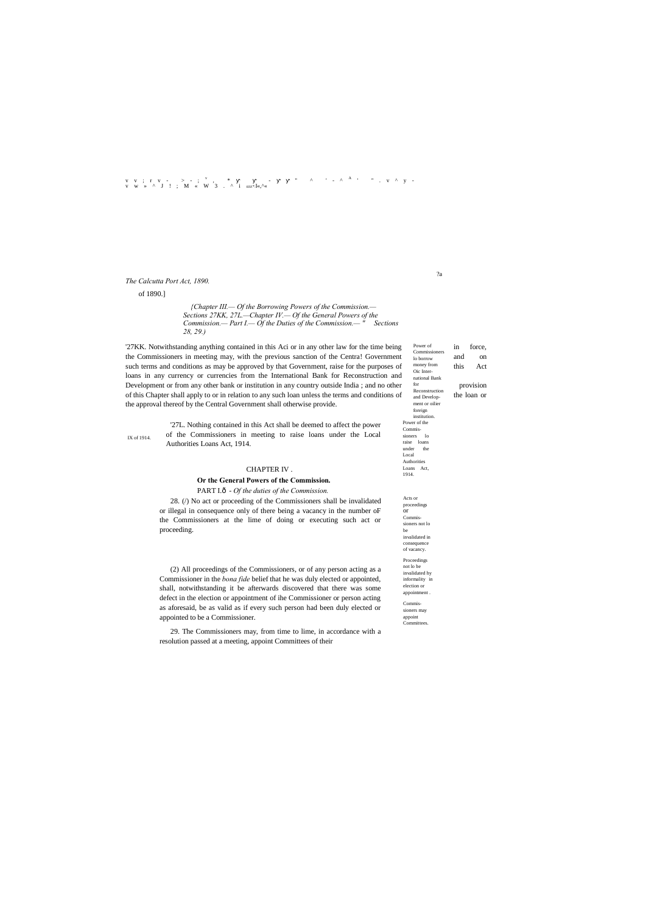of 1890.]

*{Chapter III.— Of the Borrowing Powers of the Commission.— Sections 27KK, 27L.—Chapter IV.— Of the General Powers of the Commission.— Part I.— Of the Duties of the Commission.— " Sections 28, 29.)*

'27KK. Notwithstanding anything contained in this Aci or in any other law for the time being in force, the Commissioners in meeting may, with the previous sanction of the Centra! Government and on such terms and conditions as may be approved by that Government, raise for the purposes of this Act loans in any currency or currencies from the International Bank for Reconstruction and Development or from any other bank or institution in any country outside India ; and no other provision of this Chapter shall apply to or in relation to any such loan unless the terms and conditions of the loan or the approval thereof by the Central Government shall otherwise provide.

Power of Commissioners lo borrow money from Oic International Bank for Reconstruction and Development or oilier foreign institution.

'27L. Nothing contained in this Act shall be deemed to affect the power of the Commissioners in meeting to raise loans under the Local Authorities Loans Act, 1914.

IX of 1914.

Power of the Commissioners lo raise loans under the Local Authorities Loans Act, 1914.

## CHAPTER IV .

### Or the General Powers of the Commission.

PART I.ð - *Of the duties of the Commission.*

28. (/) No act or proceeding of the Commissioners shall be invalidated or illegal in consequence only of there being a vacancy in the number oF the Commissioners at the lime of doing or executing such act or proceeding.

Acts or proceedings or Commissioners not lo be invalidated in consequence of vacancy.

(2) All proceedings of the Commissioners, or of any person acting as a Commissioner in the *bona fide* belief that he was duly elected or appointed, shall, notwithstanding it be afterwards discovered that there was some defect in the election or appointment of ihe Commissioner or person acting as aforesaid, be as valid as if every such person had been duly elected or appointed to be a Commissioner.

Proceedings not lo be invalidated hy informality in election or appointment .

29. The Commissioners may, from time to lime, in accordance with a resolution passed at a meeting, appoint Committees of their

Commissioners may appoint Committees.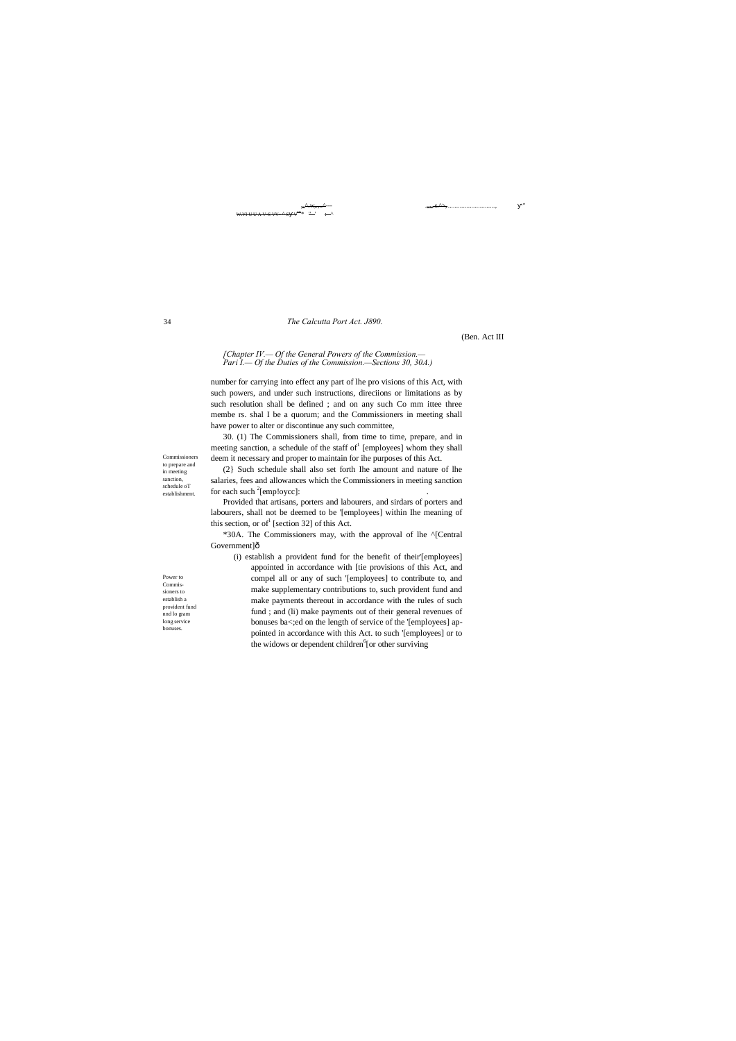(Ben. Act III

*[Chapter IV.— Of the General Powers of the Commission.— Pari I.— Of the Duties of the Commission.—Sections 30, 30A.)*

number for carrying into effect any part of lhe pro visions of this Act, with such powers, and under such instructions, direciions or limitations as by such resolution shall be defined ; and on any such Co mm ittee three membe rs. shal I be a quorum; and the Commissioners in meeting shall have power to alter or discontinue any such committee,

Commissioners to prepare and in meeting sanction, schedule oT establishment.

30. (1) The Commissioners shall, from time to time, prepare, and in meeting sanction, a schedule of the staff of[1] [employees] whom they shall deem it necessary and proper to maintain for ihe purposes of this Act.

(2} Such schedule shall also set forth Ihe amount and nature of lhe salaries, fees and allowances which the Commissioners in meeting sanction for each such [2][emp!oycc]:

Provided that artisans, porters and labourers, and sirdars of porters and labourers, shall not be deemed to be '[employees] within Ihe meaning of this section, or of[1] [section 32] of this Act.

Power to Commissioners to establish a provident fund nnd lo gram long service bonuses.

*30A. The Commissioners may, with the approval of lhe ^[Central Government]ô

(i) establish a provident fund for the benefit of their'[employees] appointed in accordance with [tie provisions of this Act, and compel all or any of such '[employees] to contribute to, and make supplementary contributions to, such provident fund and make payments thereout in accordance with the rules of such fund ; and (li) make payments out of their general revenues of bonuses ba<;ed on the length of service of the '[employees] appointed in accordance with this Act. to such '[employees] or to the widows or dependent children[6][or other surviving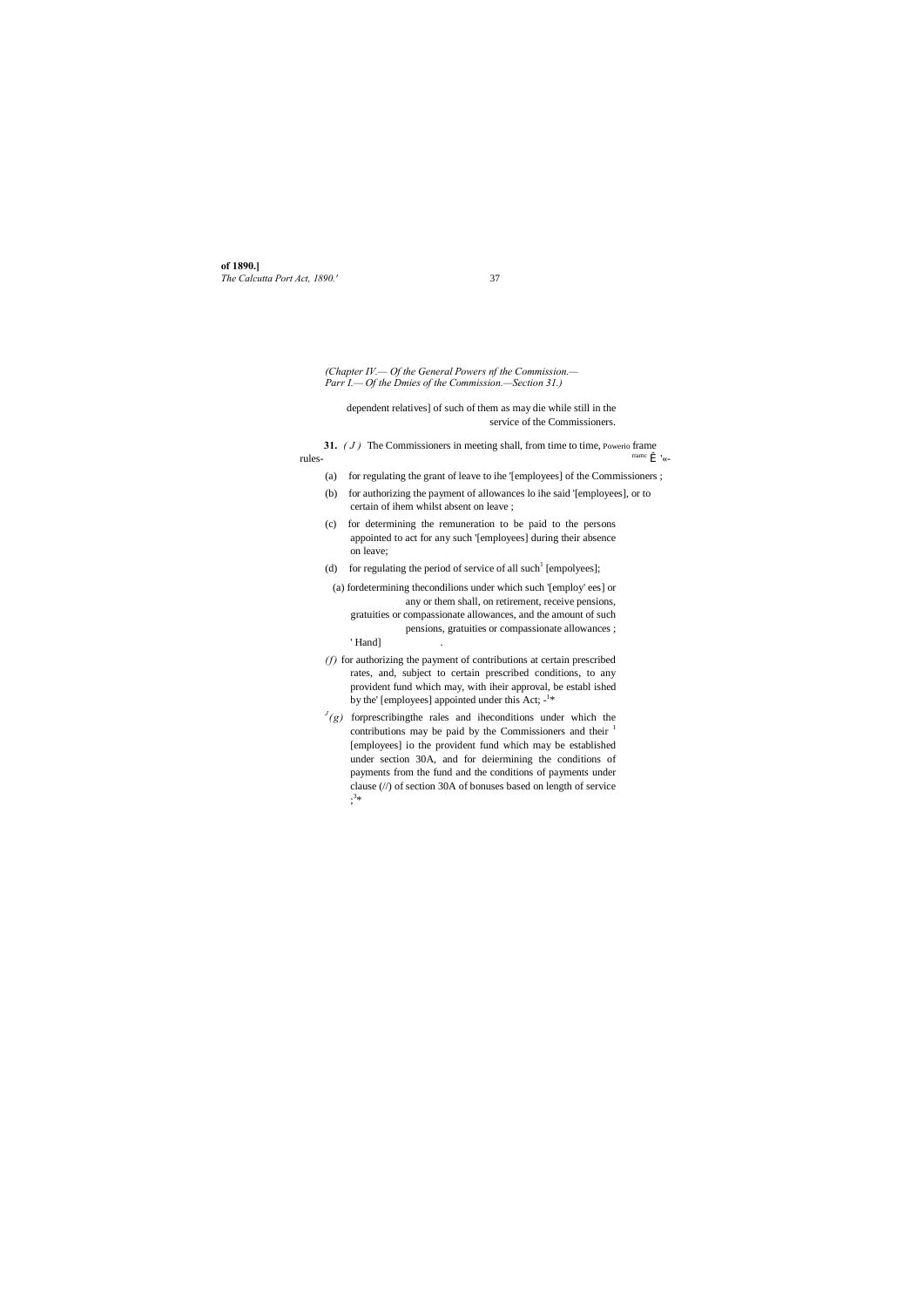(Chapter IV.— Of the General Powers nf the Commission.— Parr I.— Of the Dmies of the Commission.—Section 31.)

dependent relatives] of such of them as may die while still in the service of the Commissioners.

**31.** *( J )* The Commissioners in meeting shall, from time to time, frame rules- Powerio frame rramc É '«-

(a) for regulating the grant of leave to ihe '[employees] of the Commissioners ;

(b) for authorizing the payment of allowances lo ihe said '[employees], or to certain of ihem whilst absent on leave ;

(c) for determining the remuneration to be paid to the persons appointed to act for any such '[employees] during their absence on leave;

(d) for regulating the period of service of all such[1] [empolyees];

(a) fordetermining thecondilions under which such '[employ' ees] or any or them shall, on retirement, receive pensions, gratuities or compassionate allowances, and the amount of such pensions, gratuities or compassionate allowances ; ' Hand] .

*(f)* for authorizing the payment of contributions at certain prescribed rates, and, subject to certain prescribed conditions, to any provident fund which may, with iheir approval, be establ ished by the' [employees] appointed under this Act; -[1]*

[J]*(g)* forprescribingthe rales and iheconditions under which the contributions may be paid by the Commissioners and their [1] [employees] io the provident fund which may be established under section 30A, and for deiermining the conditions of payments from the fund and the conditions of payments under clause (//) of section 30A of bonuses based on length of service ;[3]*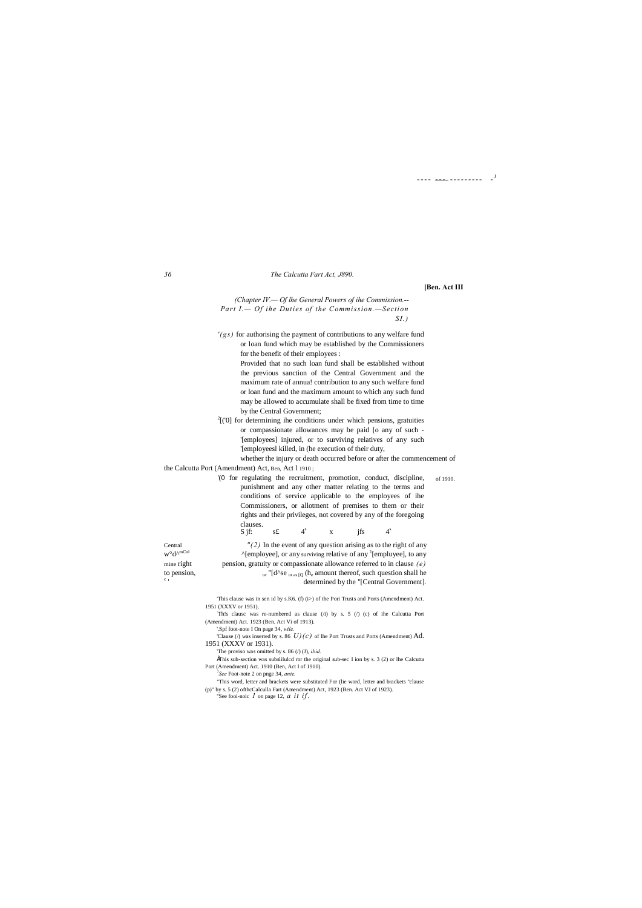**[Ben. Act III**

*(Chapter IV.— Of the General Powers of the Commission.-- Part I.— Of the Duties of the Commission.—Section SI.)*

'*(gs)* for authorising the payment of contributions to any welfare fund or loan fund which may be established by the Commissioners for the benefit of their employees :

Provided that no such loan fund shall be established without the previous sanction of the Central Government and the maximum rate of annua! contribution to any such welfare fund or loan fund and the maximum amount to which any such fund may be allowed to accumulate shall be fixed from time to time by the Central Government;

[2][('0] for determining ihe conditions under which pensions, gratuities or compassionate allowances may be paid [o any of such -'[employees] injured, or to surviving relatives of any such '[employeesl killed, in (he execution of their duty,

whether the injury or death occurred before or after the commencement of the Calcutta Port (Amendment) Act, Ben, Act I 1910 ;

'(0 for regulating the recruitment, promotion, conduct, discipline, punishment and any other matter relating to the terms and conditions of service applicable to the employees of ihe Commissioners, or allotment of premises to them or their rights and their privileges, not covered by any of the foregoing clauses. — of 1910.

S jf: s£ 4[s] x jfs 4[s]

Central w°d^mCal mine right to pension, c , — "*(2)* In the event of any question arising as to the right of any ^[employee], or any surviving relative of any [1][empluyee], to any pension, gratuity or compassionate allowance referred to in clause *(e)* or "[d^se or as [Q (h, amount thereof, such question shall he determined by the "[Central Government].

'This clause was in sen id by s.K6. (f) (i>) of the Pori Trusts and Ports (Amendment) Act. 1951 (XXXV or 1951),

'Th!s clausc was re-numbered as clause (/i) by s. 5 (/) (c) of ihe Calcutta Port (Amendment) Act. 1923 (Ben. Act Vi of 1913).

'.Spf foot-note I On page 34, *wile.*

'Clause (/) was inserted by s. 86 *U)(c)* of lhe Port Trusts and Ports (Amendment) Ad. 1951 (XXXV or 1931).

'The proviso was omitted by s. 86 (/) (J), *ibid.*

[6]This sub-section was subslilulcd ror the original sub-sec I ion by s. 3 (2) or lhe Calcutta Port (Amendment) Act. 1910 (Ben, Act I of 1910).

[7]*See* Foot-note 2 on pnge 34, *ante.*

"This word, letter and brackets were substituted For (lie word, letter and brackets "clause (p)" by s. 5 (2) ofthcCalculla Fart (Amendment) Act, 1923 (Ben. Act VJ of 1923).

"See fooi-noic *I* on page 12, *a it if.*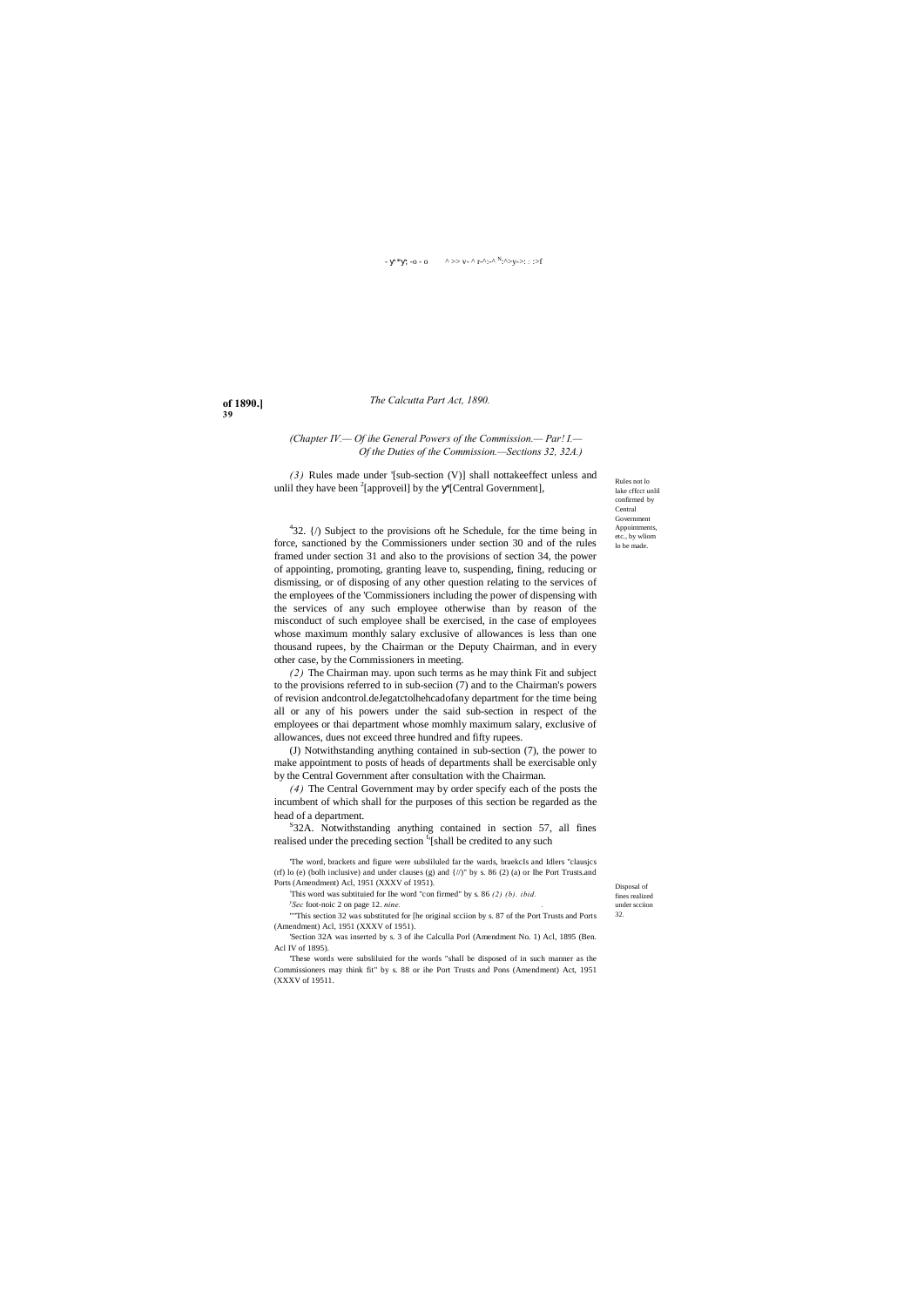*(Chapter IV.— Of the General Powers of the Commission.— Par! I.— Of the Duties of the Commission.—Sections 32, 32A.)*

*(3)* Rules made under '[sub-section (V)] shall nottakeeffect unless and unlil they have been [2][approveil] by the [Central Government],

Rules not lo lake cffcct unlil confirmed by Central Government

Appointments, etc., by wliom lo be made.

[4]32. {/) Subject to the provisions oft he Schedule, for the time being in force, sanctioned by the Commissioners under section 30 and of the rules framed under section 31 and also to the provisions of section 34, the power of appointing, promoting, granting leave to, suspending, fining, reducing or dismissing, or of disposing of any other question relating to the services of the employees of the 'Commissioners including the power of dispensing with the services of any such employee otherwise than by reason of the misconduct of such employee shall be exercised, in the case of employees whose maximum monthly salary exclusive of allowances is less than one thousand rupees, by the Chairman or the Deputy Chairman, and in every other case, by the Commissioners in meeting.

*(2)* The Chairman may. upon such terms as he may think Fit and subject to the provisions referred to in sub-seciion (7) and to the Chairman's powers of revision andcontrol.deJegatctolhehcadofany department for the time being all or any of his powers under the said sub-section in respect of the employees or thai department whose momhly maximum salary, exclusive of allowances, dues not exceed three hundred and fifty rupees.

(J) Notwithstanding anything contained in sub-section (7), the power to make appointment to posts of heads of departments shall be exercisable only by the Central Government after consultation with the Chairman.

*(4)* The Central Government may by order specify each of the posts the incumbent of which shall for the purposes of this section be regarded as the head of a department.

Disposal of fines realized under scciion 32.

[5]32A. Notwithstanding anything contained in section 57, all fines realised under the preceding section [6][shall be credited to any such

'The word, brackets and figure were subsliluled far the wards, braekcIs and Idlers "clausjcs (rf) lo (e) (bolh inclusive) and under clauses (g) and {//)" by s. 86 (2) (a) or Ihe Port Trusts.and Ports (Amendment) Acl, 1951 (XXXV of 1951).

[2]This word was subtituied for Ihe word "con firmed" by s. 86 *(2) (b). ibid.*

[3]*Sec* foot-noic 2 on page 12. *nine.*

""This section 32 was substituted for [he original scciion by s. 87 of the Port Trusts and Ports (Amendment) Acl, 1951 (XXXV of 1951).

'Section 32A was inserted by s. 3 of ihe Calculla Porl (Amendment No. 1) Acl, 1895 (Ben. Acl IV of 1895).

'These words were subsliluied for the words "shall be disposed of in such manner as the Commissioners may think fit" by s. 88 or ihe Port Trusts and Pons (Amendment) Act, 1951 (XXXV of 19511.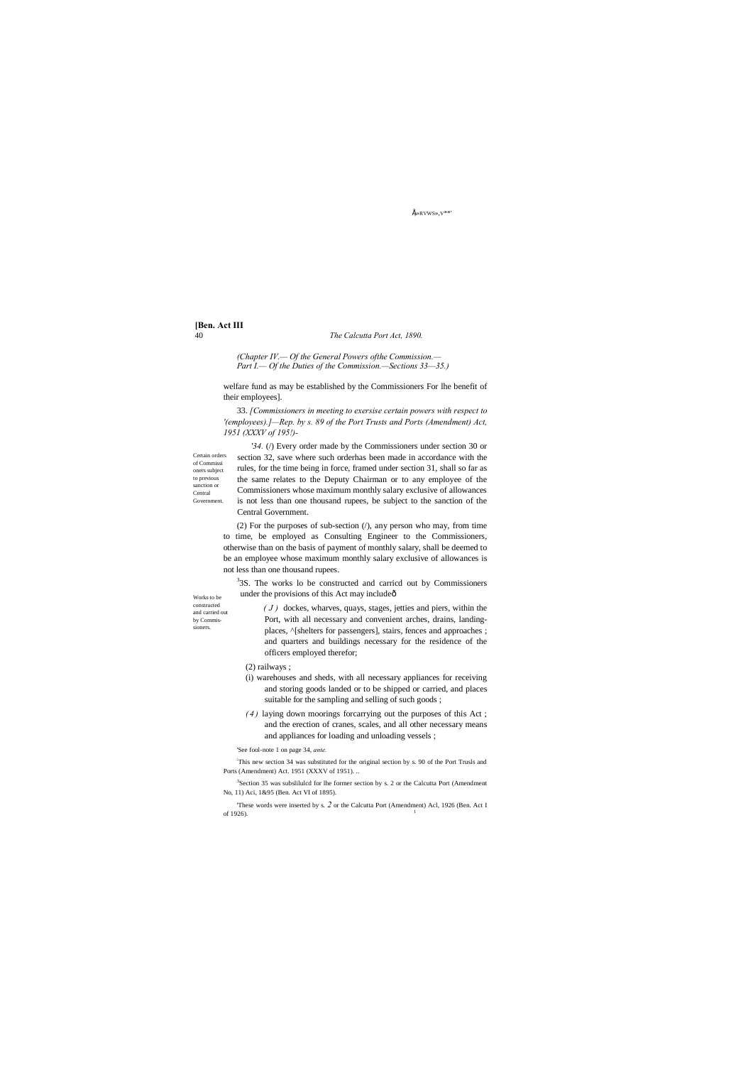(Chapter IV.— Of the General Powers ofthe Commission.— Part I.— Of the Duties of the Commission.—Sections 33—35.)

welfare fund as may be established by the Commissioners For lhe benefit of their employees].

33. *[Commissioners in meeting to exersise certain powers with respect to '(employees).]—Rep. by s. 89 of the Port Trusts and Ports (Amendment) Act, 1951 (XXXV of 195!)-*

Certain orders of Commissioners subject to previous sanction or Central Government.

*'34.* (/) Every order made by the Commissioners under section 30 or section 32, save where such orderhas been made in accordance with the rules, for the time being in force, framed under section 31, shall so far as the same relates to the Deputy Chairman or to any employee of the Commissioners whose maximum monthly salary exclusive of allowances is not less than one thousand rupees, be subject to the sanction of the Central Government.

(2) For the purposes of sub-section (/), any person who may, from time to time, be employed as Consulting Engineer to the Commissioners, otherwise than on the basis of payment of monthly salary, shall be deemed to be an employee whose maximum monthly salary exclusive of allowances is not less than one thousand rupees.

Works to be constructed and carried out by Commissioners.

[3]3S. The works lo be constructed and carricd out by Commissioners under the provisions of this Act may includeô

*( J )* dockes, wharves, quays, stages, jetties and piers, within the Port, with all necessary and convenient arches, drains, landing-places, ^[shelters for passengers], stairs, fences and approaches ; and quarters and buildings necessary for the residence of the officers employed therefor;

(2) railways ;

(i) warehouses and sheds, with all necessary appliances for receiving and storing goods landed or to be shipped or carried, and places suitable for the sampling and selling of such goods ;

*(4)* laying down moorings forcarrying out the purposes of this Act ; and the erection of cranes, scales, and all other necessary means and appliances for loading and unloading vessels ;

'See fool-note 1 on page 34, *ante.*

[2]This new section 34 was substituted for the original section by s. 90 of the Port Trusls and Ports (Amendment) Act. 1951 (XXXV of 1951). ..

[3]Section 35 was subslilulcd for lhe former section by s. 2 or the Calcutta Port (Amendment No, 11) Aci, 1&95 (Ben. Act VI of 1895).

'These words were inserted by s. 2 or the Calcutta Port (Amendment) Acl, 1926 (Ben. Act I of 1926).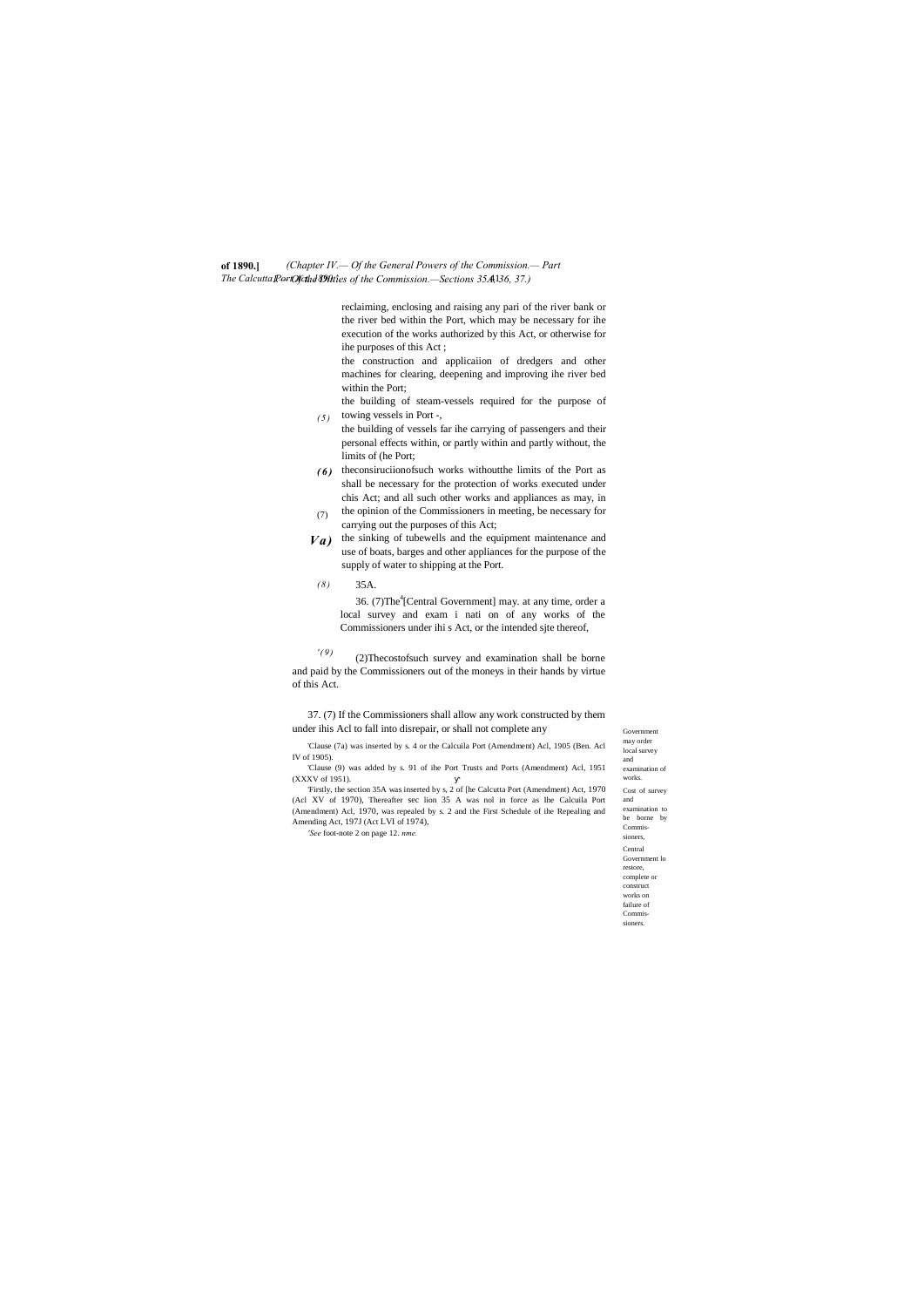(5) reclaiming, enclosing and raising any pari of the river bank or the river bed within the Port, which may be necessary for ihe execution of the works authorized by this Act, or otherwise for ihe purposes of this Act ;

(6) the construction and applicaiion of dredgers and other machines for clearing, deepening and improving ihe river bed within the Port;

(7) the building of steam-vessels required for the purpose of towing vessels in Port -,

(7a) the building of vessels far ihe carrying of passengers and their personal effects within, or partly within and partly without, the limits of (he Port;

(8) theconsiruciionofsuch works withoutthe limits of the Port as shall be necessary for the protection of works executed under chis Act; and all such other works and appliances as may, in the opinion of the Commissioners in meeting, be necessary for carrying out the purposes of this Act;

(9) the sinking of tubewells and the equipment maintenance and use of boats, barges and other appliances for the purpose of the supply of water to shipping at the Port.

35A.

Government may order local survey and examination of works.

36. (7)The[4][Central Government] may. at any time, order a local survey and exam i nati on of any works of the Commissioners under ihi s Act, or the intended sjte thereof,

Cost of survey and examination to be borne by Commissioners,

(2)Thecostofsuch survey and examination shall be borne and paid by the Commissioners out of the moneys in their hands by virtue of this Act.

Central Government lo restore, complete or construct works on failure of Commissioners.

37. (7) If the Commissioners shall allow any work constructed by them under ihis Acl to fall into disrepair, or shall not complete any

'Clause (7a) was inserted by s. 4 or the Calcuila Port (Amendment) Acl, 1905 (Ben. Acl IV of 1905).

'Clause (9) was added by s. 91 of ihe Port Trusts and Ports (Amendment) Acl, 1951 (XXXV of 1951).

'Firstly, the section 35A was inserted by s, 2 of [he Calcutta Port (Amendment) Act, 1970 (Acl XV of 1970), Thereafter sec lion 35 A was nol in force as Ihe Calcuila Port (Amendment) Acl, 1970, was repealed by s. 2 and the First Schedule of ihe Repealing and Amending Act, 197J (Act LVI of 1974),

'*See* foot-note 2 on page 12. *nme.*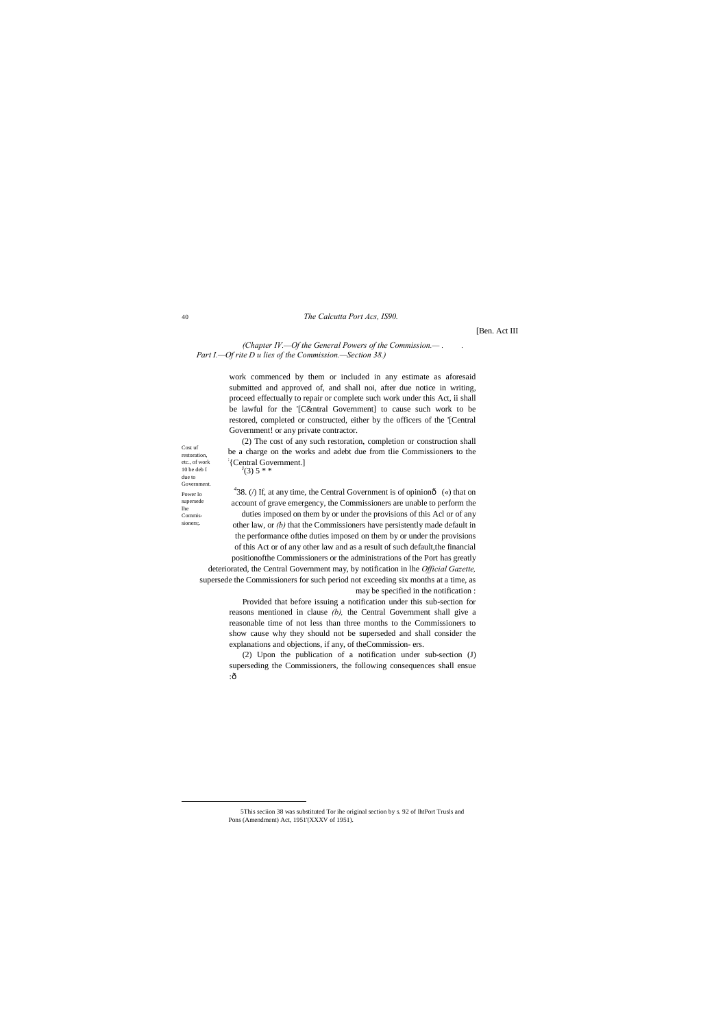[Ben. Act III

*(Chapter IV.—Of the General Powers of the Commission.— . . Part I.—Of rite D u lies of the Commission.—Section 38.)*

work commenced by them or included in any estimate as aforesaid submitted and approved of, and shall noi, after due notice in writing, proceed effectually to repair or complete such work under this Act, ii shall be lawful for the '[C&ntral Government] to cause such work to be restored, completed or constructed, either by the officers of the '[Central Government! or any private contractor.

Cost uf restoration, etc., of work 10 be deb I due to Government.

(2) The cost of any such restoration, completion or construction shall be a charge on the works and adebt due from tlie Commissioners to the :{Central Government.]

[3](3) 5 * *

Power lo supersede lhe Commissioners;.

[4]38. (/) If, at any time, the Central Government is of opinionô («) that on account of grave emergency, the Commissioners are unable to perform the duties imposed on them by or under the provisions of this Acl or of any other law, or *(b)* that the Commissioners have persistently made default in the performance ofthe duties imposed on them by or under the provisions of this Act or of any other law and as a result of such default,the financial positionofthe Commissioners or the administrations of the Port has greatly deteriorated, the Central Government may, by notification in lhe *Official Gazette,* supersede the Commissioners for such period not exceeding six months at a time, as may be specified in the notification :

Provided that before issuing a notification under this sub-section for reasons mentioned in clause *(b),* the Central Government shall give a reasonable time of not less than three months to the Commissioners to show cause why they should not be superseded and shall consider the explanations and objections, if any, of theCommission- ers.

(2) Upon the publication of a notification under sub-section (J) superseding the Commissioners, the following consequences shall ensue :ô

---

5This seciion 38 was substituted Tor ihe original section by s. 92 of IhtPort Trusls and Pons (Amendment) Act, 1951'(XXXV of 1951).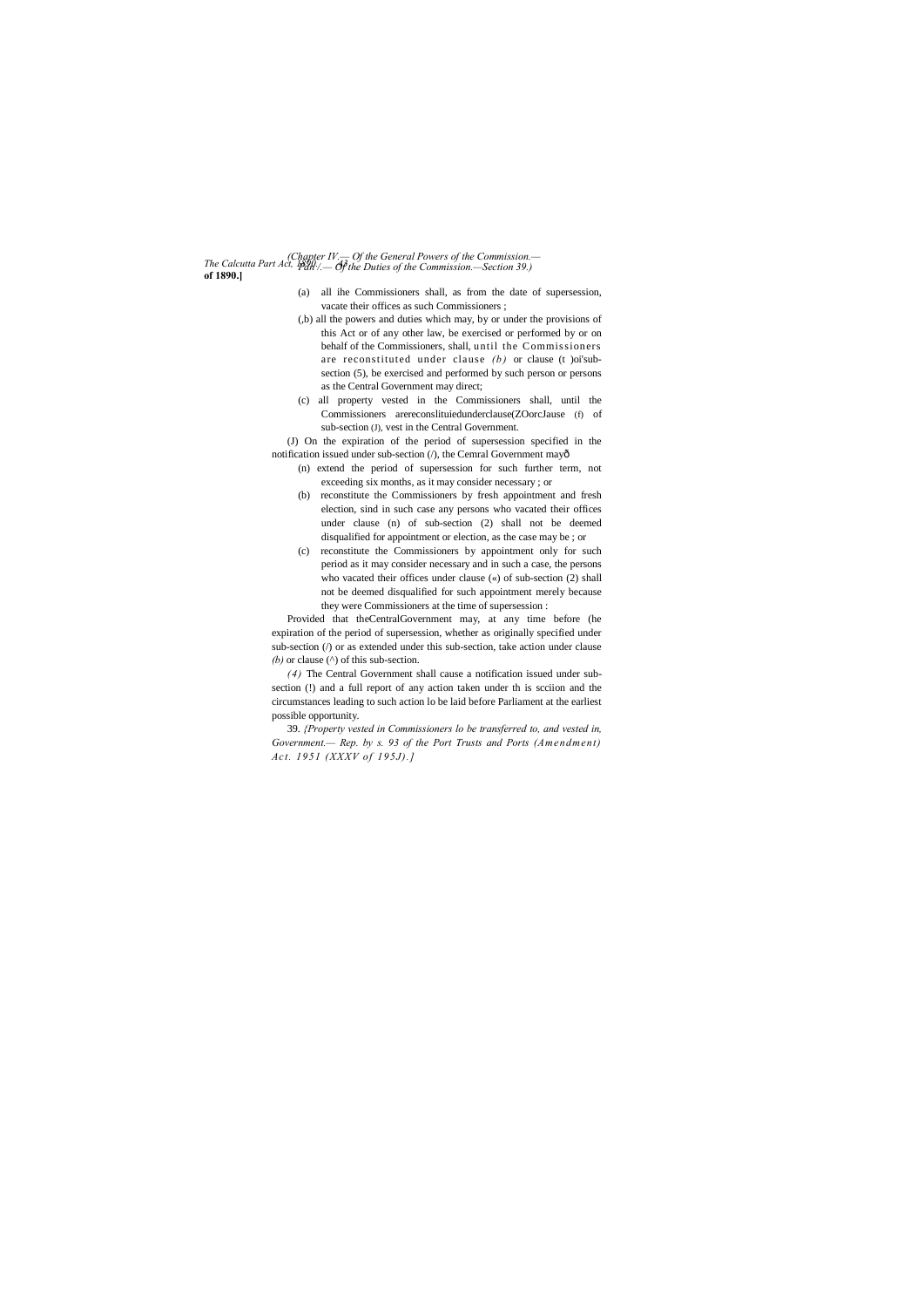(a) all ihe Commissioners shall, as from the date of supersession, vacate their offices as such Commissioners ;

(,b) all the powers and duties which may, by or under the provisions of this Act or of any other law, be exercised or performed by or on behalf of the Commissioners, shall, until the Commissioners are reconstituted under clause *(b)* or clause (t )oi'sub-section (5), be exercised and performed by such person or persons as the Central Government may direct;

(c) all property vested in the Commissioners shall, until the Commissioners arereconslituiedunderclause(ZOorcJause (f) of sub-section (J), vest in the Central Government.

(J) On the expiration of the period of supersession specified in the notification issued under sub-section (/), the Cemral Government mayô

(n) extend the period of supersession for such further term, not exceeding six months, as it may consider necessary ; or

(b) reconstitute the Commissioners by fresh appointment and fresh election, sind in such case any persons who vacated their offices under clause (n) of sub-section (2) shall not be deemed disqualified for appointment or election, as the case may be ; or

(c) reconstitute the Commissioners by appointment only for such period as it may consider necessary and in such a case, the persons who vacated their offices under clause («) of sub-section (2) shall not be deemed disqualified for such appointment merely because they were Commissioners at the time of supersession :

Provided that theCentralGovernment may, at any time before (he expiration of the period of supersession, whether as originally specified under sub-section (/) or as extended under this sub-section, take action under clause *(b)* or clause (^) of this sub-section.

*(4)* The Central Government shall cause a notification issued under sub-section (!) and a full report of any action taken under th is scciion and the circumstances leading to such action lo be laid before Parliament at the earliest possible opportunity.

39. *{Property vested in Commissioners lo be transferred to, and vested in, Government.— Rep. by s. 93 of the Port Trusts and Ports (Amendment) Act. 1951 (XXXV of 195J).]*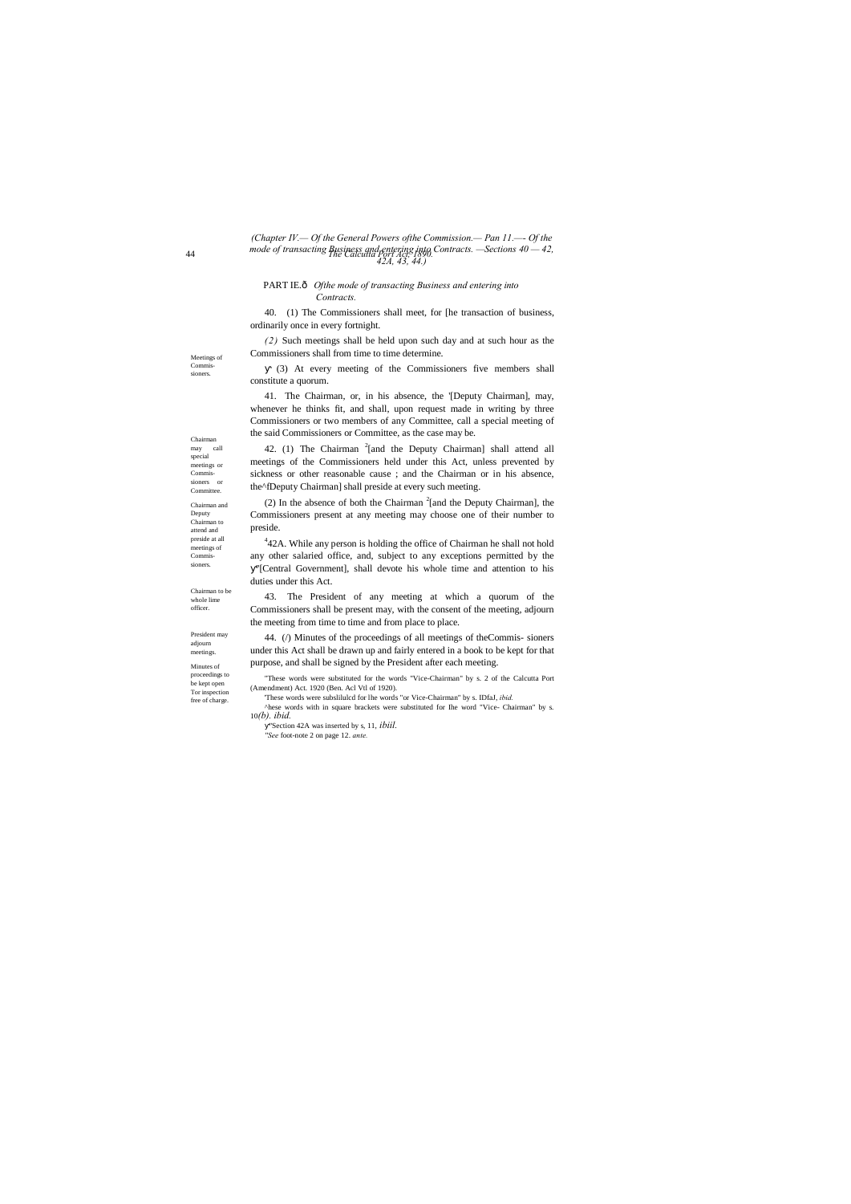PART IE.ô *Ofthe mode of transacting Business and entering into Contracts.*

Meetings of Commissioners.

40. (1) The Commissioners shall meet, for [he transaction of business, ordinarily once in every fortnight.

*(2)* Such meetings shall be held upon such day and at such hour as the Commissioners shall from time to time determine.

ÿ' (3) At every meeting of the Commissioners five members shall constitute a quorum.

Chairman may call special meetings or Commissioners or Committee.

41. The Chairman, or, in his absence, the '[Deputy Chairman], may, whenever he thinks fit, and shall, upon request made in writing by three Commissioners or two members of any Committee, call a special meeting of the said Commissioners or Committee, as the case may be.

Chairman and Deputy Chairman to attend and preside at all meetings of Commissioners.

42. (1) The Chairman [2][and the Deputy Chairman] shall attend all meetings of the Commissioners held under this Act, unless prevented by sickness or other reasonable cause ; and the Chairman or in his absence, the^fDeputy Chairman] shall preside at every such meeting.

(2) In the absence of both the Chairman [2][and the Deputy Chairman], the Commissioners present at any meeting may choose one of their number to preside.

Chairman to be whole lime officer.

[4]42A. While any person is holding the office of Chairman he shall not hold any other salaried office, and, subject to any exceptions permitted by the ÿ"[Central Government], shall devote his whole time and attention to his duties under this Act.

President may adjourn meetings.

43. The President of any meeting at which a quorum of the Commissioners shall be present may, with the consent of the meeting, adjourn the meeting from time to time and from place to place.

Minutes of proceedings to be kept open Tor inspection free of charge.

44. (/) Minutes of the proceedings of all meetings of theCommis- sioners under this Act shall be drawn up and fairly entered in a book to be kept for that purpose, and shall be signed by the President after each meeting.

"These words were substituted for the words "Vice-Chairman" by s. 2 of the Calcutta Port (Amendment) Act. 1920 (Ben. Acl Vtl of 1920).

'These words were subslilulcd for lhe words "or Vice-Chairman" by s. IDfa.I, *ibid.*

^hese words with in square brackets were substituted for lhe word "Vice- Chairman" by s. 10*(b). ibid.*

ÿ"Section 42A was inserted by s, 11, *ibiil.*

*"See* foot-note 2 on page 12. *ante.*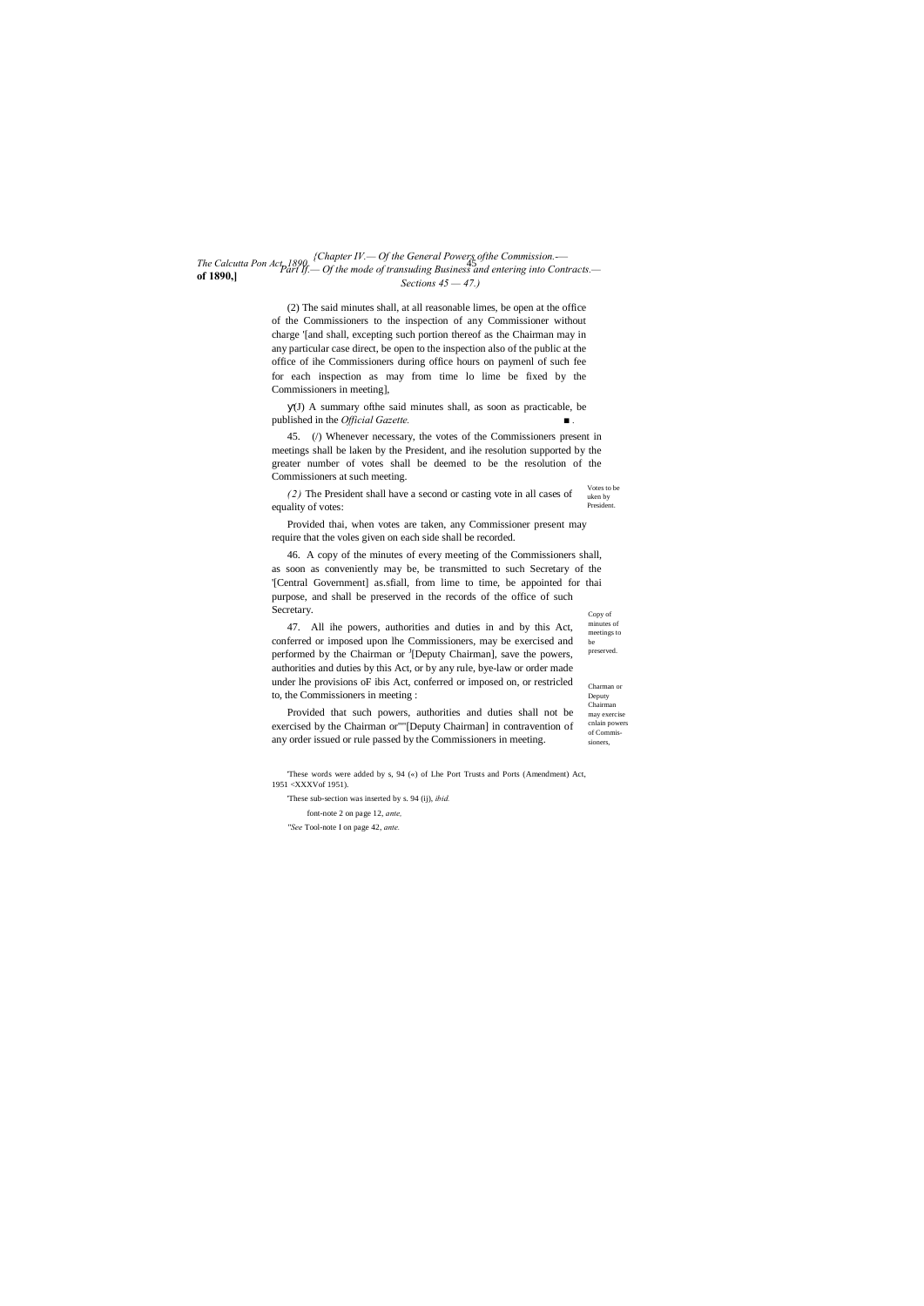(2) The said minutes shall, at all reasonable limes, be open at the office of the Commissioners to the inspection of any Commissioner without charge '[and shall, excepting such portion thereof as the Chairman may in any particular case direct, be open to the inspection also of the public at the office of ihe Commissioners during office hours on paymenl of such fee for each inspection as may from time lo lime be fixed by the Commissioners in meeting],

γ(J) A summary ofthe said minutes shall, as soon as practicable, be published in the *Official Gazette.* ■ .

Votes to be uken by President.

45. (/) Whenever necessary, the votes of the Commissioners present in meetings shall be laken by the President, and ihe resolution supported by the greater number of votes shall be deemed to be the resolution of the Commissioners at such meeting.

*(2)* The President shall have a second or casting vote in all cases of equality of votes:

Provided thai, when votes are taken, any Commissioner present may require that the voles given on each side shall be recorded.

Copy of minutes of meetings to be preserved.

46. A copy of the minutes of every meeting of the Commissioners shall, as soon as conveniently may be, be transmitted to such Secretary of the '[Central Government] as.sfiall, from lime to time, be appointed for thai purpose, and shall be preserved in the records of the office of such Secretary.

Charman or Deputy Chairman may exercise cnlain powers of Commissioners,

47. All ihe powers, authorities and duties in and by this Act, conferred or imposed upon lhe Commissioners, may be exercised and performed by the Chairman or J[Deputy Chairman], save the powers, authorities and duties by this Act, or by any rule, bye-law or order made under lhe provisions oF ibis Act, conferred or imposed on, or restricled to, the Commissioners in meeting :

Provided that such powers, authorities and duties shall not be exercised by the Chairman or""[Deputy Chairman] in contravention of any order issued or rule passed by the Commissioners in meeting.

'These words were added by s, 94 («) of Lhe Port Trusts and Ports (Amendment) Act, 1951 <XXXVof 1951).

'These sub-section was inserted by s. 94 (ij), *ibid.*

font-note 2 on page 12, *ante.*

*"See* Tool-note I on page 42, *ante.*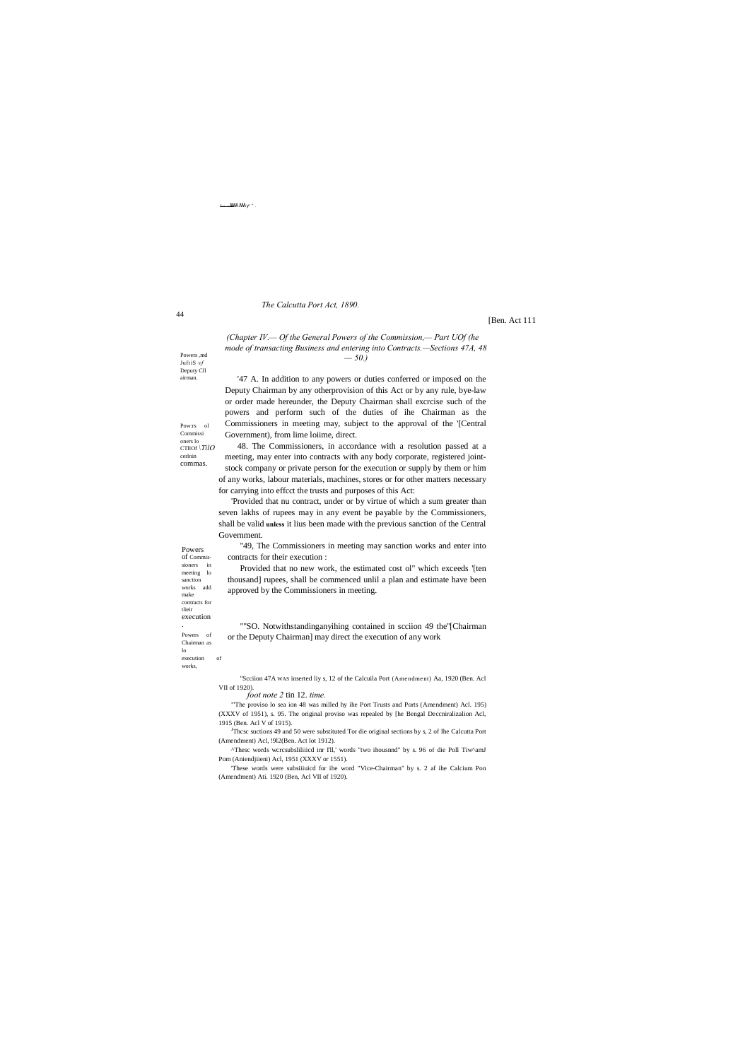*(Chapter IV.— Of the General Powers of the Commission,— Part UOf (he mode of transacting Business and entering into Contracts.—Sections 47A, 48 — 50.)*

Powers ,md JuftiS *vf* Deputy Cll airman.

'47 A. In addition to any powers or duties conferred or imposed on the Deputy Chairman by any otherprovision of this Act or by any rule, bye-law or order made hereunder, the Deputy Chairman shall excrcise such of the powers and perform such of the duties of ihe Chairman as the Commissioners in meeting may, subject to the approval of the '[Central Government), from lime loiime, direct.

Pow:rs ol Commissi oners lo CTllOf *\TilO* cerlnin commas.

48. The Commissioners, in accordance with a resolution passed at a meeting, may enter into contracts with any body corporate, registered joint-stock company or private person for the execution or supply by them or him of any works, labour materials, machines, stores or for other matters necessary for carrying into effcct the trusts and purposes of this Act:

'Provided that nu contract, under or by virtue of which a sum greater than seven lakhs of rupees may in any event be payable by the Commissioners, shall be valid **unless** it lius been made with the previous sanction of the Central Government.

Powers of Commis-sioners in meeting lo sanction works add make contracts for tlieir execution.

"49, The Commissioners in meeting may sanction works and enter into contracts for their execution :

Provided that no new work, the estimated cost ol" which exceeds '[ten thousand] rupees, shall be commenced unlil a plan and estimate have been approved by the Commissioners in meeting.

Powers of Chairman as lo execution of works,

""SO. Notwithstandinganyihing contained in scciion 49 the"[Chairman or the Deputy Chairman] may direct the execution of any work

"Scciion 47A WAS inserted liy s, 12 of the Calcuila Port (Amendment) Aa, 1920 (Ben. Acl VII of 1920).

*foot note 2* tin 12. *time.*

"'The proviso lo sea ion 48 was milled hy ihe Port Trusts and Ports (Amendment) Acl. 195) (XXXV of 1951), s. 95. The original proviso was repealed by [he Bengal Deccniralizalion Acl, 1915 (Ben. Acl V of 1915).

[3]Thcsc suctions 49 and 50 were substituted Tor die original sections by s, 2 of Ihe Calcutta Port (Amendment) Acl, !9l2(Ben. Act lot 1912).

^Thesc words wcrcsubsliliiicd inr I'll,' words "two ihousnnd" by s. 96 of die Poll Tiw^amJ Pom (Aniendjiieni) Acl, 1951 (XXXV or 1551).

'These words were subsiiiuicd for ihe word "Vice-Chairman" by s. 2 af ihe Calcium Pon (Amendment) Ati. 1920 (Ben, Acl VII of 1920).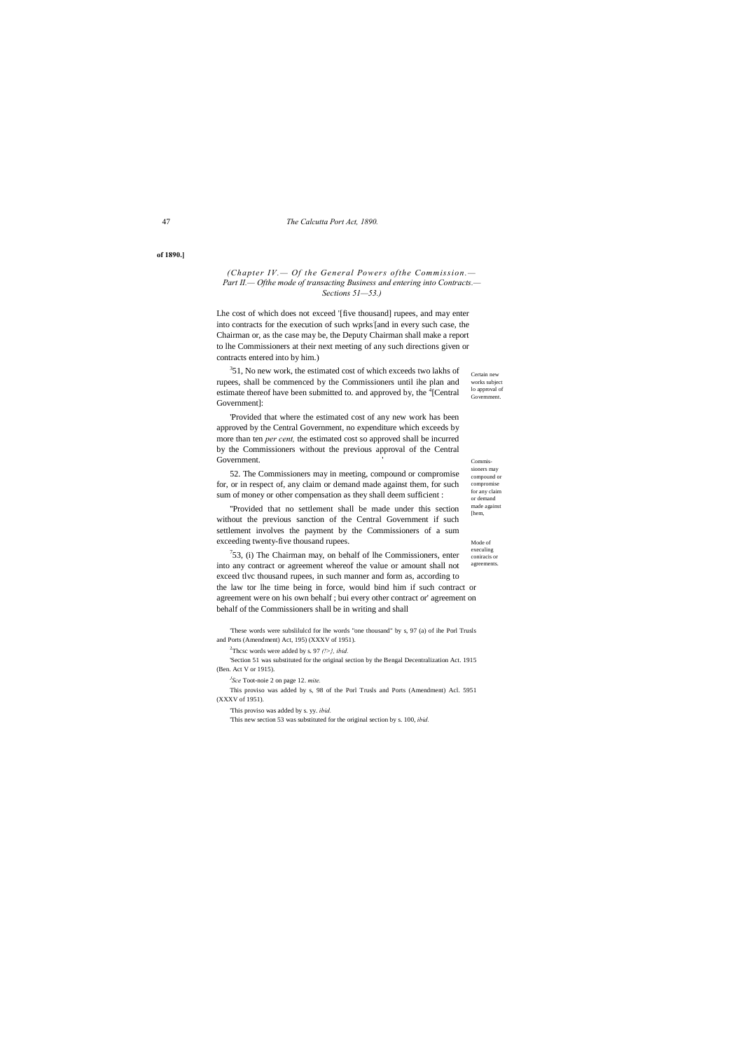**of 1890.]**

*(Chapter IV.— Of the General Powers ofthe Commission.— Part II.— Ofthe mode of transacting Business and entering into Contracts.— Sections 51—53.)*

Lhe cost of which does not exceed '[five thousand] rupees, and may enter into contracts for the execution of such wprks[2][and in every such case, the Chairman or, as the case may be, the Deputy Chairman shall make a report to lhe Commissioners at their next meeting of any such directions given or contracts entered into by him.)

Certain new works subject lo approval of Government.

[3]51, No new work, the estimated cost of which exceeds two lakhs of rupees, shall be commenced by the Commissioners until ihe plan and estimate thereof have been submitted to. and approved by, the [4][Central Government]:

'Provided that where the estimated cost of any new work has been approved by the Central Government, no expenditure which exceeds by more than ten *per cent,* the estimated cost so approved shall be incurred by the Commissioners without the previous approval of the Central Government.

Commissioners may compound or compromise for any claim or demand made against [hem,

52. The Commissioners may in meeting, compound or compromise for, or in respect of, any claim or demand made against them, for such sum of money or other compensation as they shall deem sufficient :

"Provided that no settlement shall be made under this section without the previous sanction of the Central Government if such settlement involves the payment by the Commissioners of a sum exceeding twenty-five thousand rupees.

Mode of execuling coniracis or agreements.

[7]53, (i) The Chairman may, on behalf of lhe Commissioners, enter into any contract or agreement whereof the value or amount shall not exceed tlvc thousand rupees, in such manner and form as, according to the law tor lhe time being in force, would bind him if such contract or agreement were on his own behalf ; bui every other contract or' agreement on behalf of the Commissioners shall be in writing and shall

'These words were subslilulcd for lhe words "one thousand" by s, 97 (a) of ihe Porl Trusls and Ports (Amendment) Act, 195) (XXXV of 1951).

[2]Thcsc words were added by s. 97 *(!>}, ibid.*

'Section 51 was substituted for the original section by the Bengal Decentralization Act. 1915 (Ben. Act V or 1915).

[4]*Sce* Toot-noie 2 on page 12. *mite.*

This proviso was added by s, 98 of the Porl Trusls and Ports (Amendment) Acl. 5951 (XXXV of 1951).

'This proviso was added by s. yy. *ibid.*

'This new section 53 was substituted for the original section by s. 100, *ibid.*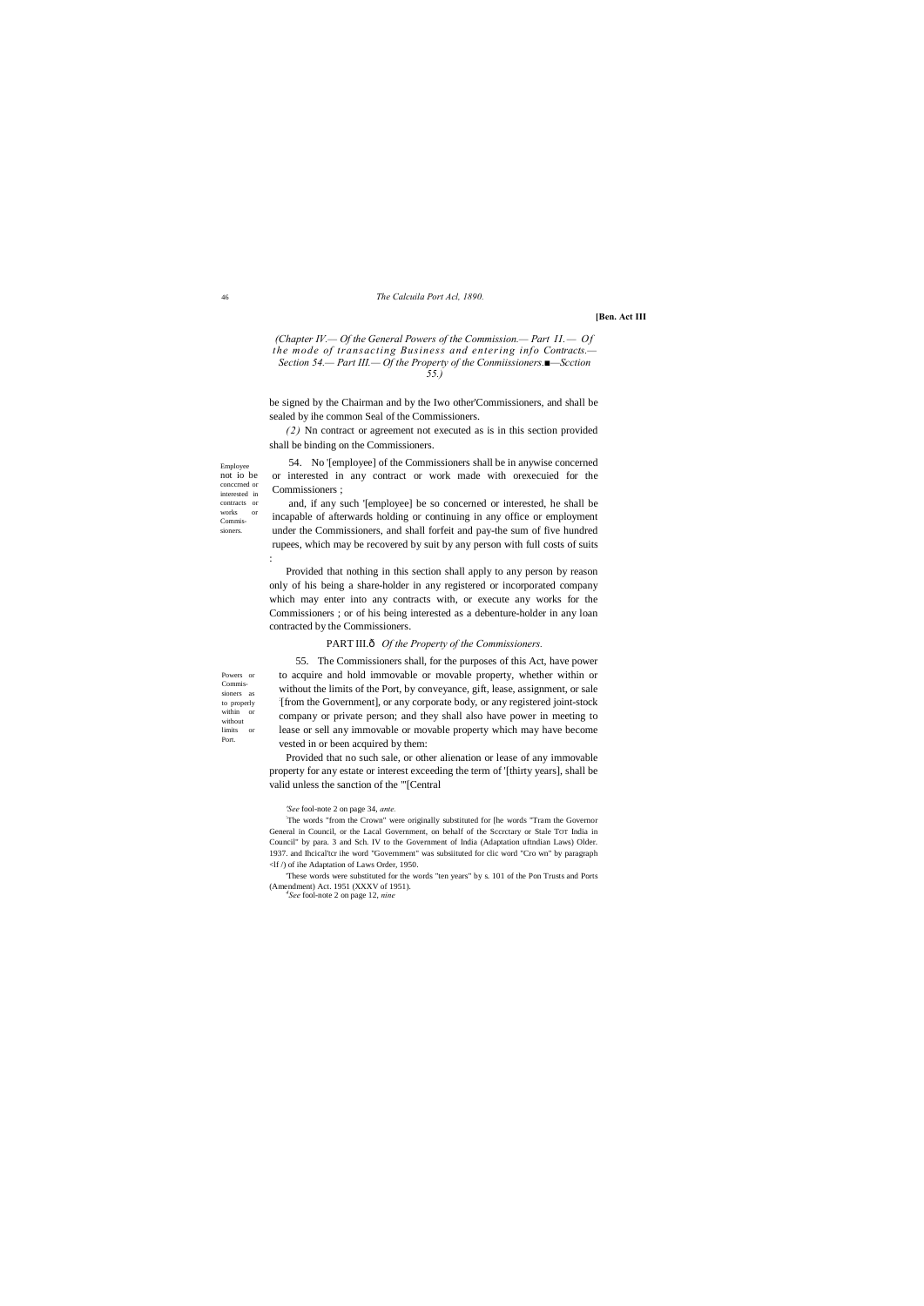(Chapter IV.— Of the General Powers of the Commission.— Part II.— Of the mode of transacting Business and entering info Contracts.— Section 54.— Part III.— Of the Property of the Conmiissioners.■—Scction 55.)

be signed by the Chairman and by the Iwo other'Commissioners, and shall be sealed by ihe common Seal of the Commissioners.

*(2)* Nn contract or agreement not executed as is in this section provided shall be binding on the Commissioners.

Employee not io be conccrned or interested in contracts or works or Commissioners.

54. No '[employee] of the Commissioners shall be in anywise concerned or interested in any contract or work made with orexecuied for the Commissioners ;

and, if any such '[employee] be so concerned or interested, he shall be incapable of afterwards holding or continuing in any office or employment under the Commissioners, and shall forfeit and pay-the sum of five hundred rupees, which may be recovered by suit by any person with full costs of suits :

Provided that nothing in this section shall apply to any person by reason only of his being a share-holder in any registered or incorporated company which may enter into any contracts with, or execute any works for the Commissioners ; or of his being interested as a debenture-holder in any loan contracted by the Commissioners.

## PART III.ð *Of the Property of the Commissioners.*

Powers or Commissioners as to properly within or without limits or Port.

55. The Commissioners shall, for the purposes of this Act, have power to acquire and hold immovable or movable property, whether within or without the limits of the Port, by conveyance, gift, lease, assignment, or sale [2][from the Government], or any corporate body, or any registered joint-stock company or private person; and they shall also have power in meeting to lease or sell any immovable or movable property which may have become vested in or been acquired by them:

Provided that no such sale, or other alienation or lease of any immovable property for any estate or interest exceeding the term of '[thirty years], shall be valid unless the sanction of the '"[Central

'*See* fool-note 2 on page 34, *ante.*

[2]The words "from the Crown" were originally substituted for [he words "Tram the Governor General in Council, or the Lacal Government, on behalf of the Sccrctary or Stale TcIT India in Council" by para. 3 and Sch. IV to the Government of India (Adaptation uftndian Laws) Older. 1937. and Ihcical'tcr ihe word "Government" was subsiituted for clic word "Cro wn" by paragraph <If /) of ihe Adaptation of Laws Order, 1950.

'These words were substituted for the words "ten years" by s. 101 of the Pon Trusts and Ports (Amendment) Act. 1951 (XXXV of 1951).

[4]*See* fool-note 2 on page 12, *nine*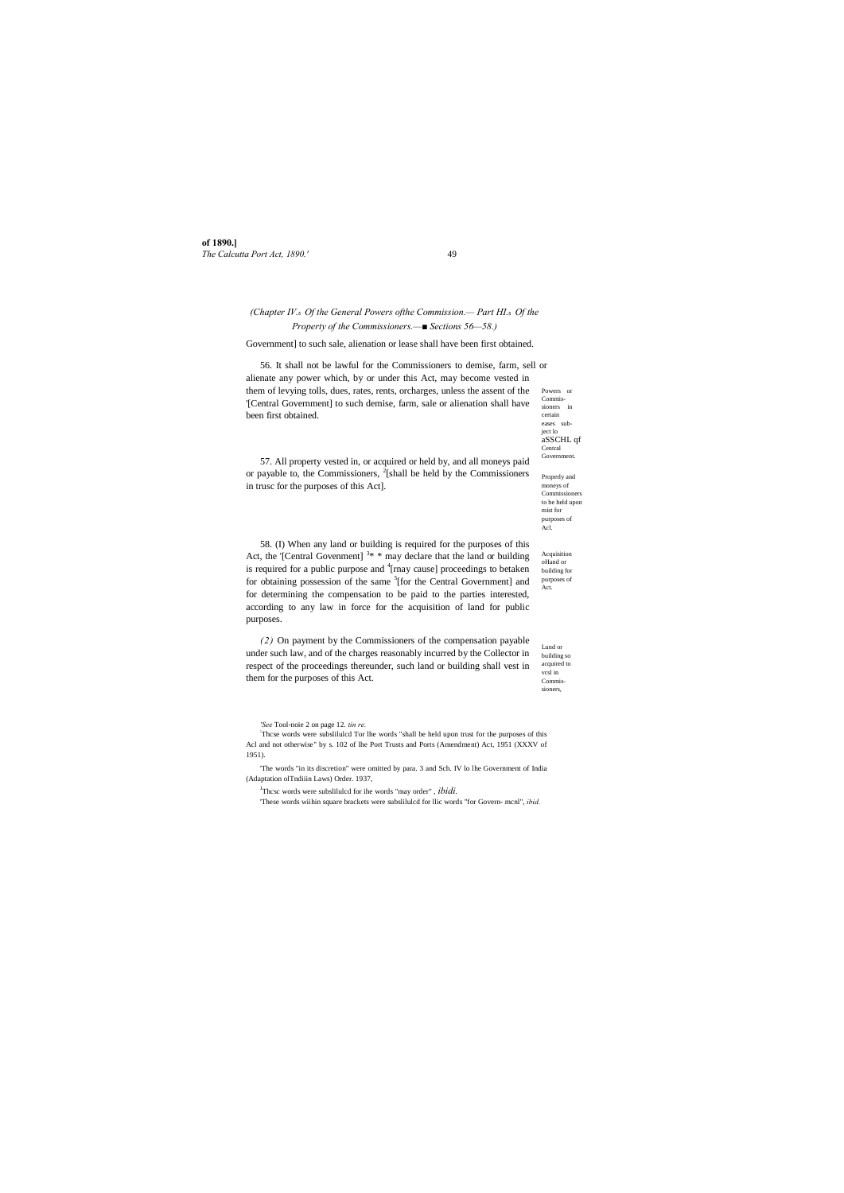(Chapter IV.—*Of the General Powers ofthe Commission.— Part III.—Of the Property of the Commissioners.—■ Sections 56—58.)*

Government] to such sale, alienation or lease shall have been first obtained.

Powers or Commissioners in certain eases subject lo aSSCHL qf Central Government.

56. It shall not be lawful for the Commissioners to demise, farm, sell or alienate any power which, by or under this Act, may become vested in them of levying tolls, dues, rates, rents, orcharges, unless the assent of the '[Central Government] to such demise, farm, sale or alienation shall have been first obtained.

Properly and moneys of Commissioners to be held upon mist for purposes of Acl.

57. All property vested in, or acquired or held by, and all moneys paid or payable to, the Commissioners, [2][shall be held by the Commissioners in trusc for the purposes of this Act].

Acquisition oHand or building for purposes of Act.

58. (I) When any land or building is required for the purposes of this Act, the '[Central Govenment] [3]* * may declare that the land or building is required for a public purpose and [4][may cause] proceedings to betaken for obtaining possession of the same [5][for the Central Government] and for determining the compensation to be paid to the parties interested, according to any law in force for the acquisition of land for public purposes.

Lund or building so acquired to vcsl in Commissioners,

*(2)* On payment by the Commissioners of the compensation payable under such law, and of the charges reasonably incurred by the Collector in respect of the proceedings thereunder, such land or building shall vest in them for the purposes of this Act.

'*See* Tool-noie 2 on page 12. *tin re.*

'Thcse words were subslilulcd Tor lhe words "shall be held upon trust for the purposes of this Acl and not otherwise" by s. 102 of lhe Port Trusts and Ports (Amendment) Act, 1951 (XXXV of 1951).

'The words "in its discretion" were omitted by para. 3 and Sch. IV lo lhe Government of India (Adaptation olTndiiin Laws) Order. 1937,

[4]Thcsc words were subslilulcd for ihe words "may order" , *ibidi.*

'These words wiihin square brackets were subslilulcd for llic words "for Govern- mcnl", *ibid.*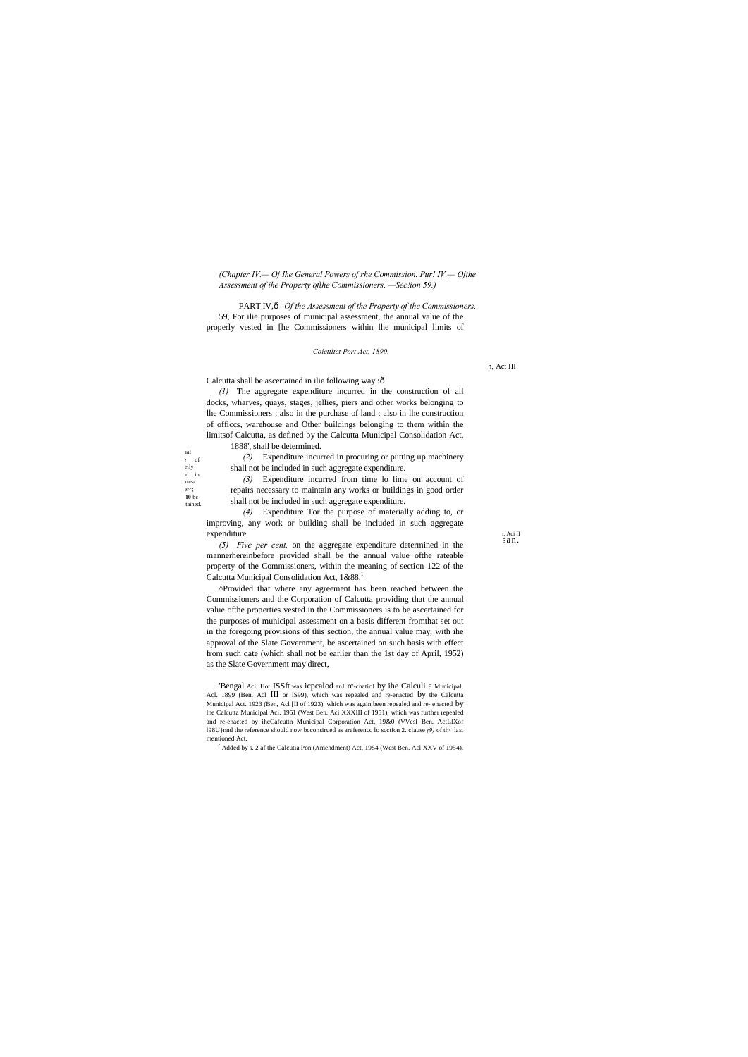*(Chapter IV.— Of Ihe General Powers of rhe Commission. Pur! IV.— Ofthe Assessment of ihe Property ofthe Commissioners. —Sec!ion 59.)*

PART IV,ô *Of the Assessment of the Property of the Commissioners.*

59, For ilie purposes of municipal assessment, the annual value of the properly vested in [he Commissioners within lhe municipal limits of

*Coicttltct Port Act, 1890.*

n, Act III

Calcutta shall be ascertained in ilie following way :ô

*(1)* The aggregate expenditure incurred in the construction of all docks, wharves, quays, stages, jellies, piers and other works belonging to lhe Commissioners ; also in the purchase of land ; also in lhe construction of officcs, warehouse and Other buildings belonging to them within the limitsof Calcutta, as defined by the Calcutta Municipal Consolidation Act, 1888', shall be determined.

ıal · of ərly d in mis- ər<; **10** be tained.

*(2)* Expenditure incurred in procuring or putting up machinery shall not be included in such aggregate expenditure.

*(3)* Expenditure incurred from time lo lime on account of repairs necessary to maintain any works or buildings in good order shall not be included in such aggregate expenditure.

*(4)* Expenditure Tor the purpose of materially adding to, or improving, any work or building shall be included in such aggregate expenditure.

ı. Aci II san.

*(5) Five per cent,* on the aggregate expenditure determined in the mannerhereinbefore provided shall be the annual value ofthe rateable property of the Commissioners, within the meaning of section 122 of the Calcutta Municipal Consolidation Act, 1&88.[1]

^Provided that where any agreement has been reached between the Commissioners and the Corporation of Calcutta providing that the annual value ofthe properties vested in the Commissioners is to be ascertained for the purposes of municipal assessment on a basis different fromthat set out in the foregoing provisions of this section, the annual value may, with ihe approval of the Slate Government, be ascertained on such basis with effect from such date (which shall not be earlier than the 1st day of April, 1952) as the Slate Government may direct,

'Bengal Aci. Hot ISSft.was icpcalod anJ rc-cnaticJ by ihe Calculi a Municipal. Acl. 1899 (Ben. Acl III or IS99), which was repealed and re-enacted by the Calcutta Municipal Act. 1923 (Ben, Acl [II of 1923), which was again been repealed and re- enacted by lhe Calcutta Municipal Aci. 1951 (West Ben. Aci XXXIII of 1951), which was further repealed and re-enacted by ihcCafcuttn Municipal Corporation Act, 19&0 (VVcsl Ben. ActLlXof l98U}nnd the reference should now bcconsirued as areferencc lo scction 2. clause *(9)* of th< last mentioned Act.

[2] Added by s. 2 af the Calcutia Pon (Amendment) Act, 1954 (West Ben. Acl XXV of 1954).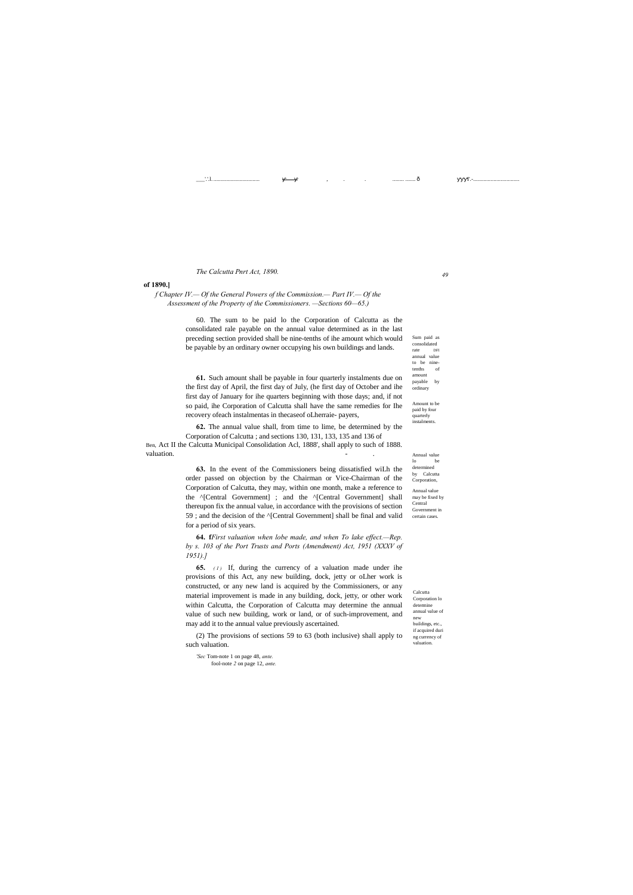**of 1890.]**

*f Chapter IV.— Of the General Powers of the Commission.— Part IV.— Of the Assessment of the Property of the Commissioners. —Sections 60—65.)*

60. The sum to be paid lo the Corporation of Calcutta as the consolidated rale payable on the annual value determined as in the last preceding section provided shall be nine-tenths of ihe amount which would be payable by an ordinary owner occupying his own buildings and lands.

Sum paid as consolidated rate DFI annual value to be nine-tenths of amount payable by ordinary

**61.** Such amount shall be payable in four quarterly instalments due on the first day of April, the first day of July, (he first day of October and ihe first day of January for ihe quarters beginning with those days; and, if not so paid, ihe Corporation of Calcutta shall have the same remedies for Ihe recovery ofeach instalmentas in thecaseof oLherraie- payers,

Amount to be paid by four quarterly instalments.

**62.** The annual value shall, from time to lime, be determined by the Corporation of Calcutta ; and sections 130, 131, 133, 135 and 136 of Ben, Act II the Calcutta Municipal Consolidation Acl, 1888', shall apply to such of 1888. valuation.

Annual value lo be determined by Calcutta Corporation,

**63.** In the event of the Commissioners being dissatisfied wiLh the order passed on objection by the Chairman or Vice-Chairman of the Corporation of Calcutta, they may, within one month, make a reference to the ^[Central Government] ; and the ^[Central Government] shall thereupon fix the annual value, in accordance with the provisions of section 59 ; and the decision of the ^[Central Government] shall be final and valid for a period of six years.

Annual value may be fixed by Central Government in certain cases.

**64. f***First valuation when lobe made, and when To lake effect.—Rep. by s. 103 of the Port Trusts and Ports (Amendment) Act, 1951 (XXXV of 1951).]*

**65.** *(1)* If, during the currency of a valuation made under ihe provisions of this Act, any new building, dock, jetty or oLher work is constructed, or any new land is acquired by the Commissioners, or any material improvement is made in any building, dock, jetty, or other work within Calcutta, the Corporation of Calcutta may determine the annual value of such new building, work or land, or of such-improvement, and may add it to the annual value previously ascertained.

Calcutta Corporation lo detemine annual value of new buildings, etc., if acquired duri ng currency of valuation.

(2) The provisions of sections 59 to 63 (both inclusive) shall apply to such valuation.

'*Sec* Tom-note 1 on page 48, *ante.*
fool-note *2* on page 12, *ante.*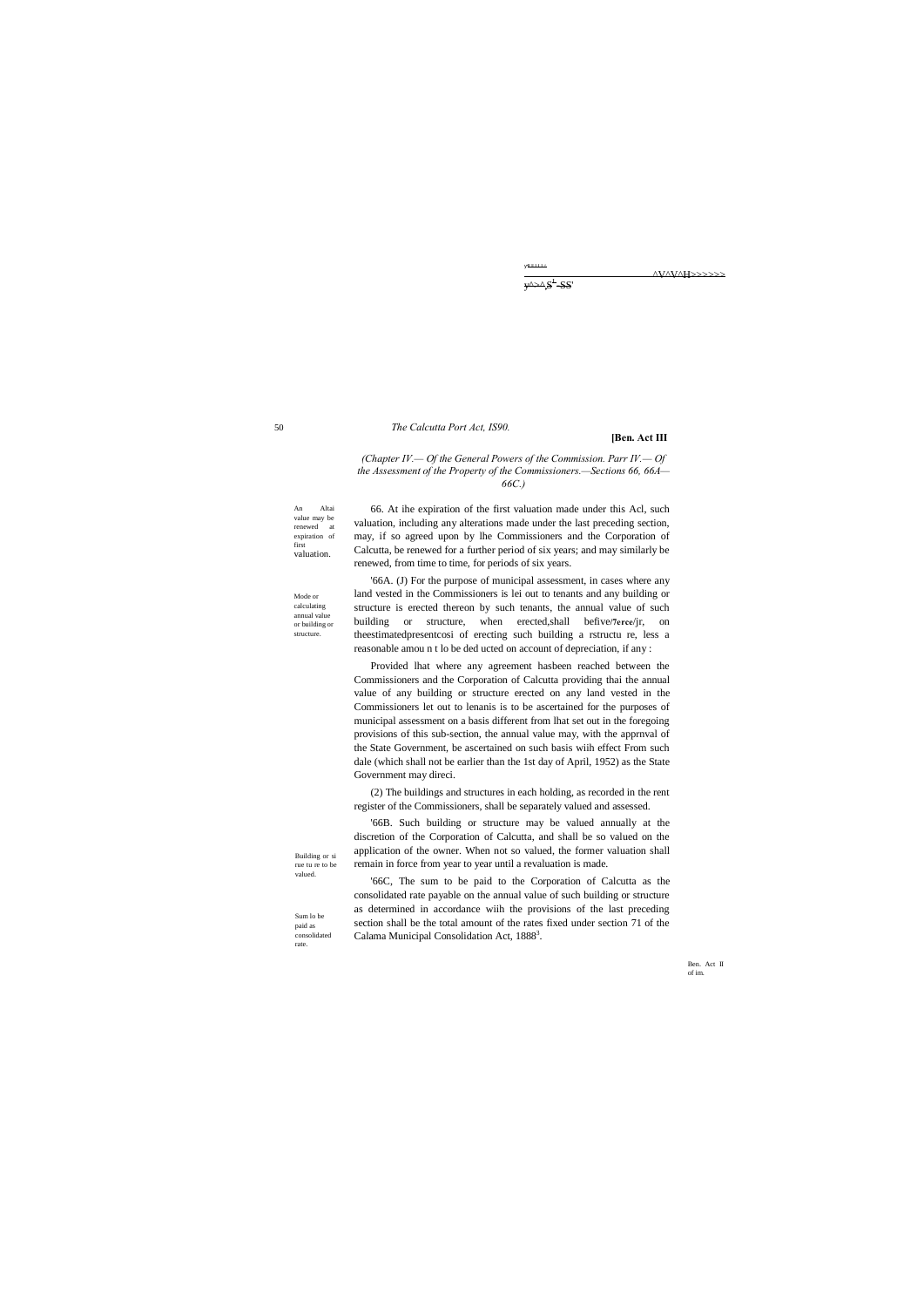*(Chapter IV.— Of the General Powers of the Commission. Parr IV.— Of the Assessment of the Property of the Commissioners.—Sections 66, 66A—66C.)*

An Altai value may be renewed at expiration of first valuation.

66. At ihe expiration of the first valuation made under this Acl, such valuation, including any alterations made under the last preceding section, may, if so agreed upon by lhe Commissioners and the Corporation of Calcutta, be renewed for a further period of six years; and may similarly be renewed, from time to time, for periods of six years.

Mode or calculating annual value or building or structure.

'66A. (J) For the purpose of municipal assessment, in cases where any land vested in the Commissioners is lei out to tenants and any building or structure is erected thereon by such tenants, the annual value of such building or structure, when erected,shall befive/7erce/jr, on theestimatedpresentcosi of erecting such building a rstructu re, less a reasonable amou n t lo be ded ucted on account of depreciation, if any :

Provided lhat where any agreement hasbeen reached between the Commissioners and the Corporation of Calcutta providing thai the annual value of any building or structure erected on any land vested in the Commissioners let out to lenanis is to be ascertained for the purposes of municipal assessment on a basis different from lhat set out in the foregoing provisions of this sub-section, the annual value may, with the apprnval of the State Government, be ascertained on such basis wiih effect From such dale (which shall not be earlier than the 1st day of April, 1952) as the State Government may direci.

(2) The buildings and structures in each holding, as recorded in the rent register of the Commissioners, shall be separately valued and assessed.

Building or si rue tu re to be valued.

'66B. Such building or structure may be valued annually at the discretion of the Corporation of Calcutta, and shall be so valued on the application of the owner. When not so valued, the former valuation shall remain in force from year to year until a revaluation is made.

Sum lo be paid as consolidated rate.

'66C, The sum to be paid to the Corporation of Calcutta as the consolidated rate payable on the annual value of such building or structure as determined in accordance wiih the provisions of the last preceding section shall be the total amount of the rates fixed under section 71 of the Calama Municipal Consolidation Act, 1888[3].

Ben. Act II of im.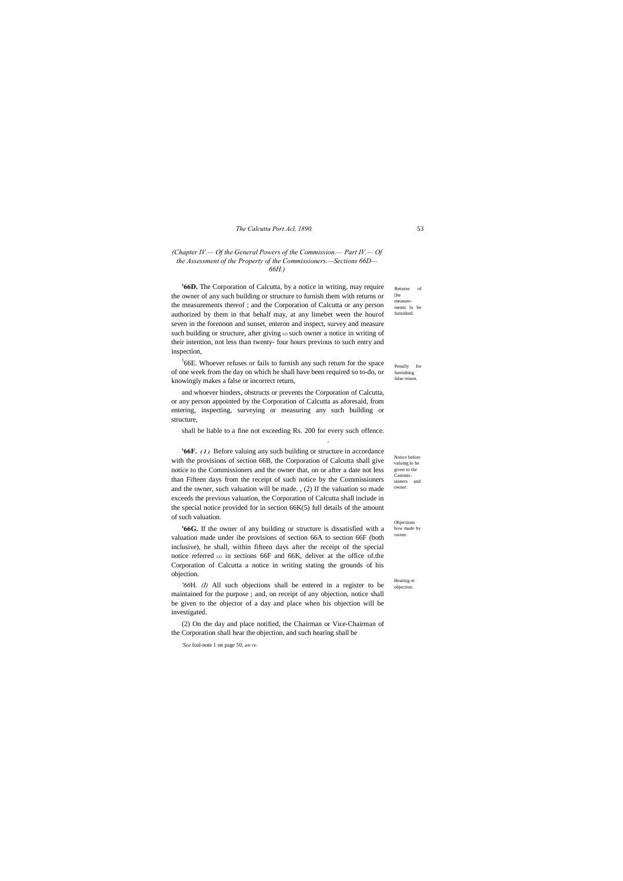*(Chapter IV.— Of the General Powers of the Commission.— Part IV.— Of the Assessment of the Property of the Commissioners.—Sections 66D—66H.)*

Returns of [he measurements lo be furnished.

**'66D.** The Corporation of Calcutta, by a notice in writing, may require the owner of any such building or structure to furnish them with returns or the measurements thereof ; and the Corporation of Calcutta or any person authorized by them in that behalf may, at any limebet ween the hourof seven in the forenoon and sunset, enteron and inspect, survey and measure such building or structure, after giving LO such owner a notice in writing of their intention, not less than twenty- four hours previous to such entry and inspection,

Penally for furnishing false reiurn.

[1]66E. Whoever refuses or fails to furnish any such return for the space of one week from the day on which he shall have been required so to-do, or knowingly makes a false or incorrect return,

and whoever hinders, obstructs or prevents the Corporation of Calcutta, or any person appointed by the Corporation of Calcutta as aforesaid, from entering, inspecting, surveying or measuring any such building or structure,

shall be liable to a fine not exceeding Rs. 200 for every such offence.

Notice before valuing lo be given to the Commissioners and owner.

**'66F.** *(1)* Before valuing any such building or structure in accordance with the provisions of section 66B, the Corporation of Calcutta shall give notice to the Commissioners and the owner that, on or after a date not less than Fifteen days from the receipt of such notice by the Commissioners and the owner, such valuation will be made. , (2) If the valuation so made exceeds the previous valuation, the Corporation of Calcutta shall include in the special notice provided for in section 66K(5) full details of the amount of such valuation.

Objections how made by owner.

**'66G.** If the owner of any building or structure is dissatisfied with a valuation made under ihe provisions of section 66A to section 66F (both inclusive), he shall, within fifteen days after the receipt of the special notice referred LO in sections 66F and 66K, deliver at the office of.the Corporation of Calcutta a notice in writing stating the grounds of his objection.

Hearing or objection.

*'66*H. *(I)* All such objections shall be entered in a register to be maintained for the purpose ; and, on receipt of any objection, notice shall be given to the objector of a day and place when his objection will be investigated.

(2) On the day and place notified, the Chairman or Vice-Chairman of the Corporation shall hear the objection, and such hearing shall be

*'See* foal-note 1 on page 50, *an re.*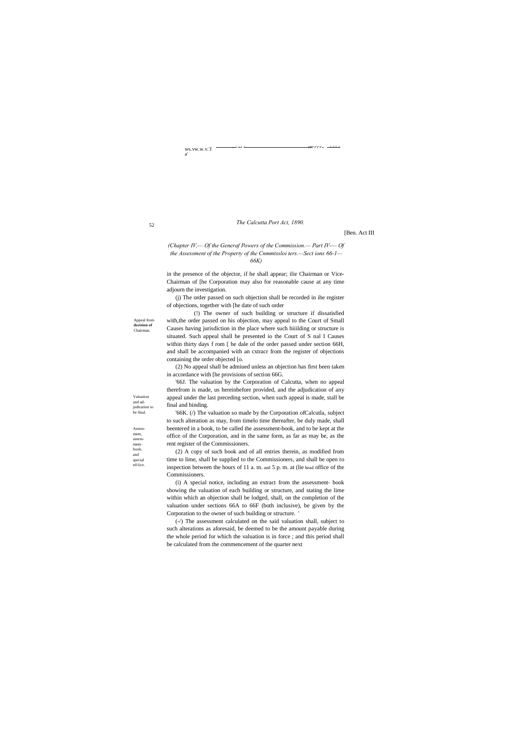*(Chapter IV,— Of the Generaf Powers of the Commission.— Part IV— Of the Assessment of the Property of the Cnmmtssloi ters.—Sect ions 66-1—66K)*

in the presence of the objector, if he shall appear; ilie Chairman or Vice-Chairman of [he Corporation may also for reasonable cause at any time adjourn the investigation.

(j) The order passed on such objection shall be recorded in ihe register of objections, together with [he date of such order

Appeal from **decision of** Chairman.

(!) The owner of such building or structure if dissatisfied with,the order passed on his objection, may appeal to the Court of Small Causes having jurisdiction in the place where such hiiilding or structure is situated. Such appeal shall be presented io the Court of S nal I Causes within thirty days f rom [ he dale of the order passed under section 66H, and shall be accompanied with an cxtracr from the register of objections containing the order objected [o.

(2) No appeal shall be admiued unless an objection has first been taken in accordance with [he provisions of section 66G.

Valuation and adjudication io be final.

'66J. The valuation by the Corporation of Calcutta, when no appeal therefrom is made, us hereinbefore provided, and the adjudication of any appeal under the last preceding section, when such appeal is made, stall be final and binding.

Assessment, assessment-book, and special n01ice.

'66K. (/) The valuation so made by the Corporation ofCalcutla, subject to such alteration as may, from timelo time thereafter, be duly made, shall beentered in a book, to be called the assessment-book, and to be kept at the office of the Corporation, and in the same form, as far as may be, as the rent register of the Commissioners.

(2) A copy of such book and of all entries therein, as modified from time to lime, shall be supplied to the Commissioners, and shall be open to inspection between the hours of 11 a. m. and 5 p. m. at (lie head office of the Commissioners.

(i) A special notice, including an extract from the assessment- book showing the valuation of each building or structure, and stating the lime within which an objection shall be lodged, shall, on the completion of the valuation under sections 66A to 66F (both inclusive), be given by the Corporation to the owner of such building or structure. '

(-/) The assessment calculated on the said valuation shall, subject to such alterations as aforesaid, be deemed to be the amount payable during the whole period for which the valuation is in force ; and this period shall be calculated from the commencement of the quarter next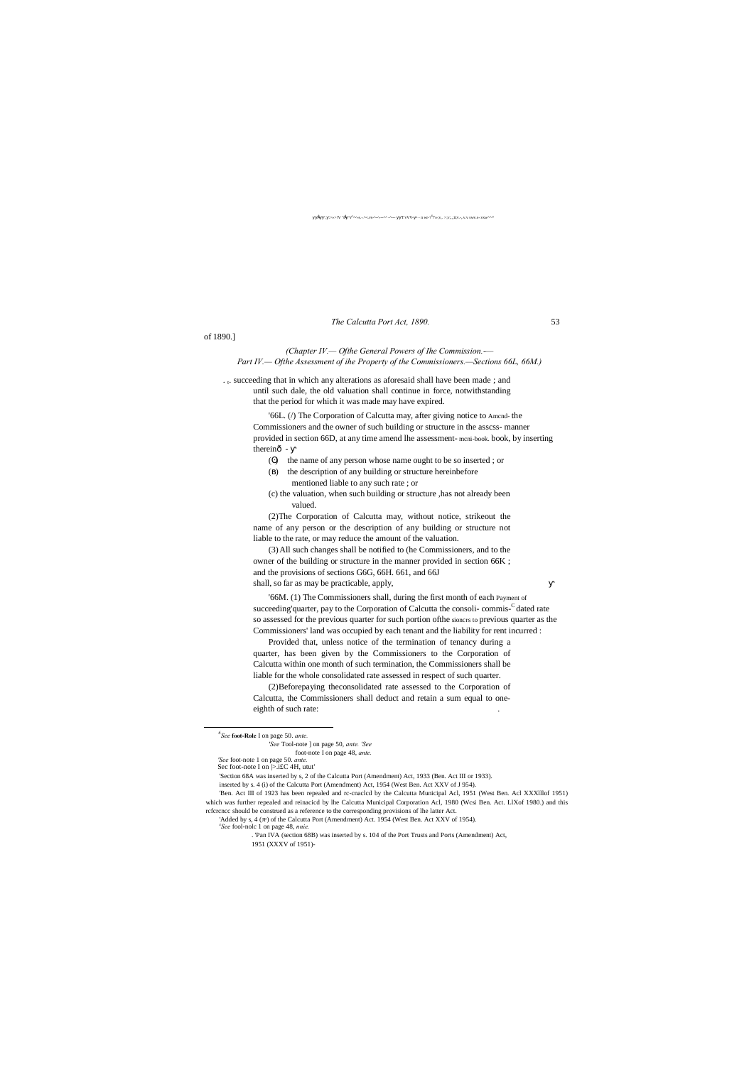of 1890.]

*(Chapter IV.— Ofthe General Powers of Ihe Commission.—*
*Part IV.— Ofthe Assessment of ihe Property of the Commissioners.—Sections 66L, 66M.)*

. t. succeeding that in which any alterations as aforesaid shall have been made ; and until such dale, the old valuation shall continue in force, notwithstanding that the period for which it was made may have expired.

'66L. (/) The Corporation of Calcutta may, after giving notice to Amcnd- the Commissioners and the owner of such building or structure in the asscss- manner provided in section 66D, at any time amend lhe assessment- mcni-book. book, by inserting thereinô -

(a) the name of any person whose name ought to be so inserted ; or

(b) the description of any building or structure hereinbefore mentioned liable to any such rate ; or

(c) the valuation, when such building or structure ,has not already been valued.

(2)The Corporation of Calcutta may, without notice, strikeout the name of any person or the description of any building or structure not liable to the rate, or may reduce the amount of the valuation.

(3) All such changes shall be notified to (he Commissioners, and to the owner of the building or structure in the manner provided in section 66K ; and the provisions of sections G6G, 66H. 661, and 66J shall, so far as may be practicable, apply,

'66M. (1) The Commissioners shall, during the first month of each Payment of succeeding'quarter, pay to the Corporation of Calcutta the consoli- commis-C dated rate so assessed for the previous quarter for such portion ofthe sioncrs to previous quarter as the Commissioners' land was occupied by each tenant and the liability for rent incurred :

Provided that, unless notice of the termination of tenancy during a quarter, has been given by the Commissioners to the Corporation of Calcutta within one month of such termination, the Commissioners shall be liable for the whole consolidated rate assessed in respect of such quarter.

(2)Beforepaying theconsolidated rate assessed to the Corporation of Calcutta, the Commissioners shall deduct and retain a sum equal to one-eighth of such rate: .

---

[a] *See* **foot-Role** I on page 50. *ante.*

'*See* Tool-note ] on page 50, *ante.* '*See* foot-note I on page 48, *ante.*

'*See* foot-note 1 on page 50. *ante.*

Sec foot-note I on |>.i£C 4H, utut'

'Section 68A was inserted by s, 2 of the Calcutta Port (Amendment) Act, 1933 (Ben. Act III or 1933).

inserted by s. 4 (i) of the Calcutta Port (Amendment) Act, 1954 (West Ben. Act XXV of J 954).

'Ben. Act III of 1923 has been repealed and rc-cnaclcd by the Calcutta Municipal Acl, 1951 (West Ben. Acl XXXlllof 1951) which was further repealed and reinacicd by lhe Calcutta Municipal Corporation Acl, 1980 (Wcsi Ben. Act. LlXof 1980.) and this rcfcrcncc should be construed as a reference to the corresponding provisions of lhe latter Act.

'Added by s, 4 (JF) of the Calcutta Port (Amendment) Act. 1954 (West Ben. Act XXV of 1954).

'*See* fool-nolc 1 on page 48, *nnie.*

. 'Pan IVA (section 68B) was inserted by s. 104 of the Port Trusts and Ports (Amendment) Act, 1951 (XXXV of 1951)-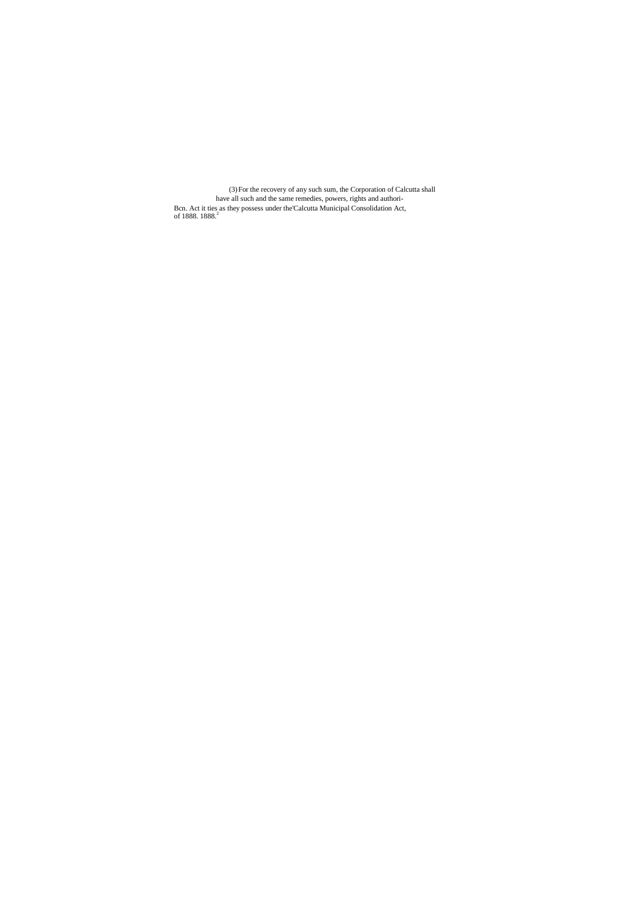(3) For the recovery of any such sum, the Corporation of Calcutta shall have all such and the same remedies, powers, rights and authorities as they possess under the'Calcutta Municipal Consolidation Act, 1888.[2]

Bcn. Act it of 1888.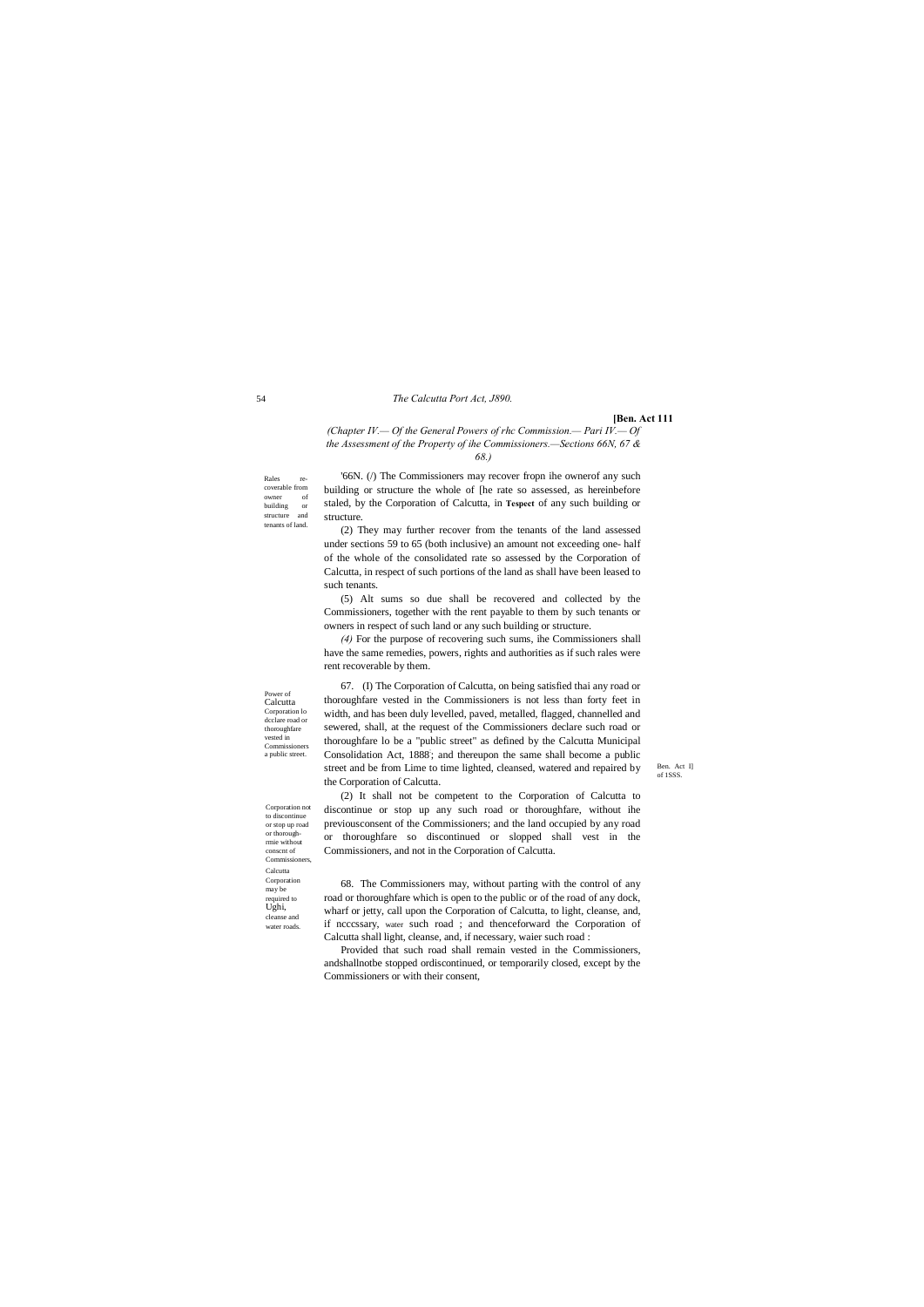**[Ben. Act 111**

*(Chapter IV.— Of the General Powers of rhc Commission.— Pari IV.— Of the Assessment of the Property of ihe Commissioners.—Sections 66N, 67 & 68.)*

Rales re-coverable from owner of building or structure and tenants of land.

'66N. (/) The Commissioners may recover fropn ihe ownerof any such building or structure the whole of [he rate so assessed, as hereinbefore staled, by the Corporation of Calcutta, in **Tespect** of any such building or structure.

(2) They may further recover from the tenants of the land assessed under sections 59 to 65 (both inclusive) an amount not exceeding one- half of the whole of the consolidated rate so assessed by the Corporation of Calcutta, in respect of such portions of the land as shall have been leased to such tenants.

(5) Alt sums so due shall be recovered and collected by the Commissioners, together with the rent payable to them by such tenants or owners in respect of such land or any such building or structure.

*(4)* For the purpose of recovering such sums, ihe Commissioners shall have the same remedies, powers, rights and authorities as if such rales were rent recoverable by them.

Power of Calcutta Corporation lo dcclare road or thoroughfare vested in Commissioners a public street.

67. (I) The Corporation of Calcutta, on being satisfied thai any road or thoroughfare vested in the Commissioners is not less than forty feet in width, and has been duly levelled, paved, metalled, flagged, channelled and sewered, shall, at the request of the Commissioners declare such road or thoroughfare lo be a "public street" as defined by the Calcutta Municipal Consolidation Act, 1888'; and thereupon the same shall become a public street and be from Lime to time lighted, cleansed, watered and repaired by the Corporation of Calcutta.

Ben. Act I] of 1SSS.

Corporation not to discontinue or stop up road or thorough-rmie without conscnt of Commissioners,

(2) It shall not be competent to the Corporation of Calcutta to discontinue or stop up any such road or thoroughfare, without ihe previousconsent of the Commissioners; and the land occupied by any road or thoroughfare so discontinued or slopped shall vest in the Commissioners, and not in the Corporation of Calcutta.

Calcutta Corporation may be required to Ughi, cleanse and water roads.

68. The Commissioners may, without parting with the control of any road or thoroughfare which is open to the public or of the road of any dock, wharf or jetty, call upon the Corporation of Calcutta, to light, cleanse, and, if ncccssary, water such road ; and thenceforward the Corporation of Calcutta shall light, cleanse, and, if necessary, waier such road :

Provided that such road shall remain vested in the Commissioners, andshallnotbe stopped ordiscontinued, or temporarily closed, except by the Commissioners or with their consent,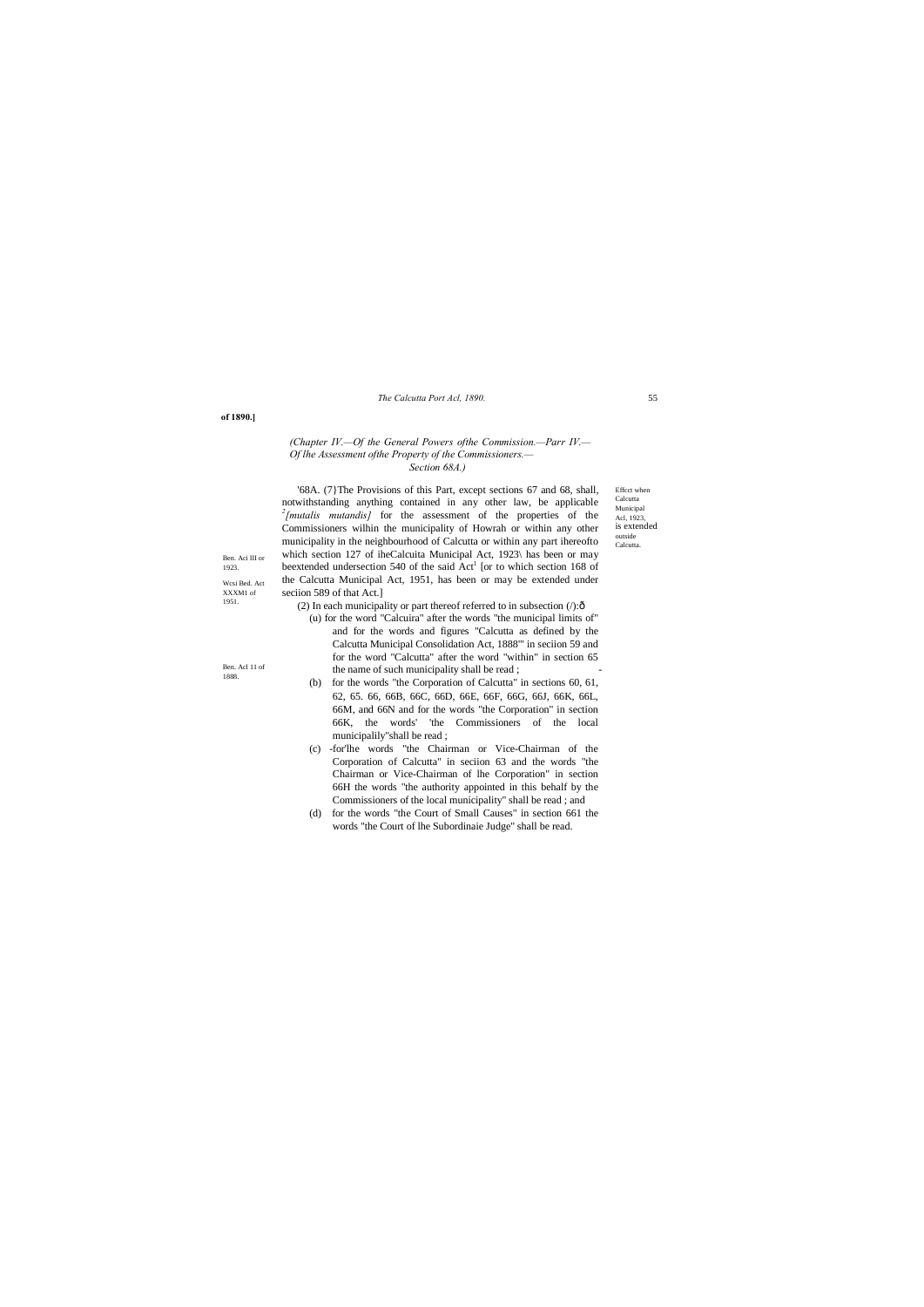**of 1890.]**

*(Chapter IV.—Of the General Powers ofthe Commission.—Parr IV.— Of lhe Assessment ofthe Property of the Commissioners.— Section 68A.)*

Effcct when Calcutta Municipal Acl, 1923, is extended outside Calcutta.

'68A. (7}The Provisions of this Part, except sections 67 and 68, shall, notwithstanding anything contained in any other law, be applicable [2]*[mutalis mutandis]* for the assessment of the properties of the Commissioners wilhin the municipality of Howrah or within any other municipality in the neighbourhood of Calcutta or within any part ihereofto which section 127 of iheCalcuita Municipal Act, 1923\ has been or may beextended undersection 540 of the said Act[1] [or to which section 168 of the Calcutta Municipal Act, 1951, has been or may be extended under seciion 589 of that Act.]

Ben. Aci III or 1923.

Wcsi Bed. Act XXXM1 of 1951.

(2) In each municipality or part thereof referred to in subsection (/):ð

(u) for the word "Calcuira" after the words "the municipal limits of" and for the words and figures "Calcutta as defined by the Calcutta Municipal Consolidation Act, 1888'" in seciion 59 and for the word "Calcutta" after the word "within" in section 65 the name of such municipality shall be read ; -

Ben. Acl 11 of 1888.

(b) for the words "the Corporation of Calcutta" in sections 60, 61, 62, 65. 66, 66B, 66C, 66D, 66E, 66F, 66G, 66J, 66K, 66L, 66M, and 66N and for the words "the Corporation" in section 66K, the words' 'the Commissioners of the local municipalily"shall be read ;

(c) -for'lhe words "the Chairman or Vice-Chairman of the Corporation of Calcutta" in seciion 63 and the words "the Chairman or Vice-Chairman of lhe Corporation" in section 66H the words "the authority appointed in this behalf by the Commissioners of the local municipality" shall be read ; and

(d) for the words "the Court of Small Causes" in section 661 the words "the Court of lhe Subordinaie Judge" shall be read.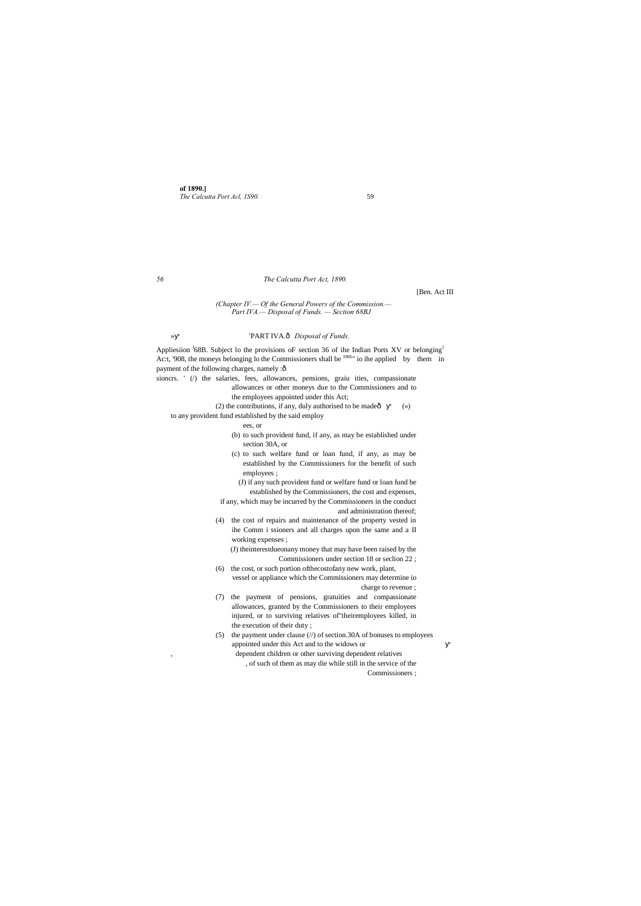(Chapter IV.— Of the General Powers of the Commission.— Part IVA.— Disposal of Funds. — Section 68BJ

## 'PART IVA.— *Disposal of Funds.*

Appliesiion [1]68B. Subject lo the provisions oF section 36 of ihe Indian Ports XV or belonging[1] Ac:t, '908, the moneys belonging lo the Commissioners shall be [1908"] io ihe applied by them in payment of the following charges, namely :—

sioncrs. ' (/) the salaries, fees, allowances, pensions, graiu ities, compassionate allowances or other moneys due to the Commissioners and to the employees appointed under this Act;

(2) the contributions, if any, duly authorised to be made— («) to any provident fund established by the said employees, or

(b) to such provident fund, if any, as may be established under section 30A, or

(c) to such welfare fund or loan fund, if any, as may be established by the Commissioners for the benefit of such employees ;

(J) if any such provident fund or welfare fund or loan fund be established by the Commissioners, the cost and expenses, if any, which may be incurred by the Commissioners in the conduct and administration thereof;

(4) the cost of repairs and maintenance of the property vested in ihe Comm i ssioners and all charges upon the same and a II working expenses ;

(J) theinterestdueonany money that may have been raised by the Commissioners under section 18 or seclion 22 ;

(6) the cost, or such portion ofthecostofany new work, plant, vessel or appliance which the Commissioners may determine io charge to revenue ;

(7) the payment of pensions, gratuities and compassionate allowances, granted by the Commissioners to their employees injured, or to surviving relatives of"theiremployees killed, in the execution of their duty ;

(5) the payment under clause (//) of section.30A of bonuses to employees appointed under this Act and to the widows or dependent children or other surviving dependent relatives, of such of them as may die while still in the service of the Commissioners ;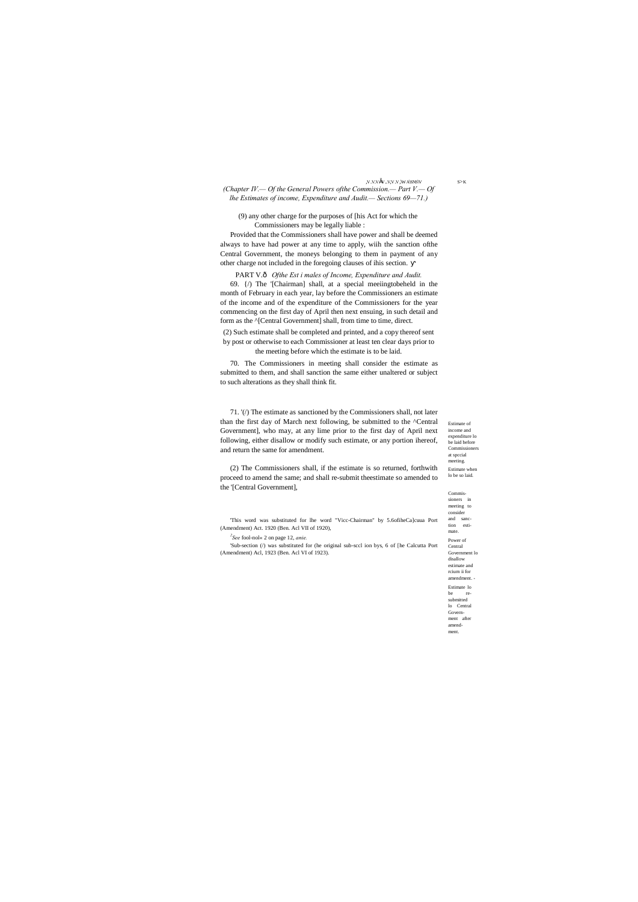*(Chapter IV.— Of the General Powers ofthe Commission.— Part V.— Of lhe Estimates of income, Expenditure and Audit.— Sections 69—71.)*

(9) any other charge for the purposes of [his Act for which the Commissioners may be legally liable :

Provided that the Commissioners shall have power and shall be deemed always to have had power at any time to apply, wiih the sanction ofthe Central Government, the moneys belonging to them in payment of any other charge not included in the foregoing clauses of ihis section.

PART V.— *Ofthe Est i males of Income, Expenditure and Audit.*

Estimate of income and expenditure lo be laid before Commissioners at spccial meeting.

69. {/) The '[Chairman] shall, at a special meeiingtobeheld in the month of February in each year, lay before the Commissioners an estimate of the income and of the expenditure of the Commissioners for the year commencing on the first day of April then next ensuing, in such detail and form as the ^[Central Government] shall, from time to time, direct.

Estimate when lo be so laid.

(2) Such estimate shall be completed and printed, and a copy thereof sent by post or otherwise to each Commissioner at least ten clear days prior to the meeting before which the estimate is to be laid.

Commissioners in meeting to consider and sanction estimate.

70. The Commissioners in meeting shall consider the estimate as submitted to them, and shall sanction the same either unaltered or subject to such alterations as they shall think fit.

Power of Central Government lo disallow estimate and rcium ii for amendment.

71. '(/) The estimate as sanctioned by the Commissioners shall, not later than the first day of March next following, be submitted to the ^Central Government], who may, at any lime prior to the first day of April next following, either disallow or modify such estimate, or any portion ihereof, and return the same for amendment.

Estimate lo be re-submitted lo Central Government after amendment.

(2) The Commissioners shall, if the estimate is so returned, forthwith proceed to amend the same; and shall re-submit theestimate so amended to the '[Central Government],

'This word was substituted for lhe word "Vicc-Chairman" by 5.6ofiheCa]cuua Port (Amendment) Act. 1920 (Ben. Acl VII of 1920),

[2]*See* fool-nol« 2 on page 12, *anie.*

'Sub-section (/) was substituted for (he original sub-sccl ion bys, 6 of [he Calcutta Port (Amendment) Acl, 1923 (Ben. Acl VI of 1923).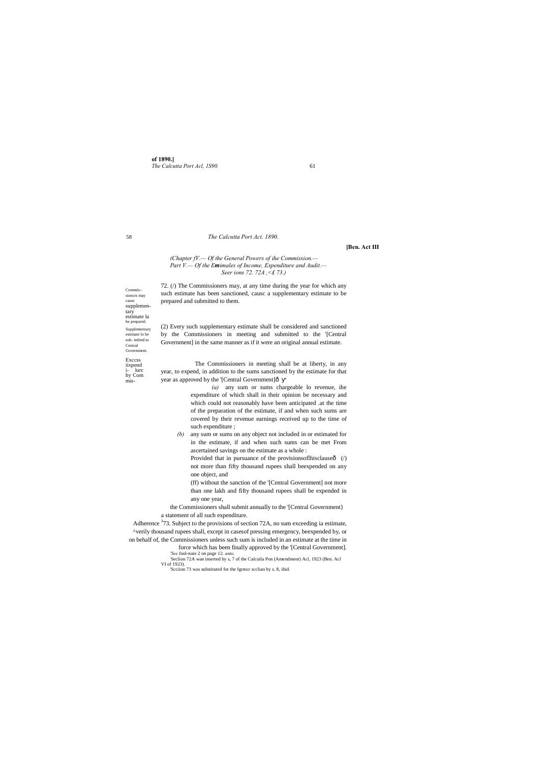*(Chapter fV.— Of the General Powers of the Commission.— Part V.— Of the Emimales of Income, Expenditure and Audit.— Seer ions 72. 72A ,<£ 73.)*

Commis-- sioncrs may causc supplementary estimate la be prepared.

72. (/) The Commissioners may, at any time during the year for which any such estimate has been sanctioned, causc a supplementary estimate to be prepared and submitted to them.

Supplementary estimate lo be sub- mtlted to Central Government.

(2) Every such supplementary estimate shall be considered and sanctioned by the Commissioners in meeting and submitted to the '[Central Government] in the same manner as if it were an original annual estimate.

Exccss iixpend i- lurc by Com mis-

The Commissioners in meeting shall be at liberty, in any year, to expend, in addition to the sums sanctioned by the estimate for that year as approved by the '[Central Government]ô γ·

*(a)* any sum or sums chargeable lo revenue, ihe expenditure of which shall in their opinion be necessary and which could not reasonably have been anticipated .at the time of the preparation of the estimate, if and when such sums are covered by their revenue earnings received up to the time of such expenditure ;

*(b)* any sum or sums on any object not included in or estimated for in the estimate, if and when such sums can be met From ascertained savings on the estimate as a whole :

Provided that in pursuance of the provisionsoflhisclauseô (/) not more than fifty thousand rupees shall beexpended on any one object, and

(ff) without the sanction of the '[Central Government] not more than one lakh and fifty thousand rupees shall be expended in any one year,

the Commissioners shall submit annually to the '[Central Government} a statement of all such expenditure.

Adherence [3]73. Subject to the provisions of section 72A, no sum exceeding ia estimate, ^verily thousand rupees shall, except in casesof pressing emergency, beexpended by, or on behalf of, the Commissioners unless such sum is included in an estimate at the time in force which has been finally approved by the '[Central Government].

'*See* fool-nuie 2 on page 12. *ante,*

[2]Seclion 72A wan inserted by s, 7 of the Calcuila Pon (Amendment) Acl, 1923 (Ben. Acl VI of 1923).

'Scciion 73 was substituted for the fgrmcr scclian by s. 8, ibid.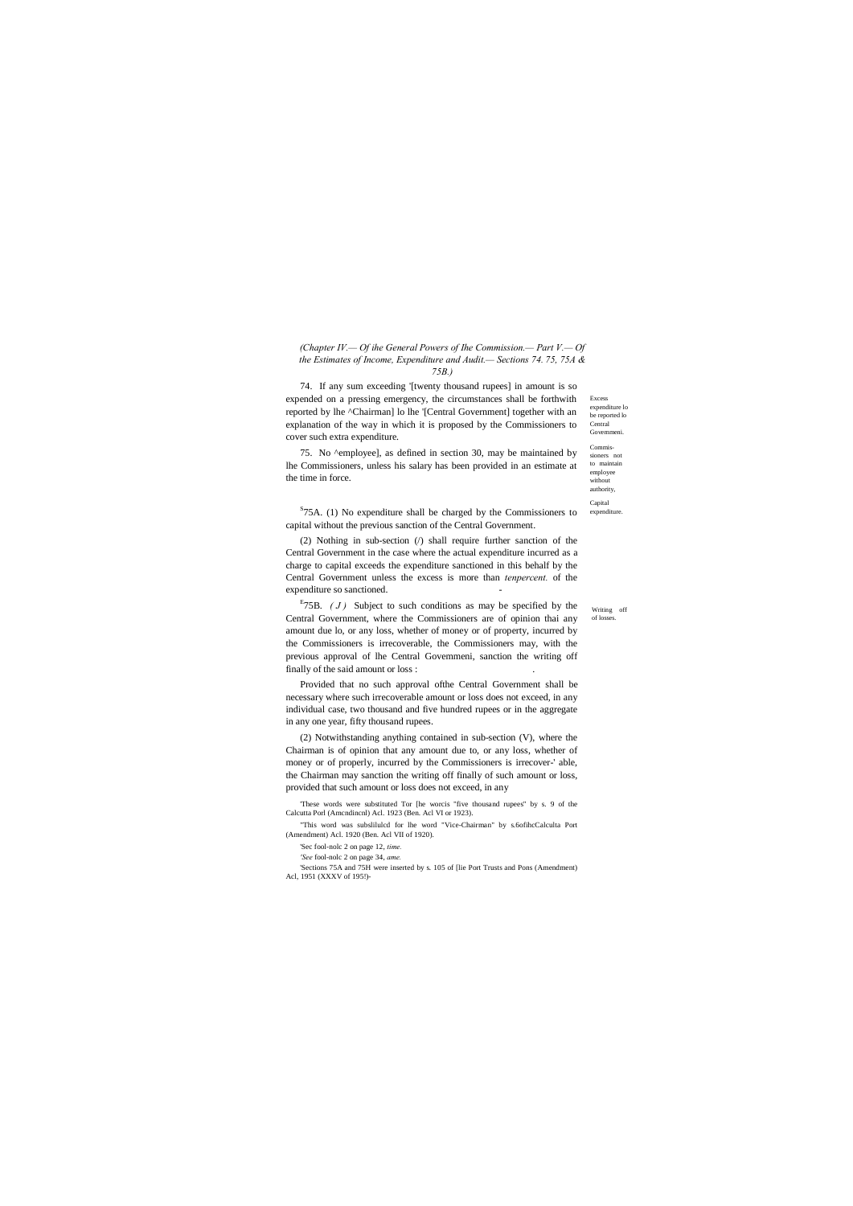*(Chapter IV.— Of the General Powers of Ihe Commission.— Part V.— Of the Estimates of Income, Expenditure and Audit.— Sections 74. 75, 75A & 75B.)*

Excess expenditure lo be reported lo Central Govemmeni.

74. If any sum exceeding '[twenty thousand rupees] in amount is so expended on a pressing emergency, the circumstances shall be forthwith reported by lhe ^Chairman] lo lhe '[Central Government] together with an explanation of the way in which it is proposed by the Commissioners to cover such extra expenditure.

Commissioners not to maintain employee without authority,

75. No ^employee], as defined in section 30, may be maintained by lhe Commissioners, unless his salary has been provided in an estimate at the time in force.

Capital expenditure.

[S]75A. (1) No expenditure shall be charged by the Commissioners to capital without the previous sanction of the Central Government.

(2) Nothing in sub-section (/) shall require further sanction of the Central Government in the case where the actual expenditure incurred as a charge to capital exceeds the expenditure sanctioned in this behalf by the Central Government unless the excess is more than *tenpercent.* of the expenditure so sanctioned.

Writing off of losses.

[E]75B. *( J )* Subject to such conditions as may be specified by the Central Government, where the Commissioners are of opinion thai any amount due lo, or any loss, whether of money or of property, incurred by the Commissioners is irrecoverable, the Commissioners may, with the previous approval of lhe Central Govemmeni, sanction the writing off finally of the said amount or loss :

Provided that no such approval ofthe Central Government shall be necessary where such irrecoverable amount or loss does not exceed, in any individual case, two thousand and five hundred rupees or in the aggregate in any one year, fifty thousand rupees.

(2) Notwithstanding anything contained in sub-section (V), where the Chairman is of opinion that any amount due to, or any loss, whether of money or of properly, incurred by the Commissioners is irrecover-' able, the Chairman may sanction the writing off finally of such amount or loss, provided that such amount or loss does not exceed, in any

---

'These words were substituted Tor [he worcis "five thousand rupees" by s. 9 of the Calcutta Porl (Amcndincnl) Acl. 1923 (Ben. Acl VI or 1923).

"This word was subslilulcd for lhe word "Vice-Chairman" by s.6ofihcCalculta Port (Amendment) Acl. 1920 (Ben. Acl VII of 1920).

'Sec fool-nolc 2 on page 12, *time.*

*'See* fool-nolc 2 on page 34, *ame.*

'Sections 75A and 75H were inserted by s. 105 of [lie Port Trusts and Pons (Amendment) Acl, 1951 (XXXV of 195!)-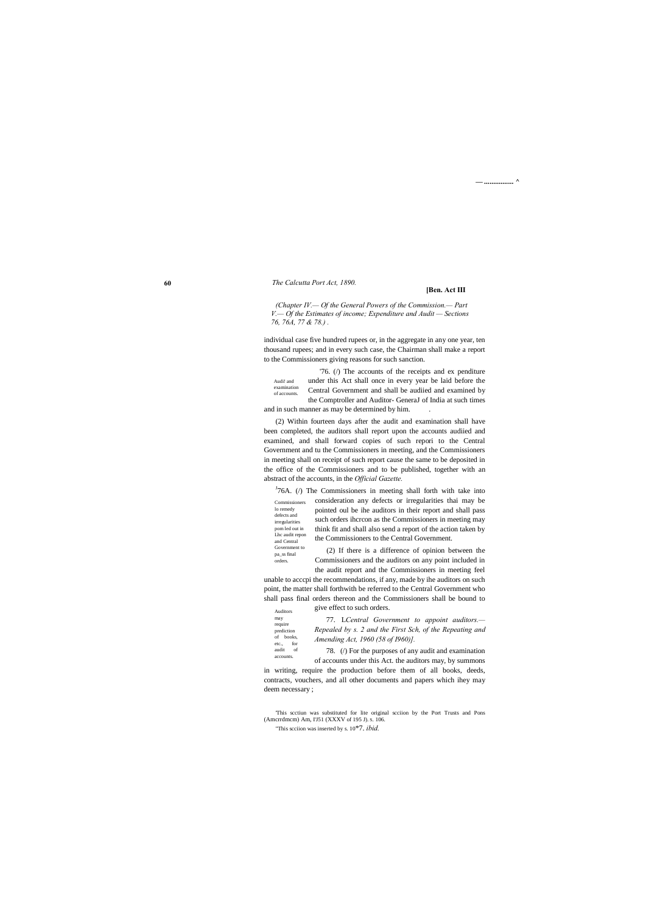(Chapter IV.— Of the General Powers of the Commission.— Part V.— Of the Estimates of income; Expenditure and Audit — Sections 76, 76A, 77 & 78.) .

individual case five hundred rupees or, in the aggregate in any one year, ten thousand rupees; and in every such case, the Chairman shall make a report to the Commissioners giving reasons for such sanction.

Audi! and examination of accounts.

'76. (/) The accounts of the receipts and ex penditure under this Act shall once in every year be laid before the Central Government and shall be audiied and examined by the Comptroller and Auditor- GeneraJ of India at such times and in such manner as may be determined by him.

(2) Within fourteen days after the audit and examination shall have been completed, the auditors shall report upon the accounts audiied and examined, and shall forward copies of such repori to the Central Government and tu the Commissioners in meeting, and the Commissioners in meeting shall on receipt of such report cause the same to be deposited in the office of the Commissioners and to be published, together with an abstract of the accounts, in the *Official Gazette.*

Commissioners lo remedy defects and irregularities pom led out in Lhc audit repon and Central Government to pa_ss final orders.

[J]76A. (/) The Commissioners in meeting shall forth with take into consideration any defects or irregularities thai may be pointed oul be ihe auditors in their report and shall pass such orders ihcrcon as the Commissioners in meeting may think fit and shall also send a report of the action taken by the Commissioners to the Central Government.

(2) If there is a difference of opinion between the Commissioners and the auditors on any point included in the audit report and the Commissioners in meeting feel unable to acccpi the recommendations, if any, made by ihe auditors on such point, the matter shall forthwith be referred to the Central Government who shall pass final orders thereon and the Commissioners shall be bound to give effect to such orders.

77. L*Central Government to appoint auditors.— Repealed by s. 2 and the First Sch, of the Repealing and Amending Act, 1960 (58 of I960)].*

Auditors may require prediction of books, etc., for audit of accounts.

78. (/) For the purposes of any audit and examination of accounts under this Act. the auditors may, by summons in writing, require the production before them of all books, deeds, contracts, vouchers, and all other documents and papers which ihey may deem necessary ;

'This scctiun was substituted for lite original scciion by the Port Trusts and Pons (Amcrrdmcm) Am, I'J51 (XXXV of 195 J). s. 106.

"This scciion was inserted by s. 10*7. *ibid.*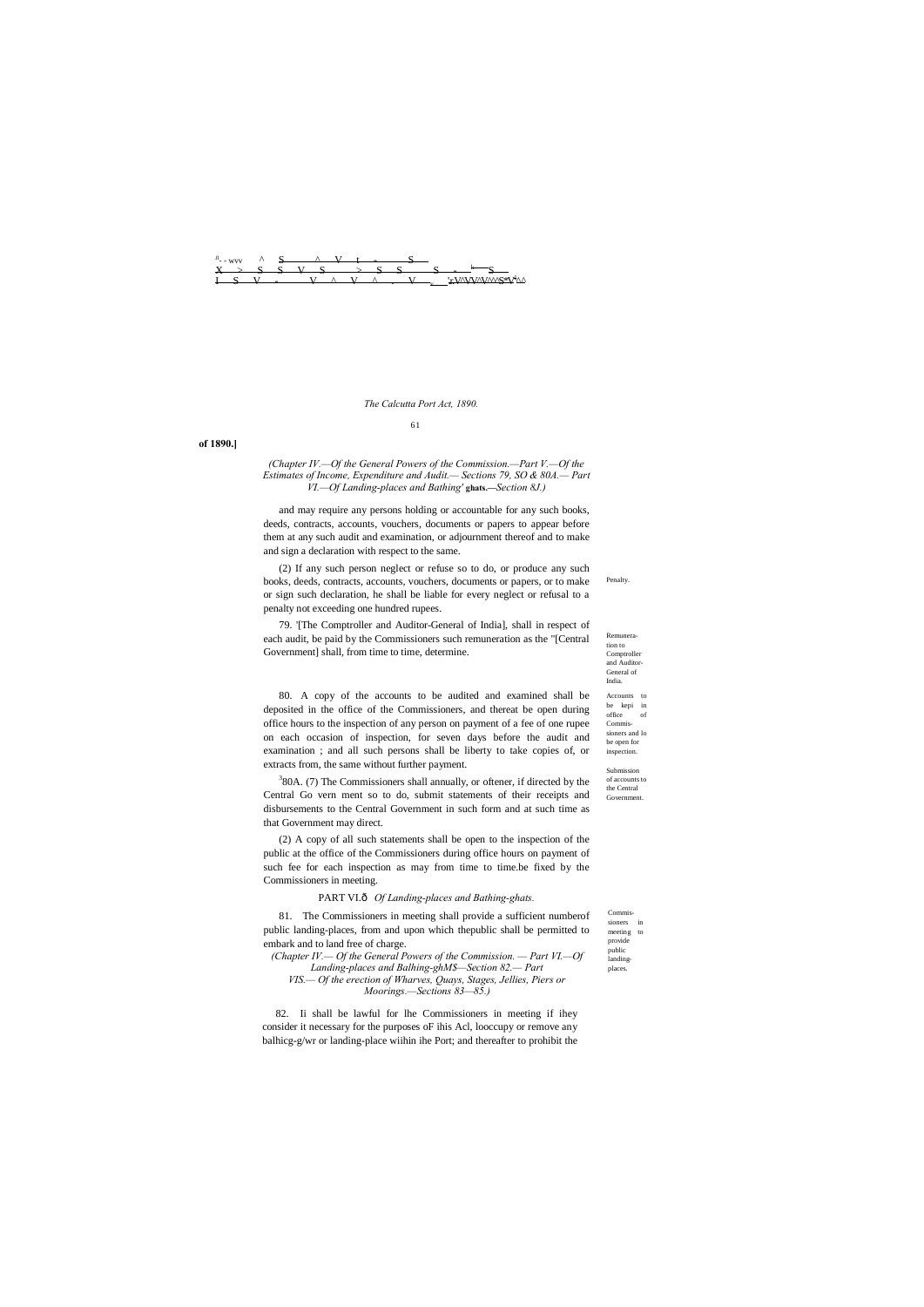**of 1890.]**

*(Chapter IV.—Of the General Powers of the Commission.—Part V.—Of the Estimates of Income, Expenditure and Audit.— Sections 79, SO & 80A.— Part VI.—Of Landing-places and Bathing'* **ghats.**—*Section 8J.)*

and may require any persons holding or accountable for any such books, deeds, contracts, accounts, vouchers, documents or papers to appear before them at any such audit and examination, or adjournment thereof and to make and sign a declaration with respect to the same.

Penalty.

(2) If any such person neglect or refuse so to do, or produce any such books, deeds, contracts, accounts, vouchers, documents or papers, or to make or sign such declaration, he shall be liable for every neglect or refusal to a penalty not exceeding one hundred rupees.

Remuneration to Comptroller and Auditor-General of India.

79. '[The Comptroller and Auditor-General of India], shall in respect of each audit, be paid by the Commissioners such remuneration as the "[Central Government] shall, from time to time, determine.

Accounts to be kepi in office of Commissioners and lo be open for inspection.

80. A copy of the accounts to be audited and examined shall be deposited in the office of the Commissioners, and thereat be open during office hours to the inspection of any person on payment of a fee of one rupee on each occasion of inspection, for seven days before the audit and examination ; and all such persons shall be liberty to take copies of, or extracts from, the same without further payment.

Submission of accounts to the Central Government.

[3]80A. (7) The Commissioners shall annually, or oftener, if directed by the Central Go vern ment so to do, submit statements of their receipts and disbursements to the Central Government in such form and at such time as that Government may direct.

(2) A copy of all such statements shall be open to the inspection of the public at the office of the Commissioners during office hours on payment of such fee for each inspection as may from time to time.be fixed by the Commissioners in meeting.

PART VI.ô *Of Landing-places and Bathing-ghats.*

Commissioners in meeting to provide public landing-places.

81. The Commissioners in meeting shall provide a sufficient numberof public landing-places, from and upon which thepublic shall be permitted to embark and to land free of charge.

*(Chapter IV.— Of the General Powers of the Commission. — Part VI.—Of Landing-places and Balhing-ghM$—Section 82.— Part VIS.— Of the erection of Wharves, Quays, Stages, Jellies, Piers or Moorings.—Sections 83—85.)*

82. Ii shall be lawful for lhe Commissioners in meeting if ihey consider it necessary for the purposes oF ihis Acl, looccupy or remove any balhicg-g/wr or landing-place wiihin ihe Port; and thereafter to prohibit the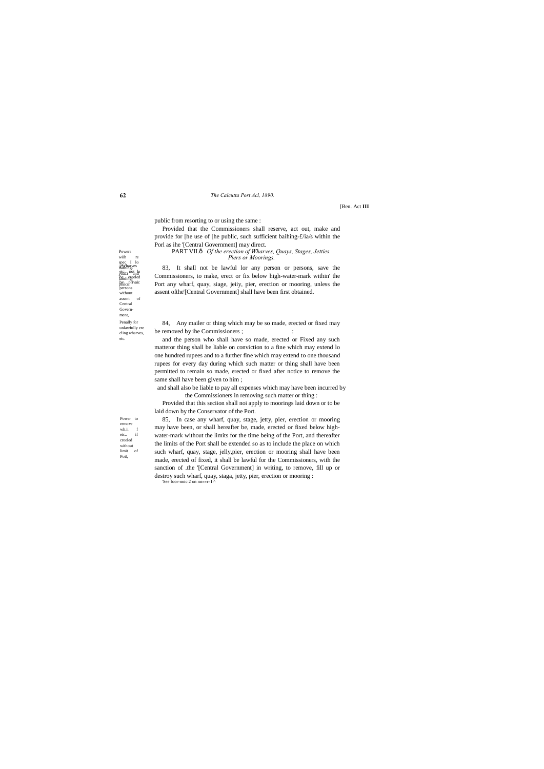[Ben. Act **III**

public from resorting to or using the same :

Provided that the Commissioners shall reserve, act out, make and provide for [he use of [he public, such sufficient baihing-£/ia/s within the Porl as ihe '[Central Government] may direct.

## PART VII.ô *Of the erection of Wharves, Quays, Stages, Jetties. Piers or Moorings.*

Powers wiih re spec l lo building; ghats and landing-places. Wharves etc. not lo be ereeled by privaic persons without assent of Central Govern-ment,

83, It shall not be lawful lor any person or persons, save the Commissioners, to make, erect or fix below high-water-mark within' the Port any wharf, quay, siage, jeiiy, pier, erection or mooring, unless the assent ofthe'[Central Government] shall have been first obtained.

Penally for unlawfully ere cling wharves, eic.

84, Any mailer or thing which may be so made, erected or fixed may be removed by ihe Commissioners ; :

and the person who shall have so made, erected or Fixed any such matteror thing shall be liable on conviction to a fine which may extend lo one hundred rupees and to a further fine which may extend to one thousand rupees for every day during which such matter or thing shall have been permitted to remain so made, erected or fixed after notice to remove the same shall have been given to him ;

and shall also be liable to pay all expenses which may have been incurred by the Commissioners in removing such matter or thing :

Provided that this seciion shall noi apply to moorings laid down or to be laid down by the Conservator of the Port.

Power to remove wh.ii f eic.. if creeled without limit of Poil,

85, In case any wharf, quay, stage, jetty, pier, erection or mooring may have been, or shall hereafter be, made, erected or fixed below high-water-mark without the limits for the time being of the Port, and thereafter the limits of the Port shall be extended so as to include the place on which such wharf, quay, stage, jelly,pier, erection or mooring shall have been made, erected of fixed, it shall be lawful for the Commissioners, with the sanction of .the '[Central Government] in writing, to remove, fill up or destroy such wharf, quay, staga, jetty, pier, erection or mooring :

'See foor-noic 2 on nn»»r-1 ^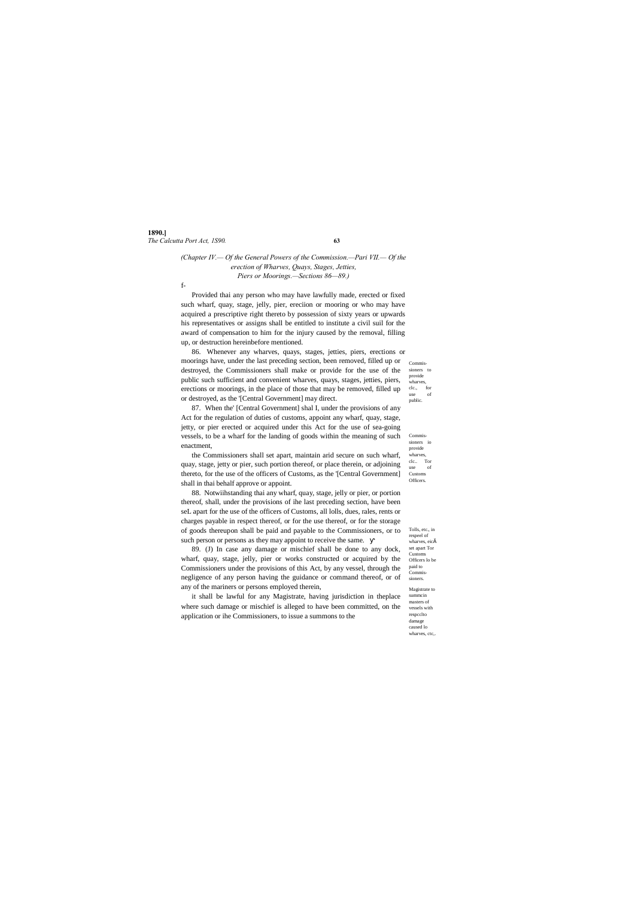*(Chapter IV.— Of the General Powers of the Commission.—Pari VII.— Of the erection of Wharves, Quays, Stages, Jetties, Piers or Moorings.—Sections 86—89.)*

f-

Provided thai any person who may have lawfully made, erected or fixed such wharf, quay, stage, jelly, pier, ereciion or mooring or who may have acquired a prescriptive right thereto by possession of sixty years or upwards his representatives or assigns shall be entitled to institute a civil suil for the award of compensation to him for the injury caused by the removal, filling up, or destruction hereinbefore mentioned.

Commis-sioners to provide wharves, clc., for use of public.

86. Whenever any wharves, quays, stages, jetties, piers, erections or moorings have, under the last preceding section, been removed, filled up or destroyed, the Commissioners shall make or provide for the use of the public such sufficient and convenient wharves, quays, stages, jetties, piers, erections or moorings, in the place of those that may be removed, filled up or destroyed, as the '[Central Government] may direct.

Commis-sioners io provide wharves, clc.. Tor use of Customs Officers.

87. When the' [Central Government] shal I, under the provisions of any Act for the regulation of duties of customs, appoint any wharf, quay, stage, jetty, or pier erected or acquired under this Act for the use of sea-going vessels, to be a wharf for the landing of goods within the meaning of such enactment,

the Commissioners shall set apart, maintain arid secure on such wharf, quay, stage, jetty or pier, such portion thereof, or place therein, or adjoining thereto, for the use of the officers of Customs, as the '[Central Government] shall in thai behalf approve or appoint.

Tolls, etc., in respeel of wharves, eicÂ set apart Tor Customs Officers lo be paid to Commis-sioners.

88. Notwiihstanding thai any wharf, quay, stage, jelly or pier, or portion thereof, shall, under the provisions of ihe last preceding section, have been seL apart for the use of the officers of Customs, all lolls, dues, rales, rents or charges payable in respect thereof, or for the use thereof, or for the storage of goods thereupon shall be paid and payable to the Commissioners, or to such person or persons as they may appoint to receive the same.

Magistrate to summcin masters of vessels with respcclto damage caused lo wharves, ctc,.

89. (J) In case any damage or mischief shall be done to any dock, wharf, quay, stage, jelly, pier or works constructed or acquired by the Commissioners under the provisions of this Act, by any vessel, through the negligence of any person having the guidance or command thereof, or of any of the mariners or persons employed therein,

it shall be lawful for any Magistrate, having jurisdiction in theplace where such damage or mischief is alleged to have been committed, on the application or ihe Commissioners, to issue a summons to the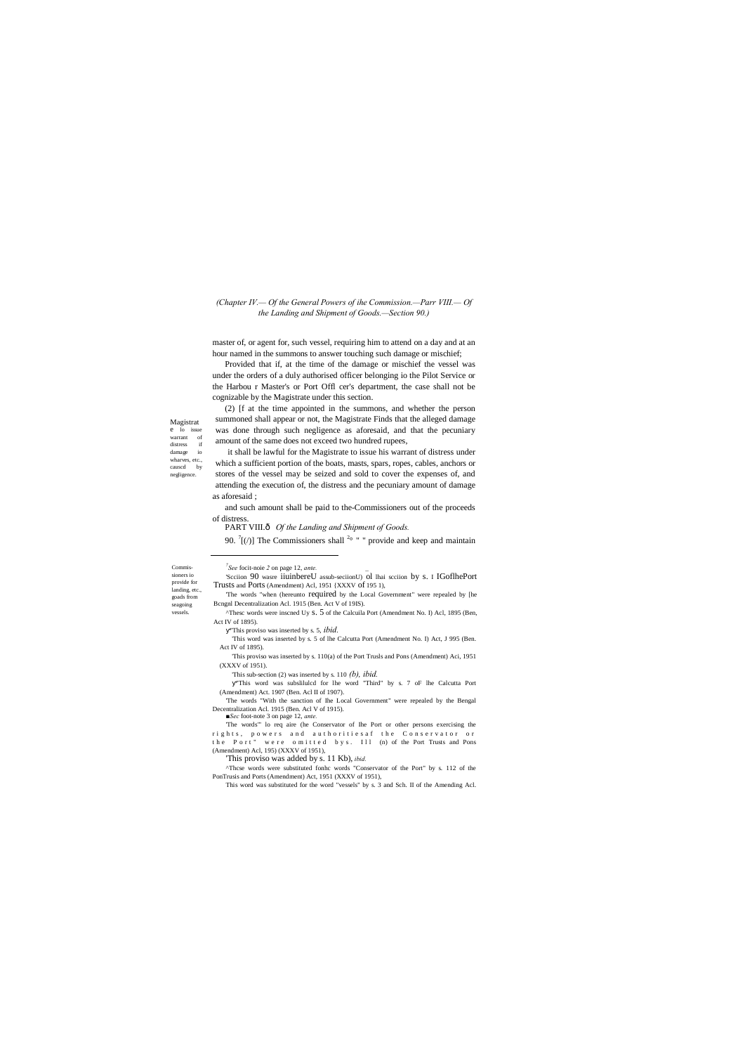*(Chapter IV.— Of the General Powers of the Commission.—Parr VIII.— Of the Landing and Shipment of Goods.—Section 90.)*

master of, or agent for, such vessel, requiring him to attend on a day and at an hour named in the summons to answer touching such damage or mischief;

Provided that if, at the time of the damage or mischief the vessel was under the orders of a duly authorised officer belonging io the Pilot Service or the Harbou r Master's or Port Offl cer's department, the case shall not be cognizable by the Magistrate under this section.

Magistrate lo issue warrant of distress if damage io wharves, etc., causcd by negligence.

(2) [f at the time appointed in the summons, and whether the person summoned shall appear or not, the Magistrate Finds that the alleged damage was done through such negligence as aforesaid, and that the pecuniary amount of the same does not exceed two hundred rupees,

it shall be lawful for the Magistrate to issue his warrant of distress under which a sufficient portion of the boats, masts, spars, ropes, cables, anchors or stores of the vessel may be seized and sold to cover the expenses of, and attending the execution of, the distress and the pecuniary amount of damage as aforesaid ;

and such amount shall be paid to the-Commissioners out of the proceeds of distress.

PART VIII.ô *Of the Landing and Shipment of Goods.*

Commissioners io provide for landing, etc., goads from seagoing vessels.

90. [7][(/)] The Commissioners shall [2]o " " provide and keep and maintain

---

[7]*See* focit-noie *2* on page 12, *ante.*

'Scciion 90 wasre iiuinbereU assub-seciionU) ol lhai scciion by s. I IGoflhePort Trusts and Ports (Amendment) Acl, 1951 {XXXV of 195 1),

'The words "when (hereunto required by the Local Government" were repealed by [he Bcngal Decentralization Acl. 1915 (Ben. Act V of 19IS).

^Thesc words were inscned Uy s. 5 of the Calcuila Port (Amendment No. I) Acl, 1895 (Ben, Act IV of 1895).

y"This proviso was inserted by s. 5, *ibid.*

'This word was inserted by s. 5 of lhe Calcutta Port (Amendment No. I) Act, J 995 (Ben. Act IV of 1895).

'This proviso was inserted by s. 110(a) of the Port Trusls and Pons (Amendment) Aci, 1951 (XXXV of 1951).

'This sub-section (2) was inserted by s. 110 *(b), ibid.*

y"This word was subslilulcd for lhe word "Third" by s. 7 oF lhe Calcutta Port (Amendment) Act. 1907 (Ben. Acl II of 1907).

'The words "With the sanction of Ihe Local Government" were repealed by the Bengal Decentralization Acl. 1915 (Ben. Acl V of 1915).

■*Sec* foot-note 3 on page 12, *ante.*

'The words'" lo req aire (he Conservator of Ihe Port or other persons exercising the rights, powers and authoritiesaf the Conservator or the Port" were omitted bys. Ill (n) of the Port Trusts and Pons (Amendment) Acl, 195) (XXXV of 1951),

'This proviso was added by s. 11 Kb), *ibid.*

^Thcse words were substituted fonhc words "Conservator of the Port" by s. 112 of the PonTrusis and Ports (Amendment) Act, 1951 (XXXV of 1951),

This word was substituted for the word "vessels" by s. 3 and Sch. II of the Amending Acl.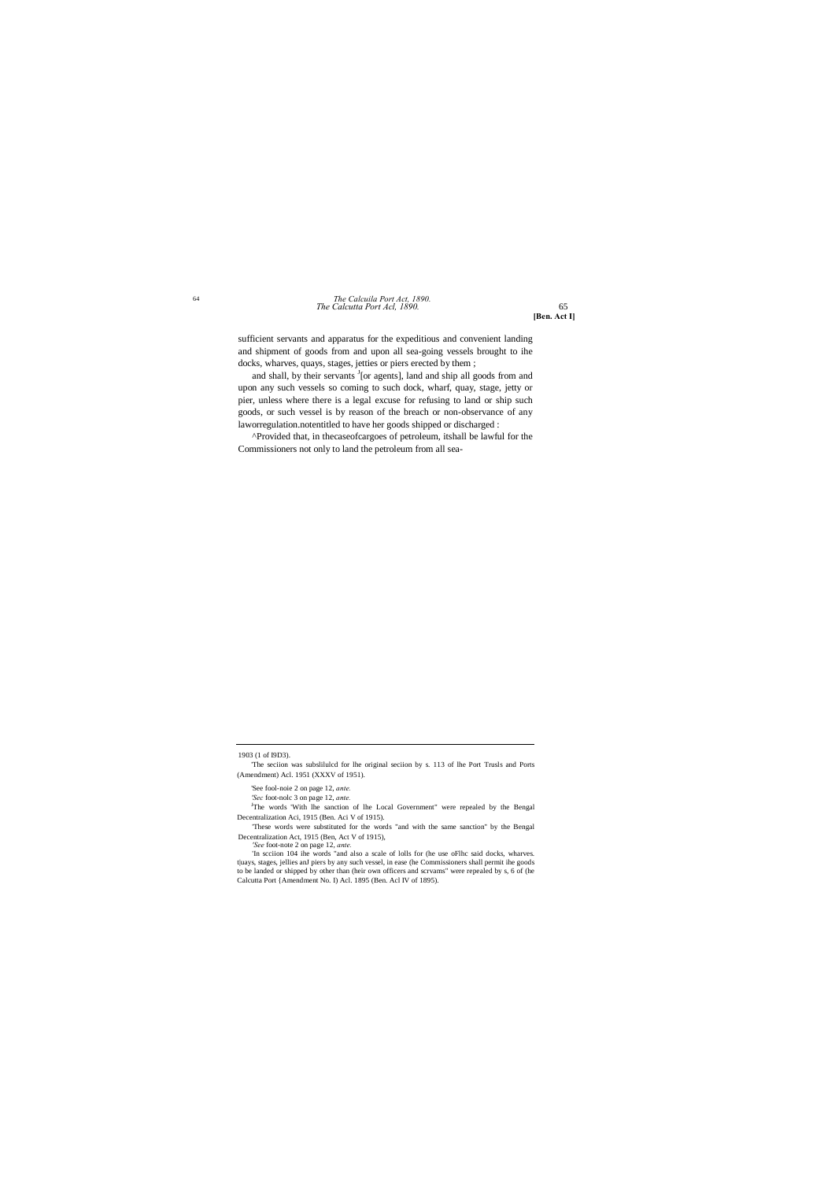sufficient servants and apparatus for the expeditious and convenient landing and shipment of goods from and upon all sea-going vessels brought to ihe docks, wharves, quays, stages, jetties or piers erected by them ;

and shall, by their servants [1][or agents], land and ship all goods from and upon any such vessels so coming to such dock, wharf, quay, stage, jetty or pier, unless where there is a legal excuse for refusing to land or ship such goods, or such vessel is by reason of the breach or non-observance of any laworregulation.notentitled to have her goods shipped or discharged :

^Provided that, in thecaseofcargoes of petroleum, itshall be lawful for the Commissioners not only to land the petroleum from all sea-

---

1903 (1 of I9D3).

'The seciion was subslilulcd for lhe original seciion by s. 113 of lhe Port Trusls and Ports (Amendment) Acl. 1951 (XXXV of 1951).

'See fool-noie 2 on page 12, *ante.*

*'Sec* foot-nolc 3 on page 12, *ante.*

[J]The words "With lhe sanction of lhe Local Government" were repealed by the Bengal Decentralization Aci, 1915 (Ben. Aci V of 1915).

'These words were substituted for the words "and with the same sanction" by the Bengal Decentralization Act, 1915 (Ben, Act V of 1915),

*'See* foot-note 2 on page 12, *ante.*

'In scciion 104 ihe words "and also a scale of lolls for (he use oFlhc said docks, wharves. t|uays, stages, jellies anJ piers by any such vessel, in ease (he Commissioners shall permit ihe goods to be landed or shipped by other than (heir own officers and scrvams" were repealed by s, 6 of (he Calcutta Port {Amendment No. I) Acl. 1895 (Ben. Acl IV of 1895).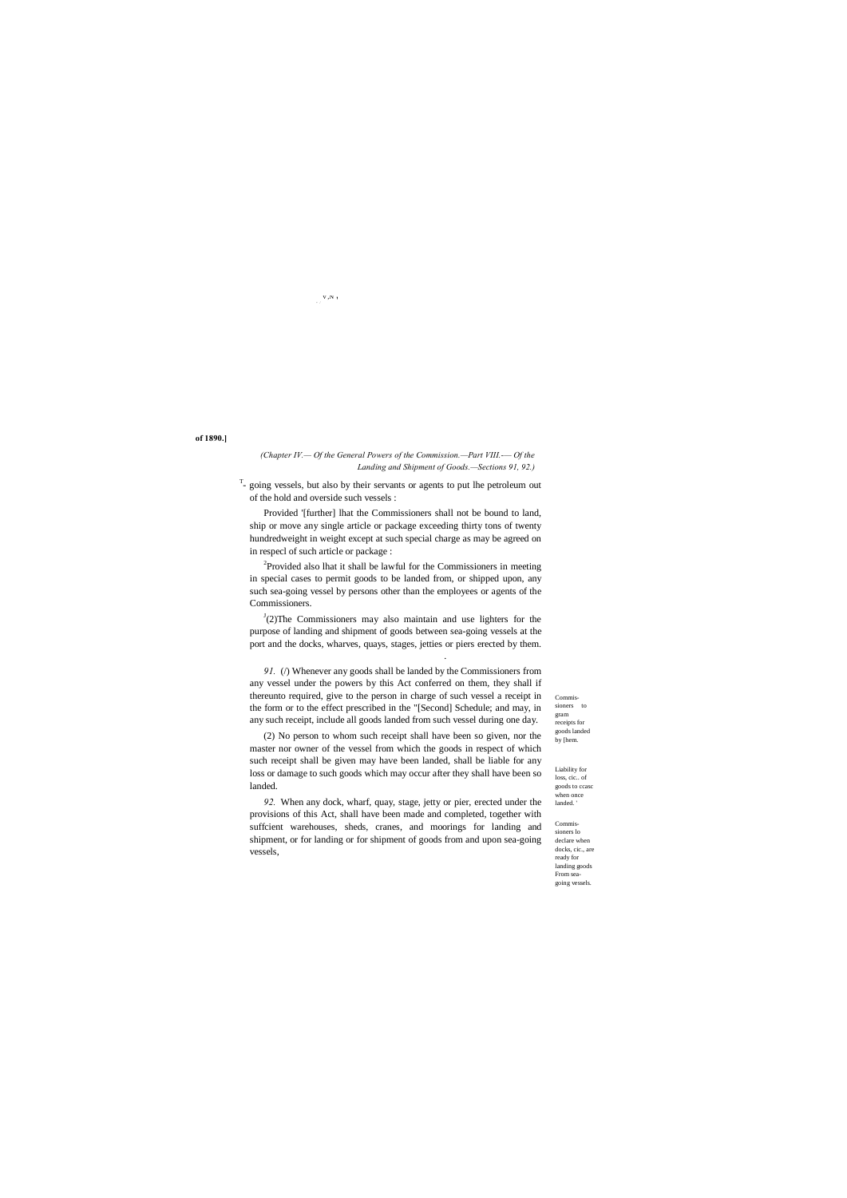*(Chapter IV.— Of the General Powers of the Commission.—Part VIII.— Of the Landing and Shipment of Goods.—Sections 91, 92.)*

going vessels, but also by their servants or agents to put lhe petroleum out of the hold and overside such vessels :

Provided '[further] lhat the Commissioners shall not be bound to land, ship or move any single article or package exceeding thirty tons of twenty hundredweight in weight except at such special charge as may be agreed on in respecl of such article or package :

[2]Provided also lhat it shall be lawful for the Commissioners in meeting in special cases to permit goods to be landed from, or shipped upon, any such sea-going vessel by persons other than the employees or agents of the Commissioners.

[3](2)The Commissioners may also maintain and use lighters for the purpose of landing and shipment of goods between sea-going vessels at the port and the docks, wharves, quays, stages, jetties or piers erected by them.

Commissioners to gram receipts for goods landed by [hem.

*91.* (/) Whenever any goods shall be landed by the Commissioners from any vessel under the powers by this Act conferred on them, they shall if thereunto required, give to the person in charge of such vessel a receipt in the form or to the effect prescribed in the "[Second] Schedule; and may, in any such receipt, include all goods landed from such vessel during one day.

Liability for loss, cic.. of goods to ccasc when once landed.

(2) No person to whom such receipt shall have been so given, nor the master nor owner of the vessel from which the goods in respect of which such receipt shall be given may have been landed, shall be liable for any loss or damage to such goods which may occur after they shall have been so landed.

Commissioners lo declare when docks, cic., are ready for landing goods From sea-going vessels.

*92.* When any dock, wharf, quay, stage, jetty or pier, erected under the provisions of this Act, shall have been made and completed, together with suffcient warehouses, sheds, cranes, and moorings for landing and shipment, or for landing or for shipment of goods from and upon sea-going vessels,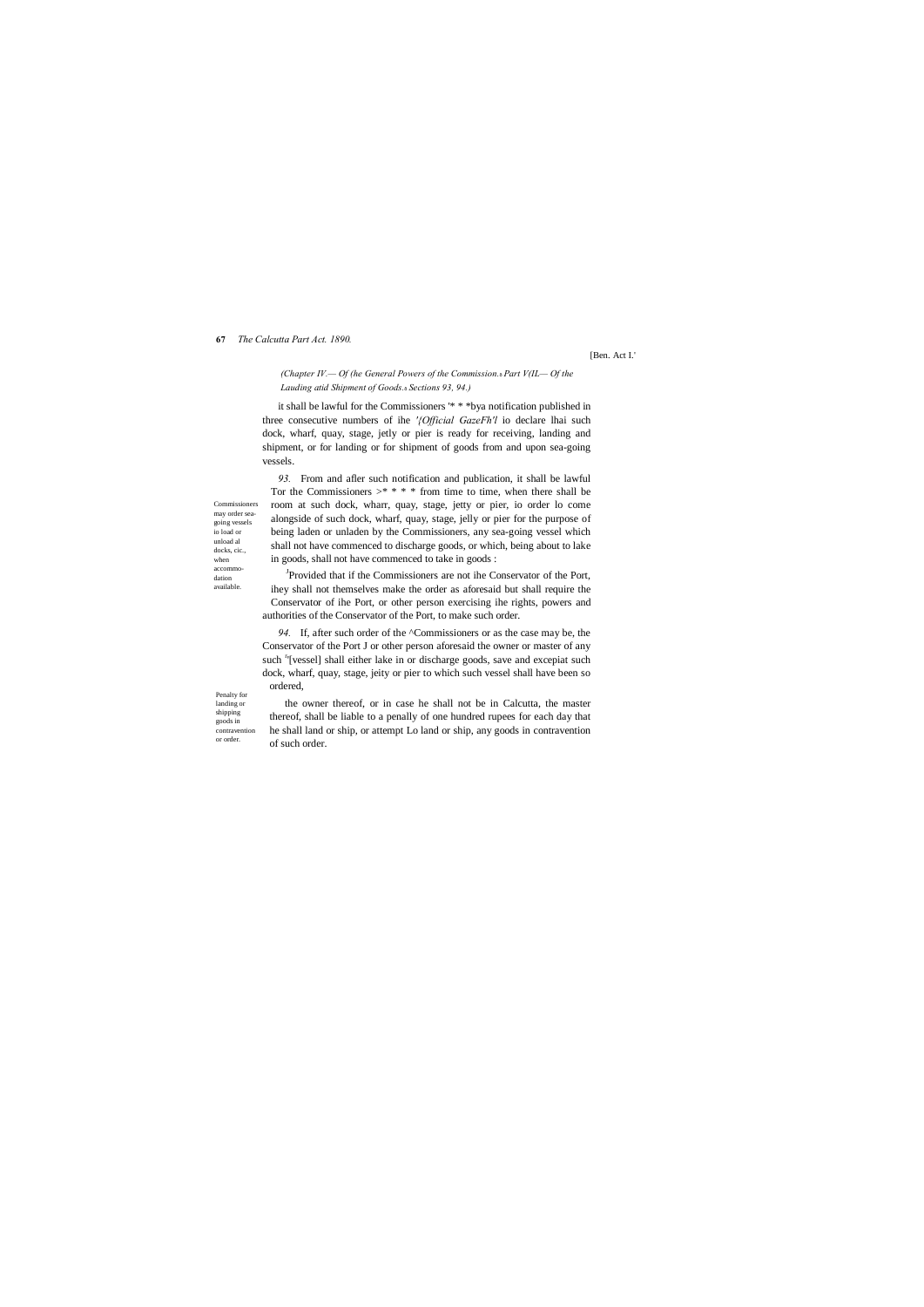*(Chapter IV.— Of the General Powers of the Commission.s Part V(IL— Of the Lauding atid Shipment of Goods.s Sections 93, 94.)*

it shall be lawful for the Commissioners '* * *bya notification published in three consecutive numbers of ihe *'{Official GazeFh'l* io declare lhai such dock, wharf, quay, stage, jetly or pier is ready for receiving, landing and shipment, or for landing or for shipment of goods from and upon sea-going vessels.

Commissioners may order sea-going vessels io load or unload al docks, cic., when accommo-dation available.

*93.* From and afler such notification and publication, it shall be lawful Tor the Commissioners >* * * * from time to time, when there shall be room at such dock, wharr, quay, stage, jetty or pier, io order lo come alongside of such dock, wharf, quay, stage, jelly or pier for the purpose of being laden or unladen by the Commissioners, any sea-going vessel which shall not have commenced to discharge goods, or which, being about to lake in goods, shall not have commenced to take in goods :

[J]Provided that if the Commissioners are not ihe Conservator of the Port, ihey shall not themselves make the order as aforesaid but shall require the Conservator of ihe Port, or other person exercising ihe rights, powers and authorities of the Conservator of the Port, to make such order.

Penalty for landing or shipping goods in contravention or order.

*94.* If, after such order of the ^Commissioners or as the case may be, the Conservator of the Port J or other person aforesaid the owner or master of any such [f][vessel] shall either lake in or discharge goods, save and excepiat such dock, wharf, quay, stage, jeity or pier to which such vessel shall have been so ordered,

the owner thereof, or in case he shall not be in Calcutta, the master thereof, shall be liable to a penally of one hundred rupees for each day that he shall land or ship, or attempt Lo land or ship, any goods in contravention of such order.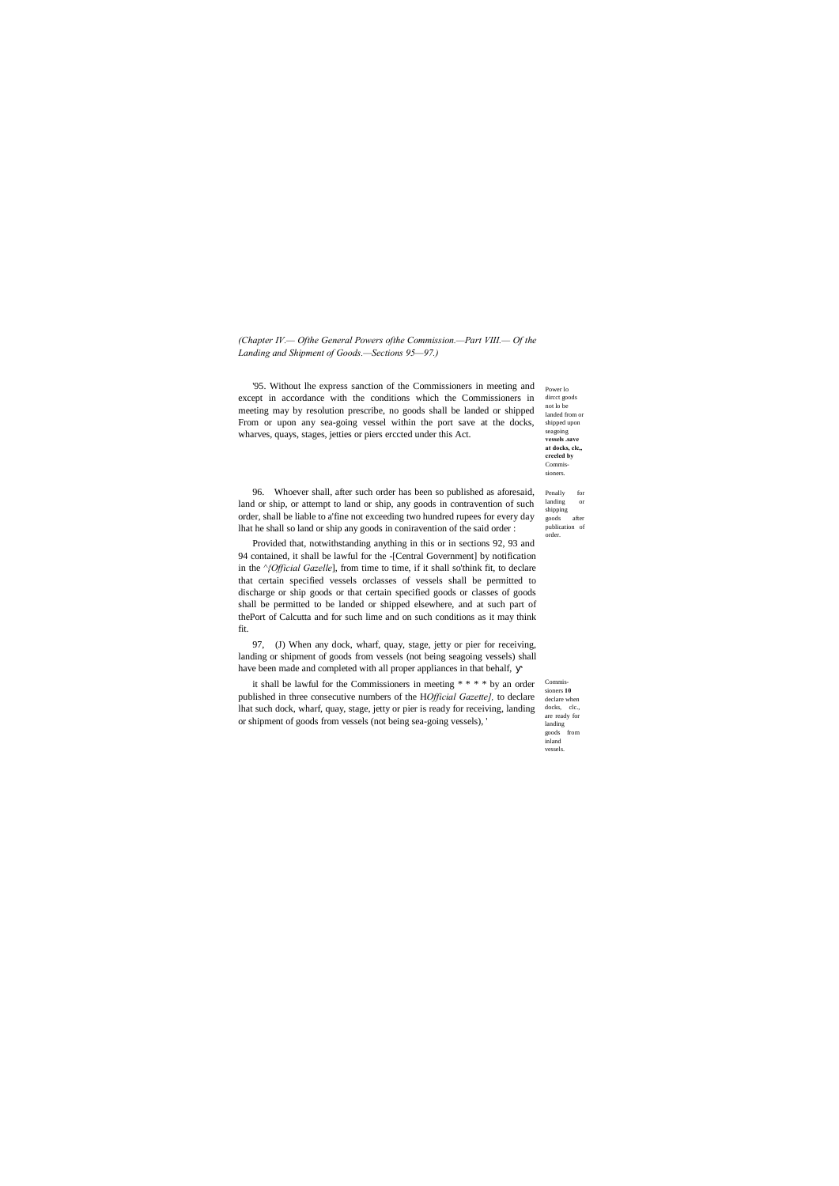*(Chapter IV.— Ofthe General Powers ofthe Commission.—Part VIII.— Of the Landing and Shipment of Goods.—Sections 95—97.)*

Power lo dircct goods not lo be landed from or shipped upon seagoing **vessels .save at docks, clc,, creeled by** Commis-sioners.

'95. Without lhe express sanction of the Commissioners in meeting and except in accordance with the conditions which the Commissioners in meeting may by resolution prescribe, no goods shall be landed or shipped From or upon any sea-going vessel within the port save at the docks, wharves, quays, stages, jetties or piers erccted under this Act.

Penally for landing or shipping goods after publication of order.

96. Whoever shall, after such order has been so published as aforesaid, land or ship, or attempt to land or ship, any goods in contravention of such order, shall be liable to a'fine not exceeding two hundred rupees for every day lhat he shall so land or ship any goods in coniravention of the said order :

Provided that, notwithstanding anything in this or in sections 92, 93 and 94 contained, it shall be lawful for the -[Central Government] by notification in the ^*{Official Gazelle*], from time to time, if it shall so'think fit, to declare that certain specified vessels orclasses of vessels shall be permitted to discharge or ship goods or that certain specified goods or classes of goods shall be permitted to be landed or shipped elsewhere, and at such part of thePort of Calcutta and for such lime and on such conditions as it may think fit.

97, (J) When any dock, wharf, quay, stage, jetty or pier for receiving, landing or shipment of goods from vessels (not being seagoing vessels) shall have been made and completed with all proper appliances in that behalf, У

Commis-sioners **10** declare when docks, clc., are ready for landing goods from inland vessels.

it shall be lawful for the Commissioners in meeting * * * * by an order published in three consecutive numbers of the H*Official Gazette],* to declare lhat such dock, wharf, quay, stage, jetty or pier is ready for receiving, landing or shipment of goods from vessels (not being sea-going vessels), '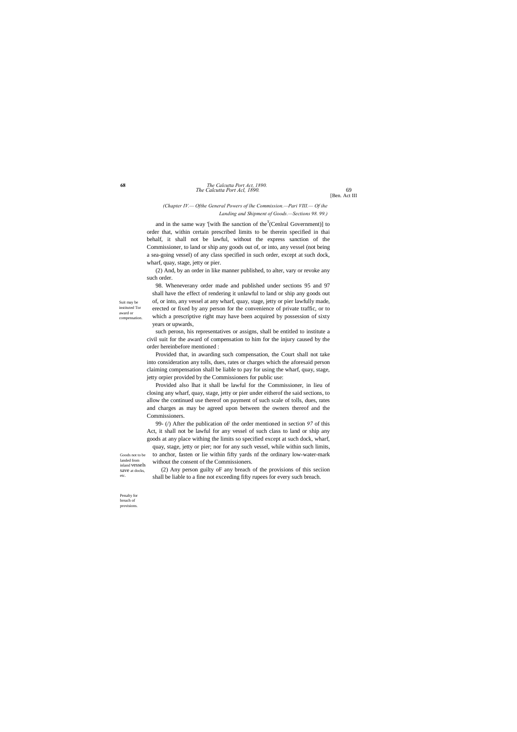(Chapter IV.— Ofthe General Powers of lhe Commission.—Pari VIII.— Of ihe Landing and Shipment of Goods.—Sections 98. 99.)

and in the same way '[with Ihe sanction of the[T](Cenlral Government)] to order that, within certain prescribed limits to be therein specified in thai behalf, it shall not be lawful, without the express sanction of the Commissioner, to land or ship any goods out of, or into, any vessel (not being a sea-going vessel) of any class specified in such order, except at such dock, wharf, quay, stage, jetty or pier.

(2) And, by an order in like manner published, to alter, vary or revoke any such order.

Suit may be instituted Tor award or compensation.

98. Wheneverany order made and published under sections 95 and 97 shall have the effect of rendering it unlawful to land or ship any goods out of, or into, any vessel at any wharf, quay, stage, jetty or pier lawfully made, erected or fixed by any person for the convenience of private traffic, or to which a prescriptive right may have been acquired by possession of sixty years or upwards,

such perosn, his representatives or assigns, shall be entitled to institute a civil suit for the award of compensation to him for the injury caused by the order hereinbefore mentioned :

Provided that, in awarding such compensation, the Court shall not take into consideration any tolls, dues, rates or charges which the aforesaid person claiming compensation shall be liable to pay for using the wharf, quay, stage, jetty orpier provided by the Commissioners for public use:

Provided also lhat it shall be lawful for the Commissioner, in lieu of closing any wharf, quay, stage, jetty or pier under eitherof the said sections, to allow the continued use thereof on payment of such scale of tolls, dues, rates and charges as may be agreed upon between the owners thereof and the Commissioners.

Goods not to be landed from inland vessels save at docks, etc.

99- (/) After the publication oF the order mentioned in section *97* of this Act, it shall not be lawful for any vessel of such class to land or ship any goods at any place withing the limits so specified except at such dock, wharf, quay, stage, jetty or pier; nor for any such vessel, while within such limits, to anchor, fasten or lie within fifty yards nf the ordinary low-water-mark without the consent of the Commissioners.

Penalty for breach of provisions.

(2) Any person guilty oF any breach of the provisions of this seciion shall be liable to a fine not exceeding fifty rupees for every such breach.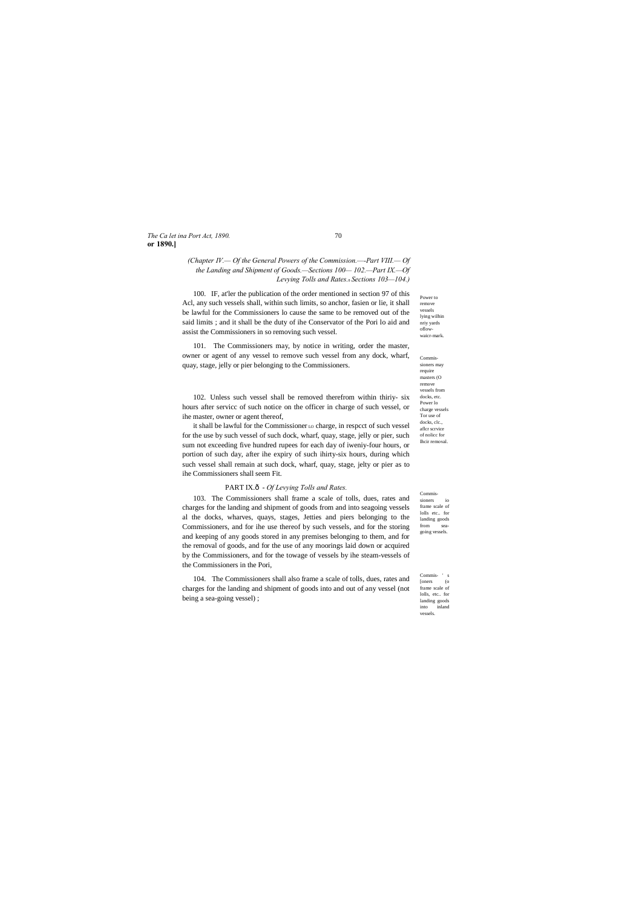*(Chapter IV.— Of the General Powers of the Commission.—-Part VIII.— Of the Landing and Shipment of Goods.—Sections 100— 102.—Part IX.—Of Levying Tolls and Rates.s Sections 103—104.)*

100. IF, at'ler the publication of the order mentioned in section 97 of this Acl, any such vessels shall, within such limits, so anchor, fasien or lie, it shall be lawful for the Commissioners lo cause the same to be removed out of the said limits ; and it shall be the duty of ihe Conservator of the Pori lo aid and assist the Commissioners in so removing such vessel.

Power to remove vessels lying wilhin nriy yards oflow-waicr-mark.

101. The Commissioners may, by notice in writing, order the master, owner or agent of any vessel to remove such vessel from any dock, wharf, quay, stage, jelly or pier belonging to the Commissioners.

Commis-sioners may require masters (O remove vessels from docks, etc.

102. Unless such vessel shall be removed therefrom within thiriy- six hours after servicc of such notice on the officer in charge of such vessel, or ihe master, owner or agent thereof,

it shall be lawful for the Commissioner LO charge, in respcct of such vessel for the use by such vessel of such dock, wharf, quay, stage, jelly or pier, such sum not exceeding five hundred rupees for each day of iweniy-four hours, or portion of such day, after ihe expiry of such ihirty-six hours, during which such vessel shall remain at such dock, wharf, quay, stage, jelty or pier as to ihe Commissioners shall seem Fit.

Power lo charge vessels Tor use of docks, clc., aflcr scrvice of nolicc for Ihcir removal.

## PART IX.ð - *Of Levying Tolls and Rates.*

103. The Commissioners shall frame a scale of tolls, dues, rates and charges for the landing and shipment of goods from and into seagoing vessels al the docks, wharves, quays, stages, Jetties and piers belonging to the Commissioners, and for ihe use thereof by such vessels, and for the storing and keeping of any goods stored in any premises belonging to them, and for the removal of goods, and for the use of any moorings laid down or acquired by the Commissioners, and for the towage of vessels by ihe steam-vessels of the Commissioners in the Pori,

Commis-sioners io frame scale of lolls etc.. for landing goods from sea-going vessels.

104. The Commissioners shall also frame a scale of tolls, dues, rates and charges for the landing and shipment of goods into and out of any vessel (not being a sea-going vessel) ;

Commis- ' s [oners (o frame scale of lolls, etc.. for landing goods into inland vessels.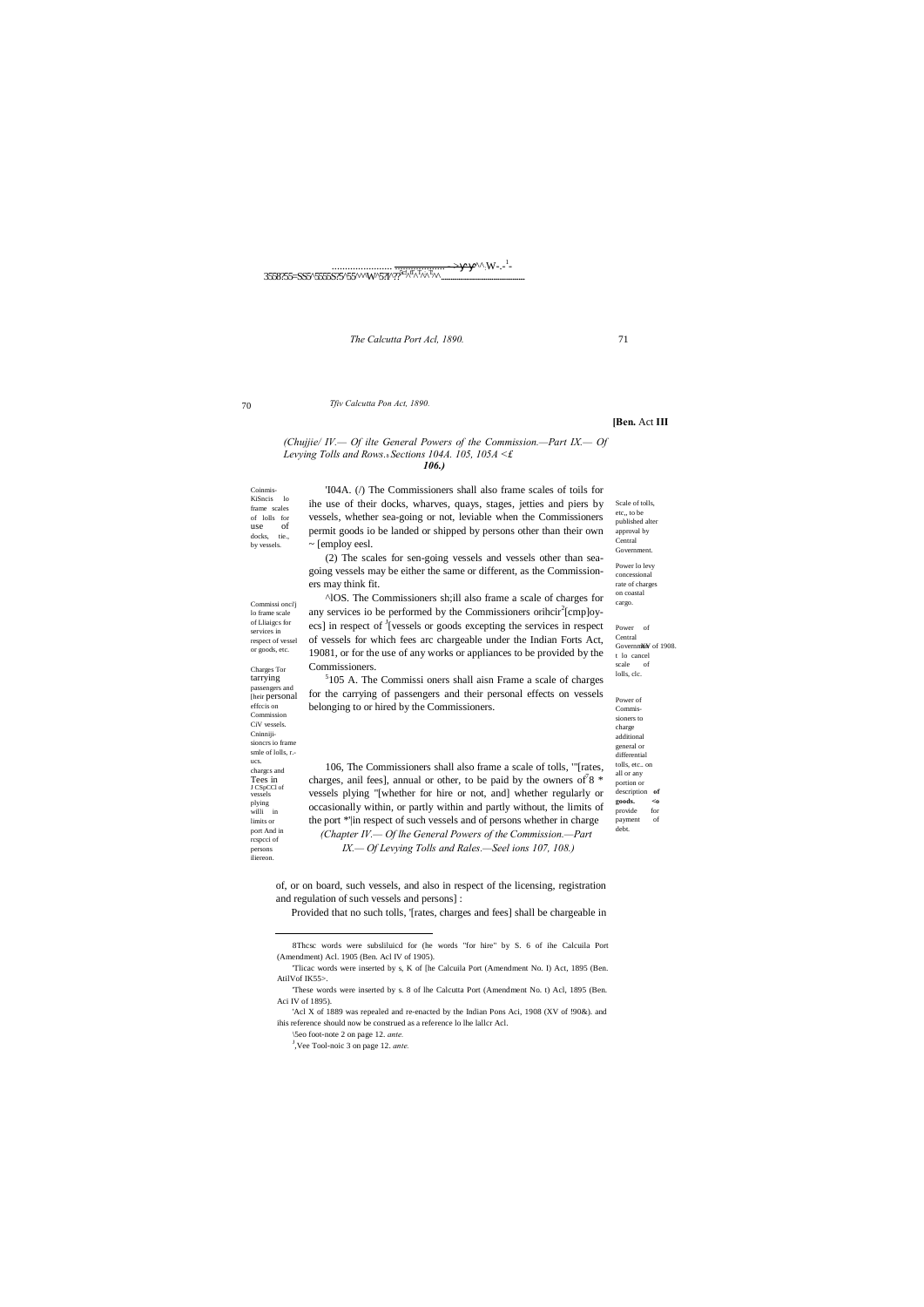[Ben. Act III

*(Chapter IV.— Of the General Powers of the Commission.—Part IX.— Of Levying Tolls and Rows. Sections 104A. 105, 105A < £ 106.)*

Commissioners to frame scales of tolls for use of docks, etc., by vessels.

'104A. (/) The Commissioners shall also frame scales of toils for the use of their docks, wharves, quays, stages, jetties and piers by vessels, whether sea-going or not, leviable when the Commissioners permit goods to be landed or shipped by persons other than their own ~ [employ eesl.

(2) The scales for sea-going vessels and vessels other than sea-going vessels may be either the same or different, as the Commissioners may think fit.

Commissioners to frame scale of charges for services in respect of vessel or goods, etc.

^lOS. The Commissioners sh;ill also frame a scale of charges for any services to be performed by the Commissioners or their[2] [employees] in respect of [3] [vessels or goods excepting the services in respect of vessels for which fees are chargeable under the Indian Forts Act, 19081, or for the use of any works or appliances to be provided by the Commissioners.

Charges for carrying passengers and their personal effects on Commission CiV vessels.

[5]105 A. The Commissioners shall also Frame a scale of charges for the carrying of passengers and their personal effects on vessels belonging to or hired by the Commissioners.

Commissioners to frame scale of tolls, rates, charges and fees in respect of vessels plying within limits of port and in respect of persons thereon.

106, The Commissioners shall also frame a scale of tolls, '"[rates, charges, and fees], annual or other, to be paid by the owners of[7] 8 * vessels plying "[whether for hire or not, and] whether regularly or occasionally within, or partly within and partly without, the limits of the port *'|in respect of such vessels and of persons whether in charge of, or on board, such vessels, and also in respect of the licensing, registration and regulation of such vessels and persons] :

Provided that no such tolls, '[rates, charges and fees] shall be chargeable in

---

8These words were substituted for (he words "for hire" by S. 6 of the Calcutta Port (Amendment) Act. 1905 (Ben. Act IV of 1905).

'These words were inserted by s, K of [he Calcutta Port (Amendment No. I) Act, 1895 (Ben. Act IV of 1895).

'These words were inserted by s. 8 of the Calcutta Port (Amendment No. t) Acl, 1895 (Ben. Act IV of 1895).

'Act X of 1889 was repealed and re-enacted by the Indian Ports Act, 1908 (XV of 1908). and this reference should now be construed as a reference to the latter Act.

\See foot-note 2 on page 12. *ante.*

[J]See foot-note 3 on page 12. *ante.*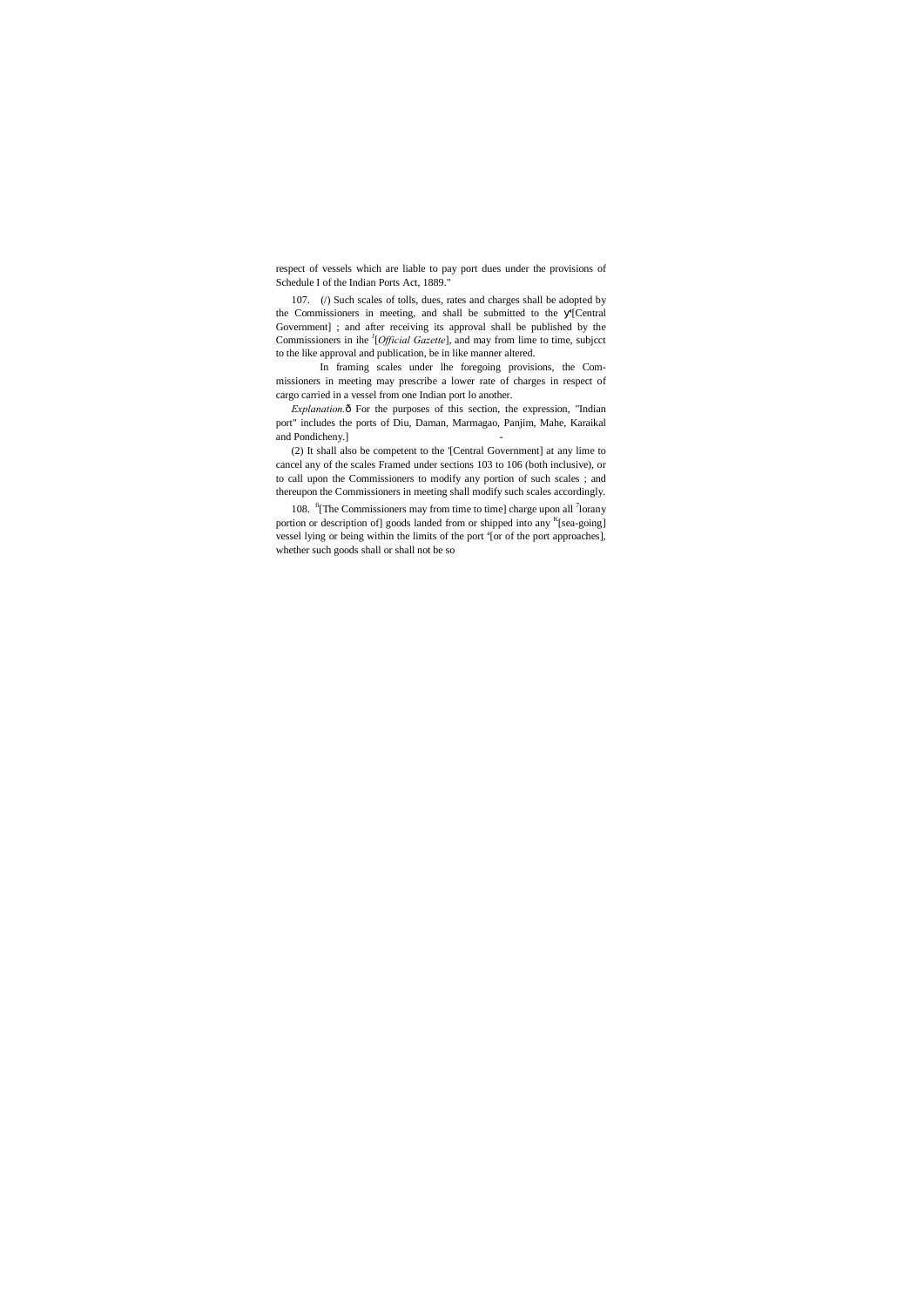respect of vessels which are liable to pay port dues under the provisions of Schedule I of the Indian Ports Act, 1889."

107. (/) Such scales of tolls, dues, rates and charges shall be adopted by the Commissioners in meeting, and shall be submitted to the y'[Central Government] ; and after receiving its approval shall be published by the Commissioners in ihe J[*Official Gazette*], and may from lime to time, subjcct to the like approval and publication, be in like manner altered.

In framing scales under lhe foregoing provisions, the Commissioners in meeting may prescribe a lower rate of charges in respect of cargo carried in a vessel from one Indian port lo another.

*Explanation.*ô For the purposes of this section, the expression, "Indian port" includes the ports of Diu, Daman, Marmagao, Panjim, Mahe, Karaikal and Pondicheny.] -

(2) It shall also be competent to the '[Central Government] at any lime to cancel any of the scales Framed under sections 103 to 106 (both inclusive), or to call upon the Commissioners to modify any portion of such scales ; and thereupon the Commissioners in meeting shall modify such scales accordingly.

108. [fi][The Commissioners may from time to time] charge upon all [7]lorany portion or description of] goods landed from or shipped into any [K][sea-going] vessel lying or being within the limits of the port [a][or of the port approaches], whether such goods shall or shall not be so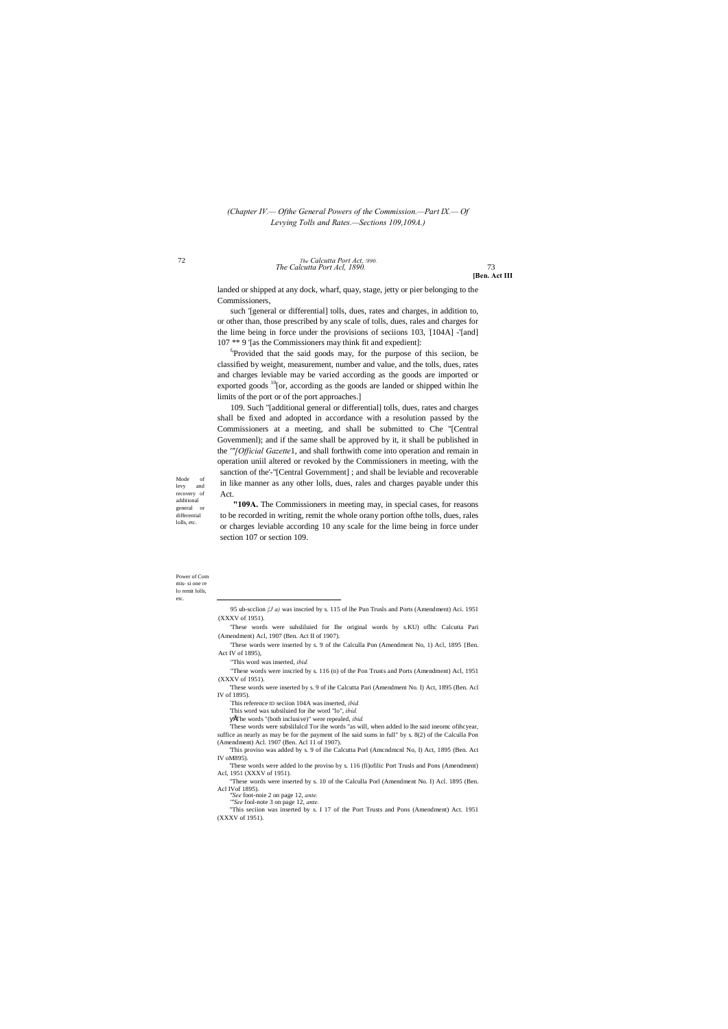(Chapter IV.— Ofthe General Powers of the Commission.—Part IX.— Of Levying Tolls and Rates.—Sections 109,109A.)

landed or shipped at any dock, wharf, quay, stage, jetty or pier belonging to the Commissioners,

such '[general or differential] tolls, dues, rates and charges, in addition to, or other than, those prescribed by any scale of tolls, dues, rales and charges for the lime being in force under the provisions of seciions 103, '[104A] -'[and] 107 ** 9 '[as the Commissioners may think fit and expedient]:

[f]Provided that the said goods may, for the purpose of this seciion, be classified by weight, measurement, number and value, and the tolls, dues, rates and charges leviable may be varied according as the goods are imported or exported goods [10][or, according as the goods are landed or shipped within lhe limits of the port or of the port approaches.]

Mode of levy and recovery of additional general or differential lolls, etc.

109. Such "[additional general or differential] tolls, dues, rates and charges shall be fixed and adopted in accordance with a resolution passed by the Commissioners at a meeting, and shall be submitted to Che "[Central Govemmenl); and if the same shall be approved by it, it shall be published in the '"[*Official Gazette*1, and shall forthwith come into operation and remain in operation uniil altered or revoked by the Commissioners in meeting, with the sanction of the'-"[Central Government] ; and shall be leviable and recoverable in like manner as any other lolls, dues, rales and charges payable under this Act.

Power of Commis- si one re lo remit lolls, etc.

**"109A.** The Commissioners in meeting may, in special cases, for reasons to be recorded in writing, remit the whole orany portion ofthe tolls, dues, rales or charges leviable according 10 any scale for the lime being in force under section 107 or section 109.

---

95 ub-scclion *{J a)* was inscried by s. 115 of lhe Pun Trusls and Ports (Amendment) Aci. 1951 (XXXV of 1951).

'These words were subsliluied for Ihe original words by s.KU) oflhc Calcutta Pari (Amendment) Acl, 1907 (Ben. Act II of 1907).

'These words were inserted by s. 9 of the Calculla Pon (Amendment No, 1) Acl, 1895 {Ben. Act IV of 1895),

"This word was inserted, *ibid.*

"These words were inscried by s. 116 (n) of the Pon Trusts and Ports (Amendment) Acl, 1951 (XXXV of 1951).

'These words were inserted by s. 9 of ihe Calcutta Pari (Amendment No. I) Act, 1895 (Ben. Acl IV of 1895).

'This reference ID seciion 104A was inserted, *ibid.*

'This word was subsiluied for ihe word "lo", *ibid.*

yA'The words "(both inclusive)" were repealed, *ibid.*

'These words were subslilulcd Tor ihe words "as will, when added lo lhe said ineomc ofihcyear, suffice as nearly as may be for the payment of lhe said sums in full" by s. 8(2) of the Calculla Pon (Amendment) Acl. 1907 (Ben. Acl 11 of 1907).

'This proviso was added by s. 9 of ilie Calcutta Porl (Amcndmcnl No, I) Act, 1895 (Ben. Act IV oM895).

'These words were added lo the proviso by s. 116 (fi)ofilic Port Trusls and Pons (Amendment) Acl, 1951 (XXXV of 1951).

"These words were inserted by s. 10 of the Calculla Porl (Amendment No. I) Acl. 1895 (Ben. Acl IVof 1895).

*"See* foot-noie 2 on page 12, *ante.*

*'"See* fool-note 3 on page 12, *ante.*

"This seciion was inserted by s. I 17 of the Port Trusts and Pons (Amendment) Act. 1951 (XXXV of 1951).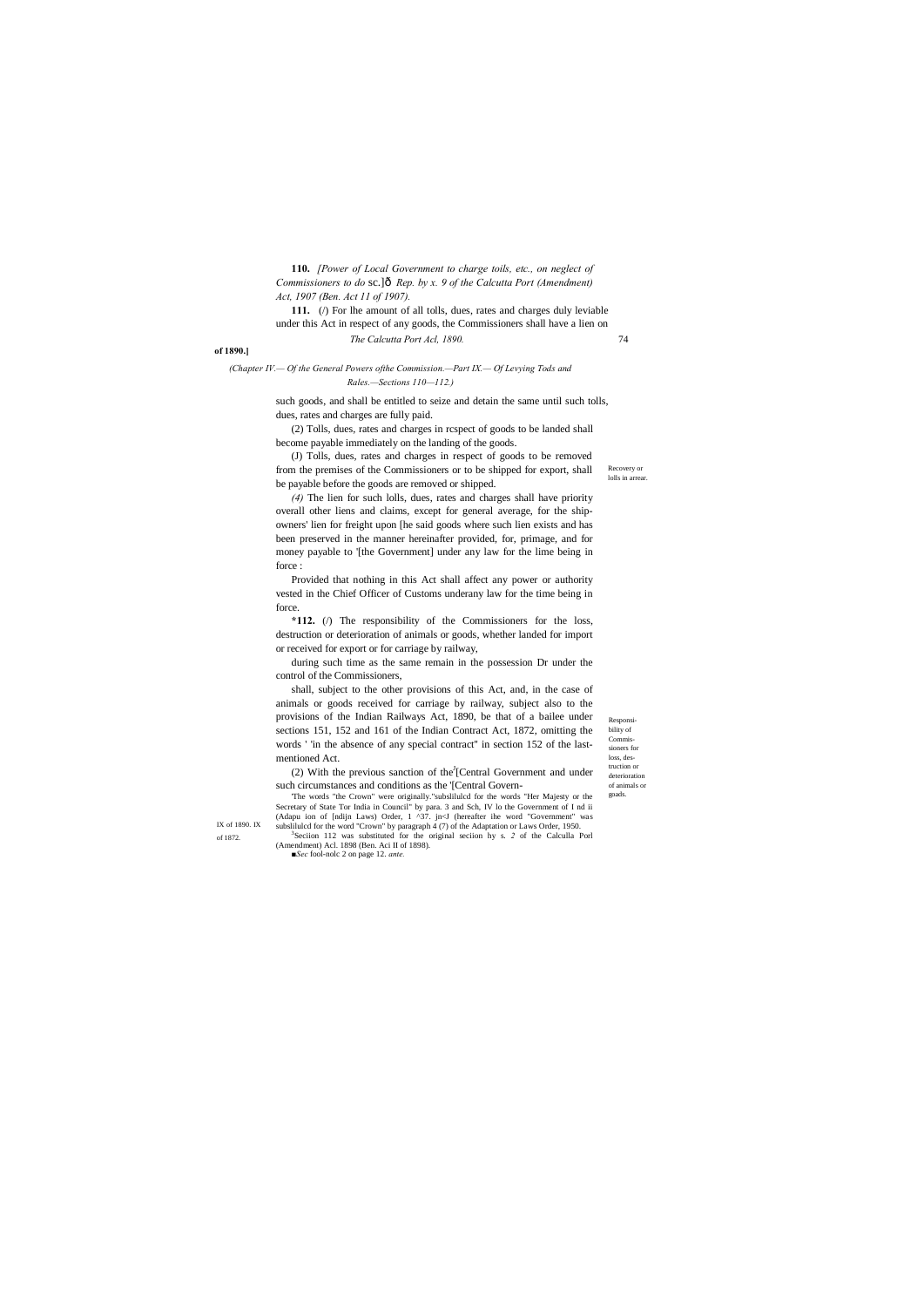**110.** *[Power of Local Government to charge toils, etc., on neglect of Commissioners to do* sc.]ô *Rep. by x. 9 of the Calcutta Port (Amendment) Act, 1907 (Ben. Act 11 of 1907).*

**111.** (/) For lhe amount of all tolls, dues, rates and charges duly leviable under this Act in respect of any goods, the Commissioners shall have a lien on such goods, and shall be entitled to seize and detain the same until such tolls, dues, rates and charges are fully paid.

(2) Tolls, dues, rates and charges in rcspect of goods to be landed shall become payable immediately on the landing of the goods.

Recovery or lolls in arrear.

(J) Tolls, dues, rates and charges in respect of goods to be removed from the premises of the Commissioners or to be shipped for export, shall be payable before the goods are removed or shipped.

*(4)* The lien for such lolls, dues, rates and charges shall have priority overall other liens and claims, except for general average, for the ship-owners' lien for freight upon [he said goods where such lien exists and has been preserved in the manner hereinafter provided, for, primage, and for money payable to '[the Government] under any law for the lime being in force :

Provided that nothing in this Act shall affect any power or authority vested in the Chief Officer of Customs underany law for the time being in force.

Responsi-bility of Commis-sioners for loss, des-truction or deterioration of animals or goads.

**\*112.** (/) The responsibility of the Commissioners for the loss, destruction or deterioration of animals or goods, whether landed for import or received for export or for carriage by railway,

during such time as the same remain in the possession Dr under the control of the Commissioners,

shall, subject to the other provisions of this Act, and, in the case of animals or goods received for carriage by railway, subject also to the provisions of the Indian Railways Act, 1890, be that of a bailee under sections 151, 152 and 161 of the Indian Contract Act, 1872, omitting the words ' 'in the absence of any special contract" in section 152 of the last-mentioned Act.

IX of 1890. IX of 1872.

(2) With the previous sanction of the[3][Central Government and under such circumstances and conditions as the '[Central Govern-

'The words "the Crown" were originally."subslilulcd for the words "Her Majesty or the Secretary of State Tor India in Council" by para. 3 and Sch, IV lo the Government of I nd ii (Adapu ion of [ndijn Laws) Order, 1 ^37. jn<J (hereafter ihe word "Government" was subslilulcd for the word "Crown" by paragraph 4 (7) of the Adaptation or Laws Order, 1950.

[3]Seciion 112 was substituted for the original seciion hy s. *2* of the Calculla Porl (Amendment) Acl. 1898 (Ben. Aci II of 1898).

■*Sec* fool-nolc 2 on page 12. *ante.*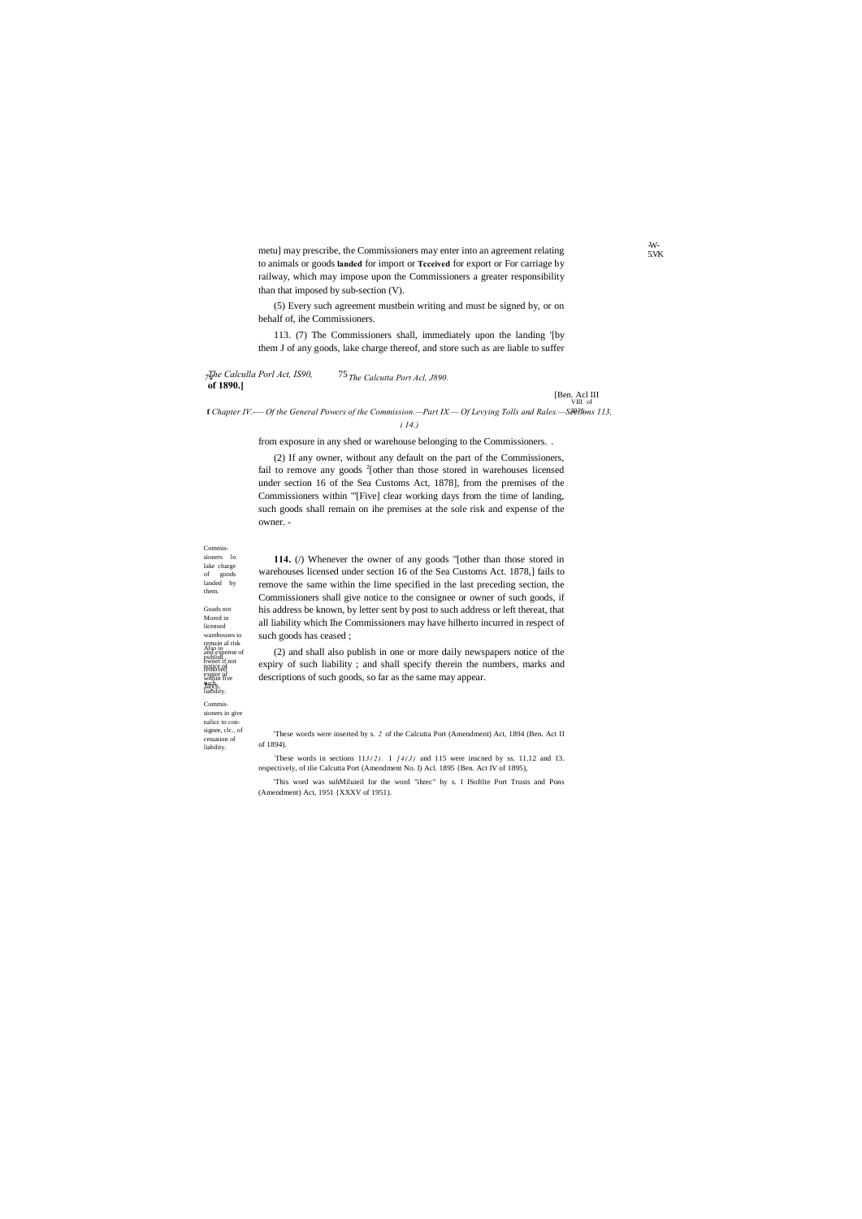metu] may prescribe, the Commissioners may enter into an agreement relating to animals or goods **landed** for import or **Tcceived** for export or For carriage by railway, which may impose upon the Commissioners a greater responsibility than that imposed by sub-section (V).

(5) Every such agreement mustbein writing and must be signed by, or on behalf of, ihe Commissioners.

113. (7) The Commissioners shall, immediately upon the landing '[by them J of any goods, lake charge thereof, and store such as are liable to suffer

*Chapter IV.—- Of the General Powers of the Commission.—Part IX.— Of Levying Tolls and Rates.—Sections 113, 114.)*

from exposure in any shed or warehouse belonging to the Commissioners. .

(2) If any owner, without any default on the part of the Commissioners, fail to remove any goods [2][other than those stored in warehouses licensed under section 16 of the Sea Customs Act, 1878], from the premises of the Commissioners within '"[Five] clear working days from the time of landing, such goods shall remain on ihe premises at the sole risk and expense of the owner. -

Commissioners lo lake charge of goods landed by them.

Goads not Mored in licensed warehouses io remain al risk and expense of owner if not removed within five days.

**114.** (/) Whenever the owner of any goods "[other than those stored in warehouses licensed under section 16 of the Sea Customs Act. 1878,] fails to remove the same within the lime specified in the last preceding section, the Commissioners shall give notice to the consignee or owner of such goods, if his address be known, by letter sent by post to such address or left thereat, that all liability which Ihe Commissioners may have hilherto incurred in respect of such goods has ceased ;

Commissioners io give nalicc to consignee, clc.. of cessation of liability.

Also io publish notice of expire of such liability.

(2) and shall also publish in one or more daily newspapers notice of the expiry of such liability ; and shall specify therein the numbers, marks and descriptions of such goods, so far as the same may appear.

'These words were inserted by s. 2 of the Calcutta Port (Amendment) Act, 1894 (Ben. Act II of 1894).

'These words in sections 113(2). 114(J) and 115 were inscned by ss. 11.12 and 13. respectively, of tlie Calcutta Port (Amendment No. I) Acl. 1895 {Ben. Act IV of 1895),

'This word was suhMiluieil for the word "ihrec" by s. I ISoftlte Port Trusts and Pons (Amendment) Act, 1951 {XXXV of 1951).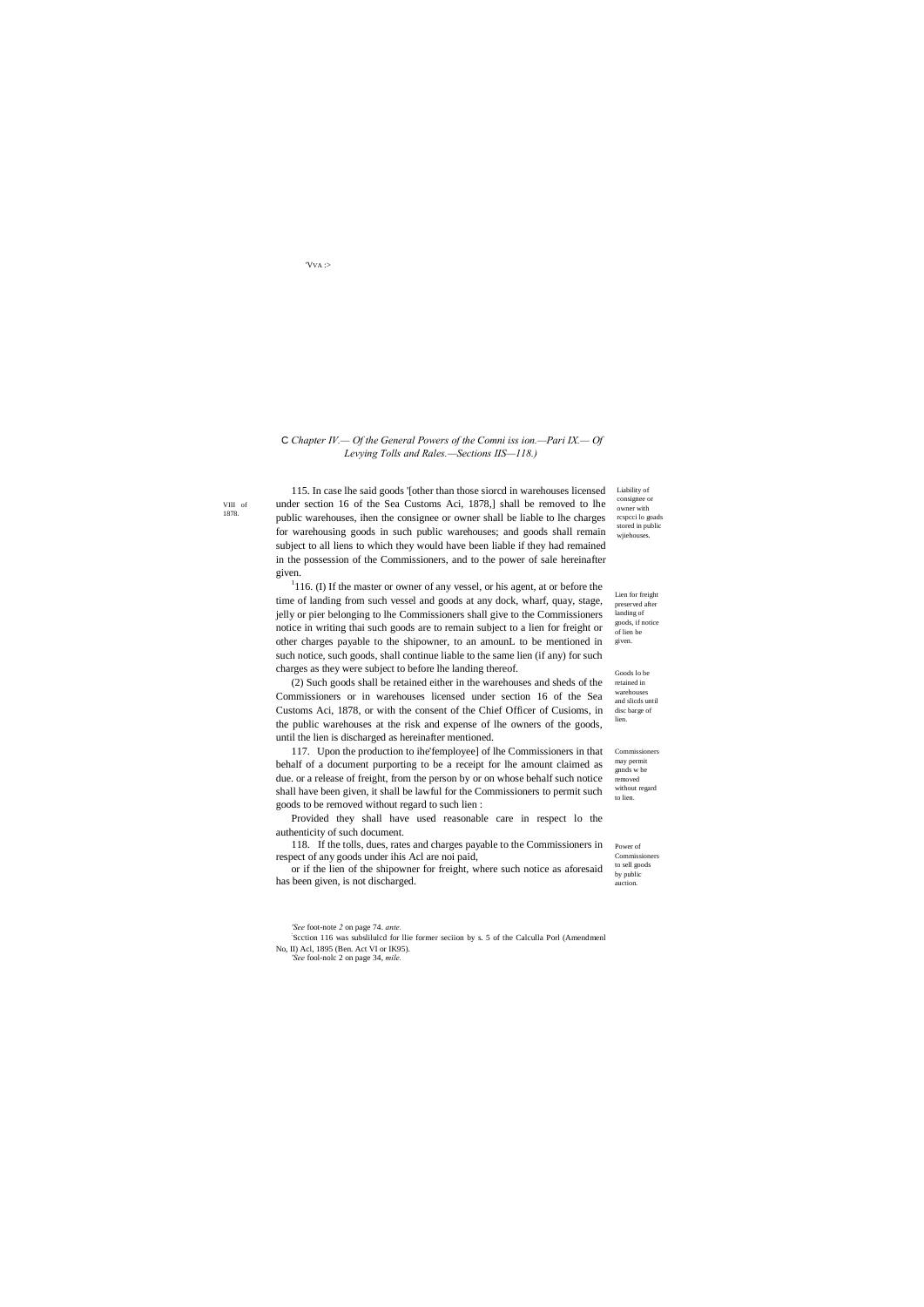'VVA :>

C *Chapter IV.— Of the General Powers of the Comni iss ion.—Pari IX.— Of Levying Tolls and Rales.—Sections IIS—118.)*

VIII of 1878.

Liability of consignee or owner with rcspcci lo goads stored in public wjiehouses.

115. In case lhe said goods '[other than those siorcd in warehouses licensed under section 16 of the Sea Customs Aci, 1878,] shall be removed to lhe public warehouses, ihen the consignee or owner shall be liable to lhe charges for warehousing goods in such public warehouses; and goods shall remain subject to all liens to which they would have been liable if they had remained in the possession of the Commissioners, and to the power of sale hereinafter given.

Lien for freight preserved after landing of goods, if notice of lien be given.

[1]116. (I) If the master or owner of any vessel, or his agent, at or before the time of landing from such vessel and goods at any dock, wharf, quay, stage, jelly or pier belonging to lhe Commissioners shall give to the Commissioners notice in writing thai such goods are to remain subject to a lien for freight or other charges payable to the shipowner, to an amounL to be mentioned in such notice, such goods, shall continue liable to the same lien (if any) for such charges as they were subject to before lhe landing thereof.

Goods lo be retained in warehouses and slicds until disc barge of lien.

(2) Such goods shall be retained either in the warehouses and sheds of the Commissioners or in warehouses licensed under section 16 of the Sea Customs Aci, 1878, or with the consent of the Chief Officer of Cusioms, in the public warehouses at the risk and expense of lhe owners of the goods, until the lien is discharged as hereinafter mentioned.

Commissioners may permit gnnds w be removed without regard to lien.

117. Upon the production to ihe'[employee] of lhe Commissioners in that behalf of a document purporting to be a receipt for lhe amount claimed as due. or a release of freight, from the person by or on whose behalf such notice shall have been given, it shall be lawful for the Commissioners to permit such goods to be removed without regard to such lien :

Provided they shall have used reasonable care in respect lo the authenticity of such document.

Power of Commissioners to sell goods by public auction.

118. If the tolls, dues, rates and charges payable to the Commissioners in respect of any goods under ihis Acl are noi paid,

or if the lien of the shipowner for freight, where such notice as aforesaid has been given, is not discharged.

'*See* foot-note *2* on page 74. *ante.*

[1]Scction 116 was subslilulcd for llie former seciion by s. 5 of the Calculla Porl (Amendmenl No, II) Acl, 1895 (Ben. Act VI or IK95).

'*See* fool-nolc 2 on page 34, *mile.*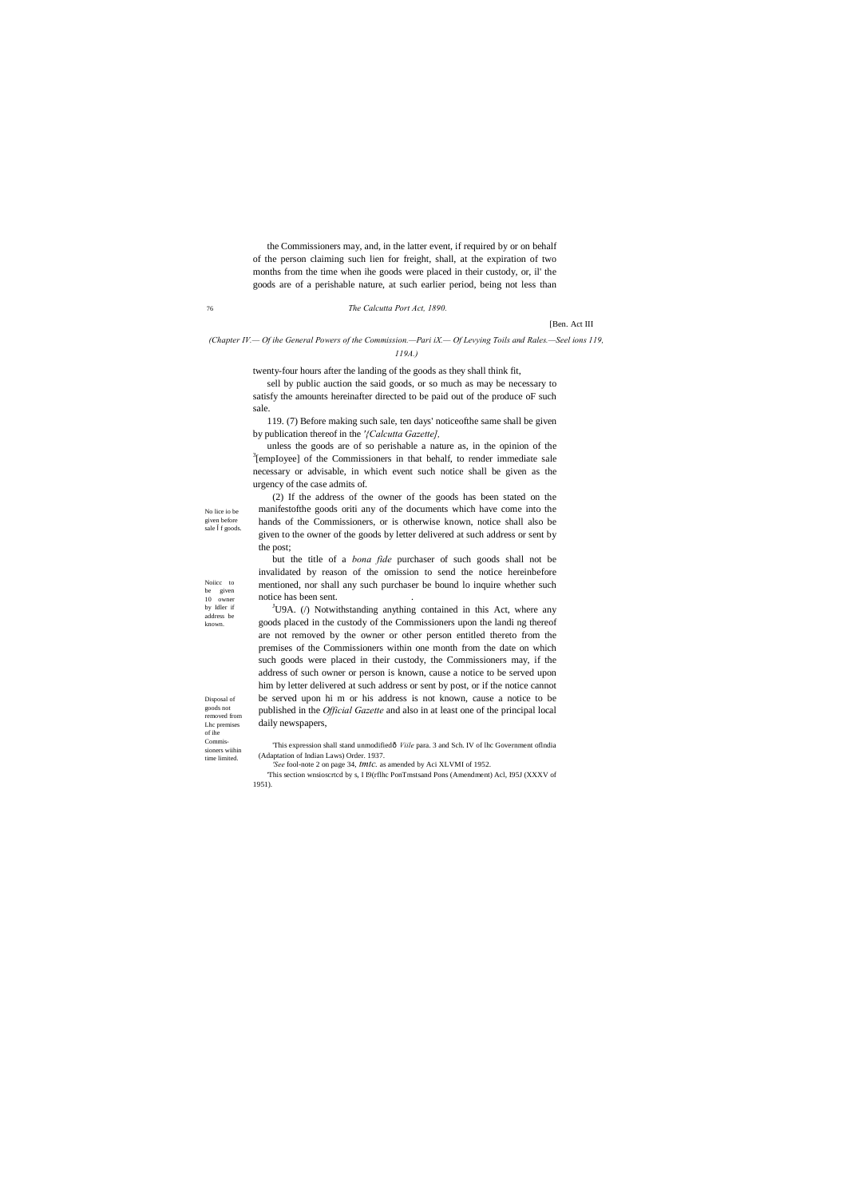the Commissioners may, and, in the latter event, if required by or on behalf of the person claiming such lien for freight, shall, at the expiration of two months from the time when ihe goods were placed in their custody, or, il' the goods are of a perishable nature, at such earlier period, being not less than

*(Chapter IV.— Of ihe General Powers of the Commission.—Pari iX.— Of Levying Toils and Rales.—Seel ions 119, 119A.)*

twenty-four hours after the landing of the goods as they shall think fit,

sell by public auction the said goods, or so much as may be necessary to satisfy the amounts hereinafter directed to be paid out of the produce oF such sale.

119. (7) Before making such sale, ten days' noticeofthe same shall be given by publication thereof in the '*[Calcutta Gazette]*,

unless the goods are of so perishable a nature as, in the opinion of the [3][empIoyee] of the Commissioners in that behalf, to render immediate sale necessary or advisable, in which event such notice shall be given as the urgency of the case admits of.

No lice io be given before sale l f goods.

(2) If the address of the owner of the goods has been stated on the manifestofthe goods oriti any of the documents which have come into the hands of the Commissioners, or is otherwise known, notice shall also be given to the owner of the goods by letter delivered at such address or sent by the post;

Noiicc to be given 10 owner by ldler if address be known.

but the title of a *bona fide* purchaser of such goods shall not be invalidated by reason of the omission to send the notice hereinbefore mentioned, nor shall any such purchaser be bound lo inquire whether such notice has been sent.

Disposal of goods not removed from Lhc premises of ihe Commissioners wiihin time limited.

[J]U9A. (/) Notwithstanding anything contained in this Act, where any goods placed in the custody of the Commissioners upon the landi ng thereof are not removed by the owner or other person entitled thereto from the premises of the Commissioners within one month from the date on which such goods were placed in their custody, the Commissioners may, if the address of such owner or person is known, cause a notice to be served upon him by letter delivered at such address or sent by post, or if the notice cannot be served upon hi m or his address is not known, cause a notice to be published in the *Official Gazette* and also in at least one of the principal local daily newspapers,

'This expression shall stand unmodified— *Viile* para. 3 and Sch. IV of lhc Government oflndia (Adaptation of Indian Laws) Order. 1937.

*'See* fool-note 2 on page 34, *tmIc.* as amended by Aci XLVMI of 1952.

'This section wnsioscrtcd by s, I I9(rflhc PoriTmstsand Pons (Amendment) Acl, I95J (XXXV of 1951).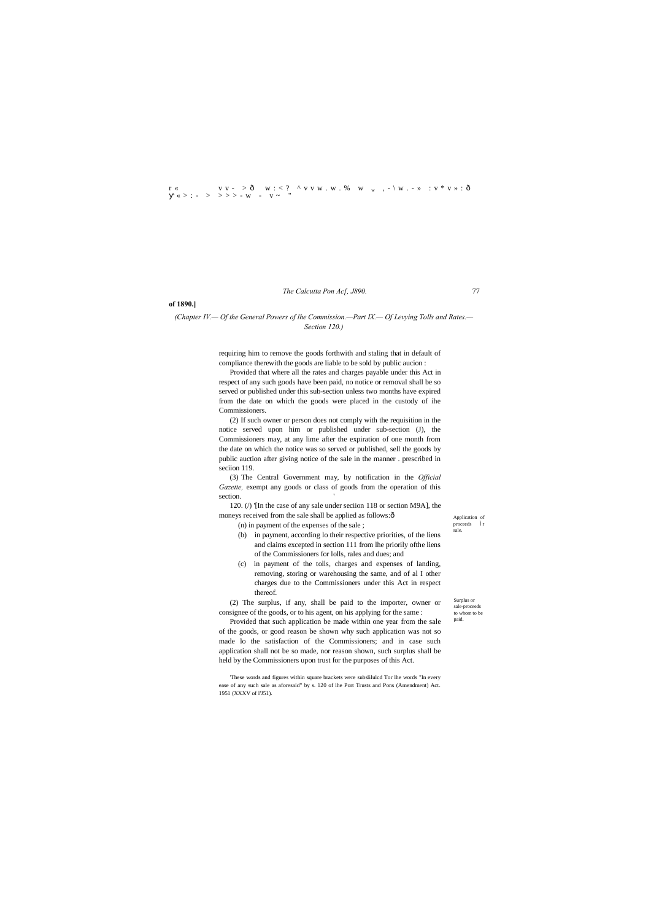of 1890.]

*(Chapter IV.— Of the General Powers of lhe Commission.—Part IX.— Of Levying Tolls and Rates.— Section 120.)*

requiring him to remove the goods forthwith and staling that in default of compliance therewith the goods are liable to be sold by public aucion :

Provided that where all the rates and charges payable under this Act in respect of any such goods have been paid, no notice or removal shall be so served or published under this sub-section unless two months have expired from the date on which the goods were placed in the custody of ihe Commissioners.

(2) If such owner or person does not comply with the requisition in the notice served upon him or published under sub-section (J), the Commissioners may, at any lime after the expiration of one month from the date on which the notice was so served or published, sell the goods by public auction after giving notice of the sale in the manner . prescribed in seciion 119.

(3) The Central Government may, by notification in the *Official Gazette,* exempt any goods or class of goods from the operation of this section.

Application of proceeds l r sale.

120. (/) '[In the case of any sale under seciion 118 or section M9A], the moneys received from the sale shall be applied as follows:—

(n) in payment of the expenses of the sale ;

(b) in payment, according lo their respective priorities, of the liens and claims excepted in section 111 from lhe priorily ofthe liens of the Commissioners for lolls, rales and dues; and

(c) in payment of the tolls, charges and expenses of landing, removing, storing or warehousing the same, and of al I other charges due to the Commissioners under this Act in respect thereof.

Surplus or sale-proceeds to whom to be paid.

(2) The surplus, if any, shall be paid to the importer, owner or consignee of the goods, or to his agent, on his applying for the same :

Provided that such application be made within one year from the sale of the goods, or good reason be shown why such application was not so made lo the satisfaction of the Commissioners; and in case such application shall not be so made, nor reason shown, such surplus shall be held by the Commissioners upon trust for the purposes of this Act.

'These words and figures within square brackets were subslilulcd Tor lhe words "In every ease of any such sale as aforesaid" by s. 120 of lhe Port Trusts and Pons (Amendment) Act. 1951 (XXXV of l'J51).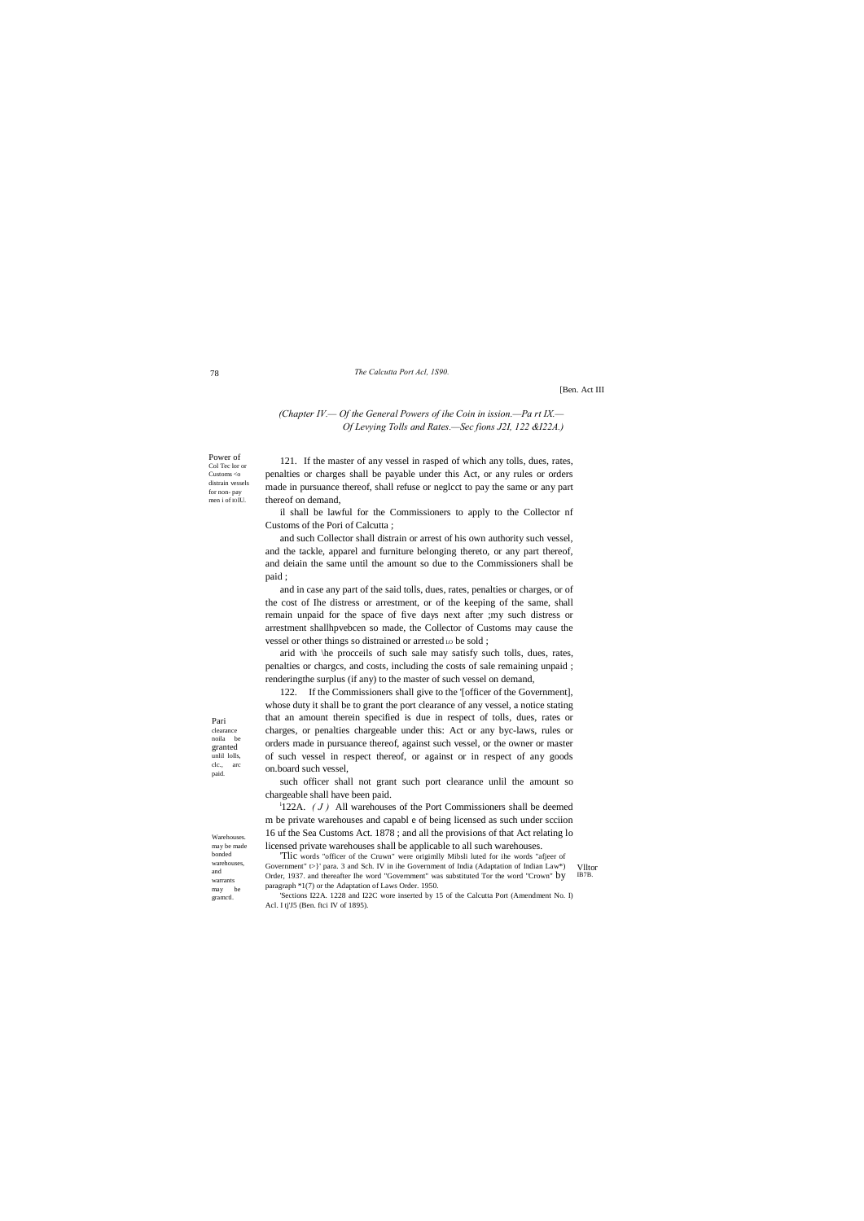[Ben. Act III

*(Chapter IV.— Of the General Powers of ihe Coin in ission.—Pa rt IX.— Of Levying Tolls and Rates.—Sec fions J2I, 122 &I22A.)*

Power of Col Tec lor or Customs <o distrain vessels for non- pay men i of ioIU.

121. If the master of any vessel in rasped of which any tolls, dues, rates, penalties or charges shall be payable under this Act, or any rules or orders made in pursuance thereof, shall refuse or neglcct to pay the same or any part thereof on demand,

il shall be lawful for the Commissioners to apply to the Collector nf Customs of the Pori of Calcutta ;

and such Collector shall distrain or arrest of his own authority such vessel, and the tackle, apparel and furniture belonging thereto, or any part thereof, and deiain the same until the amount so due to the Commissioners shall be paid ;

and in case any part of the said tolls, dues, rates, penalties or charges, or of the cost of Ihe distress or arrestment, or of the keeping of the same, shall remain unpaid for the space of five days next after ;my such distress or arrestment shallhpvebcen so made, the Collector of Customs may cause the vessel or other things so distrained or arrested LO be sold ;

arid with \he procceils of such sale may satisfy such tolls, dues, rates, penalties or chargcs, and costs, including the costs of sale remaining unpaid ; renderingthe surplus (if any) to the master of such vessel on demand,

Pari clearance noila be granted unlil lolls, clc., arc paid.

122. If the Commissioners shall give to the '[officer of the Government], whose duty it shall be to grant the port clearance of any vessel, a notice stating that an amount therein specified is due in respect of tolls, dues, rates or charges, or penalties chargeable under this: Act or any byc-laws, rules or orders made in pursuance thereof, against such vessel, or the owner or master of such vessel in respect thereof, or against or in respect of any goods on.board such vessel,

such officer shall not grant such port clearance unlil the amount so chargeable shall have been paid.

Warehouses. may be made bonded warehouses, and warrants may be gramctl.

[i]122A. *( J )* All warehouses of the Port Commissioners shall be deemed m be private warehouses and capabl e of being licensed as such under scciion 16 uf the Sea Customs Act. 1878 ; and all the provisions of that Act relating lo licensed private warehouses shall be applicable to all such warehouses.

Vlltor IB7B.

'Tlic words "officer of the Cruwn" were origimlly Mibsli luted for ihe words "afjeer of Government" t>}' para. 3 and Sch. IV in ihe Government of India (Adaptation of Indian Law*) Order, 1937. and thereafter Ihe word "Government" was substituted Tor the word "Crown" by paragraph *1(7) or the Adaptation of Laws Order. 1950.

'Sections I22A. 1228 and I22C wore inserted by 15 of the Calcutta Port (Amendment No. I) Acl. I tj'J5 (Ben. ftci IV of 1895).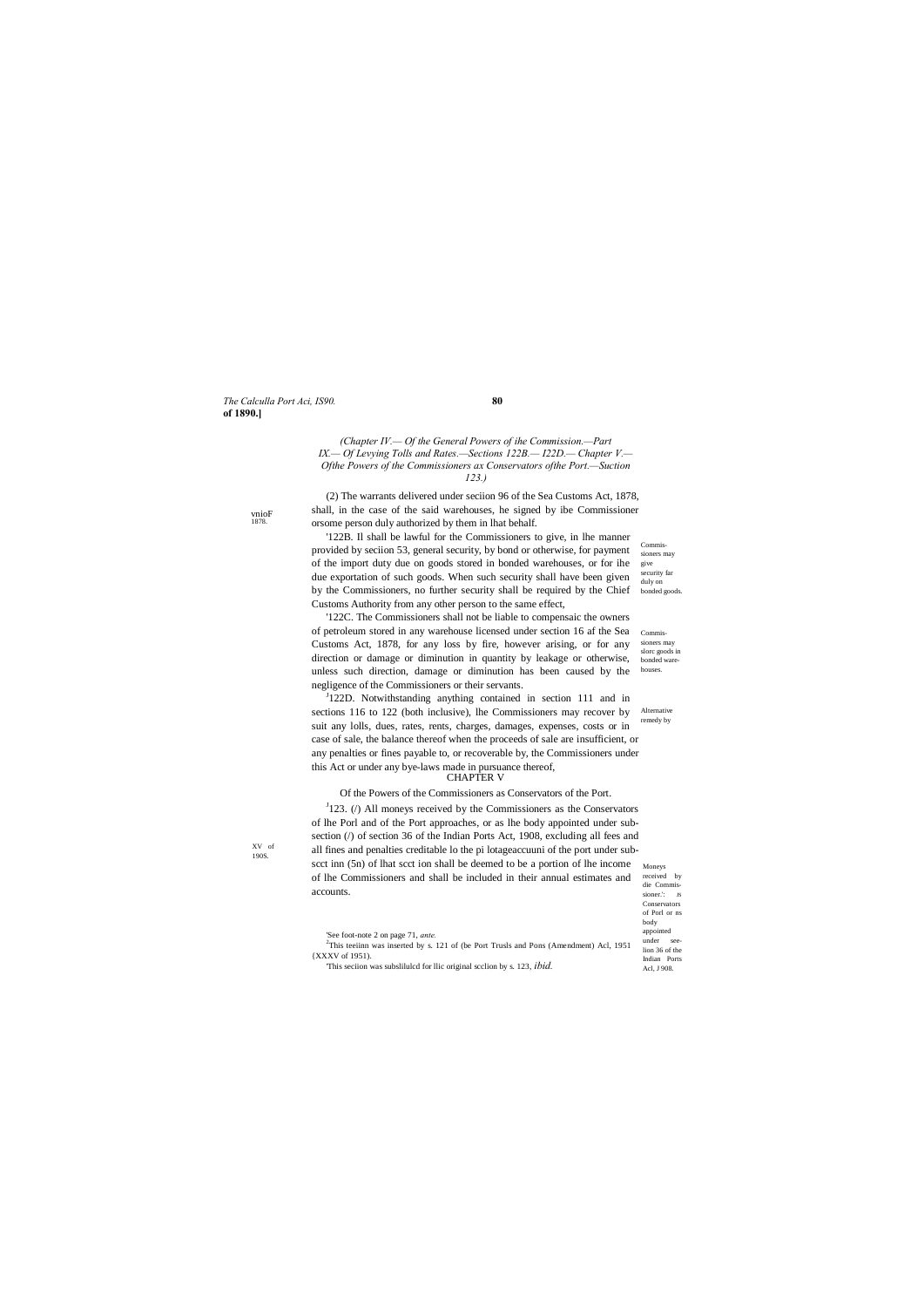(Chapter IV.— Of the General Powers of ihe Commission.—Part IX.— Of Levying Tolls and Rates.—Sections 122B.— I22D.— Chapter V.— Ofthe Powers of the Commissioners ax Conservators ofthe Port.—Suction 123.)

vnioF 1878.

(2) The warrants delivered under seciion 96 of the Sea Customs Act, 1878, shall, in the case of the said warehouses, he signed by ibe Commissioner orsome person duly authorized by them in lhat behalf.

Commis-sioners may give security far duly on bonded goods.

'122B. Il shall be lawful for the Commissioners to give, in lhe manner provided by seciion 53, general security, by bond or otherwise, for payment of the import duty due on goods stored in bonded warehouses, or for ihe due exportation of such goods. When such security shall have been given by the Commissioners, no further security shall be required by the Chief Customs Authority from any other person to the same effect,

Commis-sioners may slorc goods in bonded ware-houses.

'122C. The Commissioners shall not be liable to compensaic the owners of petroleum stored in any warehouse licensed under section 16 af the Sea Customs Act, 1878, for any loss by fire, however arising, or for any direction or damage or diminution in quantity by leakage or otherwise, unless such direction, damage or diminution has been caused by the negligence of the Commissioners or their servants.

Alternative remedy by

[J]122D. Notwithstanding anything contained in section 111 and in sections 116 to 122 (both inclusive), lhe Commissioners may recover by suit any lolls, dues, rates, rents, charges, damages, expenses, costs or in case of sale, the balance thereof when the proceeds of sale are insufficient, or any penalties or fines payable to, or recoverable by, the Commissioners under this Act or under any bye-laws made in pursuance thereof,

## CHAPTER V

Of the Powers of the Commissioners as Conservators of the Port.

XV of 190S.

Moneys received by die Commis-sioner.': ꞁs Conservators of Porl or ns body appointed under see-lion 36 of the Indian Ports Acl, J 908.

[J]123. (/) All moneys received by the Commissioners as the Conservators of lhe Porl and of the Port approaches, or as lhe body appointed under sub-section (/) of section 36 of the Indian Ports Act, 1908, excluding all fees and all fines and penalties creditable lo the pi lotageaccuuni of the port under sub-scct inn (5n) of lhat scct ion shall be deemed to be a portion of lhe income of lhe Commissioners and shall be included in their annual estimates and accounts.

'See foot-note 2 on page 71, *ante.*

[2]This teeiinn was inserted by s. 121 of (be Port Trusls and Pons (Amendment) Acl, 1951 {XXXV of 1951).

'This seciion was subslilulcd for llic original scclion by s. 123, *ibid.*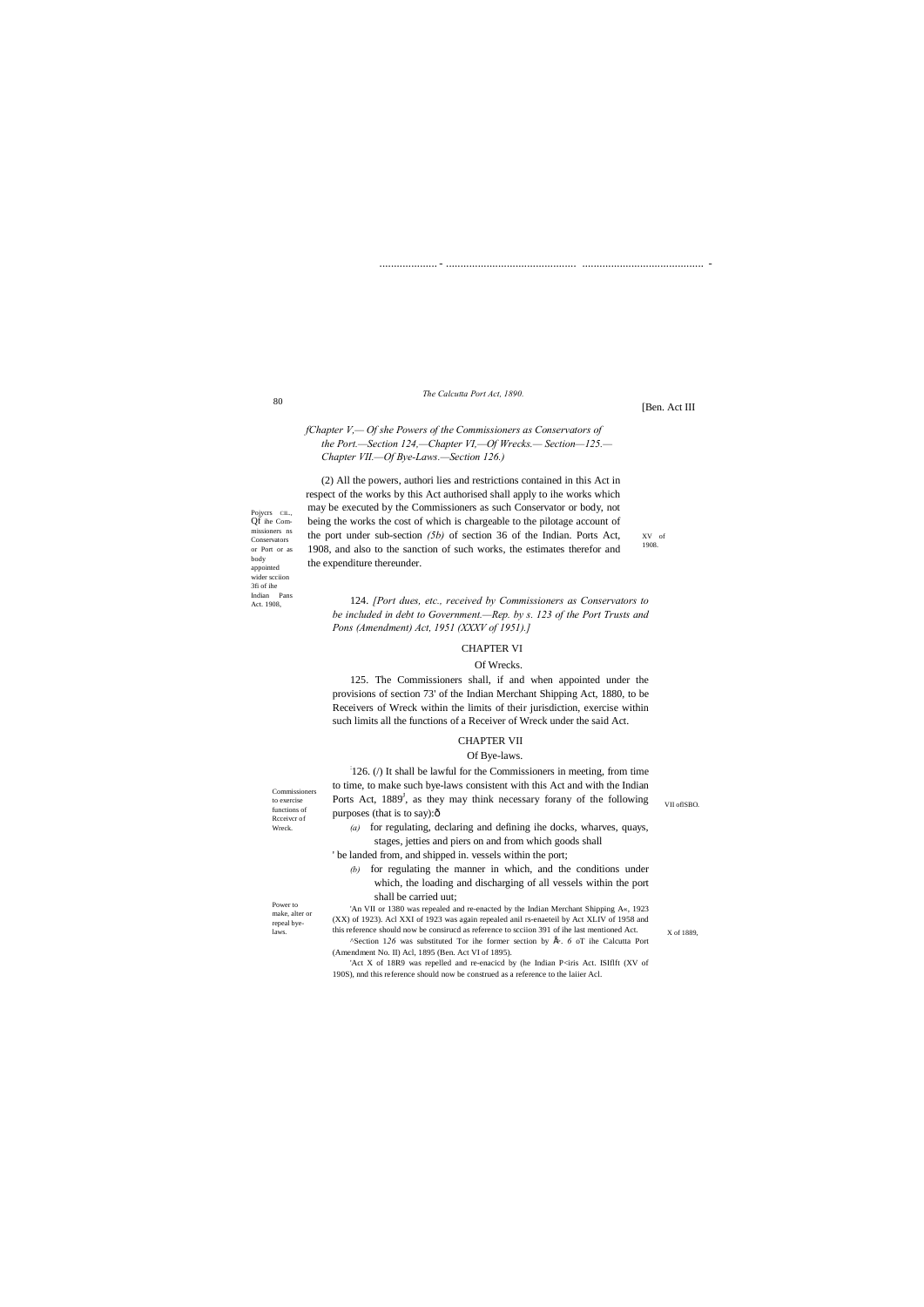[Ben. Act III

*fChapter V,— Of she Powers of the Commissioners as Conservators of the Port.—Section 124,—Chapter VI,—Of Wrecks.— Section—125.— Chapter VII.—Of Bye-Laws.—Section 126.)*

Pojycrs CIL., Of ihe Commissioners ns Conservators or Port or as body appointed wider scciion 3fi of ihe Indian Pans Act. 1908,

(2) All the powers, authori lies and restrictions contained in this Act in respect of the works by this Act authorised shall apply to ihe works which may be executed by the Commissioners as such Conservator or body, not being the works the cost of which is chargeable to the pilotage account of the port under sub-section *(5b)* of section 36 of the Indian. Ports Act, 1908, and also to the sanction of such works, the estimates therefor and the expenditure thereunder.

XV of 1908.

124. *[Port dues, etc., received by Commissioners as Conservators to be included in debt to Government.—Rep. by s. 123 of the Port Trusts and Pons (Amendment) Act, 1951 (XXXV of 1951).]*

## CHAPTER VI

### Of Wrecks.

Commissioners to exercise functions of Rcceivcr of Wreck.

125. The Commissioners shall, if and when appointed under the provisions of section 73' of the Indian Merchant Shipping Act, 1880, to be Receivers of Wreck within the limits of their jurisdiction, exercise within such limits all the functions of a Receiver of Wreck under the said Act.

## CHAPTER VII

### Of Bye-laws.

Power to make, alter or repeal bye-laws.

126. (*l*) It shall be lawful for the Commissioners in meeting, from time to time, to make such bye-laws consistent with this Act and with the Indian Ports Act, 1889[J], as they may think necessary forany of the following purposes (that is to say):ô

VII oflSBO.

*(a)* for regulating, declaring and defining ihe docks, wharves, quays, stages, jetties and piers on and from which goods shall ' be landed from, and shipped in. vessels within the port;

*(b)* for regulating the manner in which, and the conditions under which, the loading and discharging of all vessels within the port shall be carried uut;

X of 1889,

'An VII or 1380 was repealed and re-enacted by the Indian Merchant Shipping A«, 1923 (XX) of 1923). Acl XXI of 1923 was again repealed anil rs-enaeteil by Act XLIV of 1958 and this reference should now be consirucd as reference to scciion 391 of ihe last mentioned Act.

^Section 1*26* was substituted Tor ihe former section by Å. *6* oT ihe Calcutta Port (Amendment No. II) Acl, 1895 (Ben. Act VI of 1895).

'Act X of 18R9 was repelled and re-enacicd by (he Indian P<iris Act. ISIflft (XV of 190S), nnd this reference should now be construed as a reference to the laiier Acl.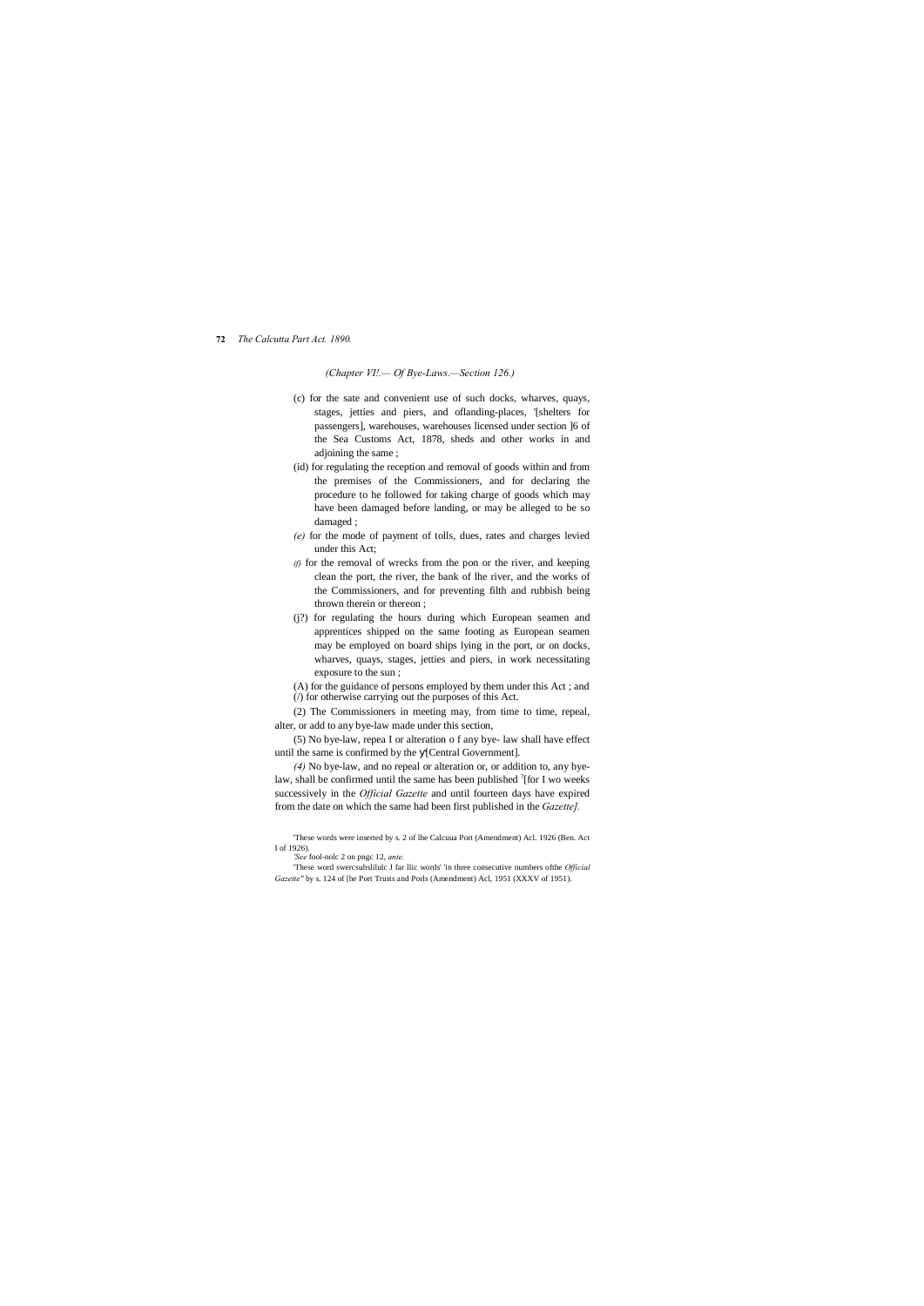*(Chapter VI!.— Of Bye-Laws.—Section 126.)*

(c) for the sate and convenient use of such docks, wharves, quays, stages, jetties and piers, and oflanding-places, '[shelters for passengers], warehouses, warehouses licensed under section ]6 of the Sea Customs Act, 1878, sheds and other works in and adjoining the same ;

(id) for regulating the reception and removal of goods within and from the premises of the Commissioners, and for declaring the procedure to he followed for taking charge of goods which may have been damaged before landing, or may be alleged to be so damaged ;

*(e)* for the mode of payment of tolls, dues, rates and charges levied under this Act;

*if)* for the removal of wrecks from the pon or the river, and keeping clean the port, the river, the bank of lhe river, and the works of the Commissioners, and for preventing filth and rubbish being thrown therein or thereon ;

(j?) for regulating the hours during which European seamen and apprentices shipped on the same footing as European seamen may be employed on board ships lying in the port, or on docks, wharves, quays, stages, jetties and piers, in work necessitating exposure to the sun ;

(A) for the guidance of persons employed by them under this Act ; and
(/) for otherwise carrying out the purposes of this Act.

(2) The Commissioners in meeting may, from time to time, repeal, alter, or add to any bye-law made under this section,

(5) No bye-law, repea I or alteration o f any bye- law shall have effect until the same is confirmed by the У[Central Government].

*(4)* No bye-law, and no repeal or alteration or, or addition to, any bye-law, shall be confirmed until the same has been published [7][for I wo weeks successively in the *Official Gazette* and until fourteen days have expired from the date on which the same had been first published in the *Gazette].*

'These words were inserted by s. 2 of lhe Calcuua Port (Amendment) Acl. 1926 (Ben. Act I of 1926).

*'See* fool-nolc 2 on pngc 12, *ante.*

'These word swercsubslilulc J far llic words' 'in three consecutive numbers ofthe *Official Gazette"* by s. 124 of [he Port Trusts and Porls (Amendment) Acl, 1951 (XXXV of 1951).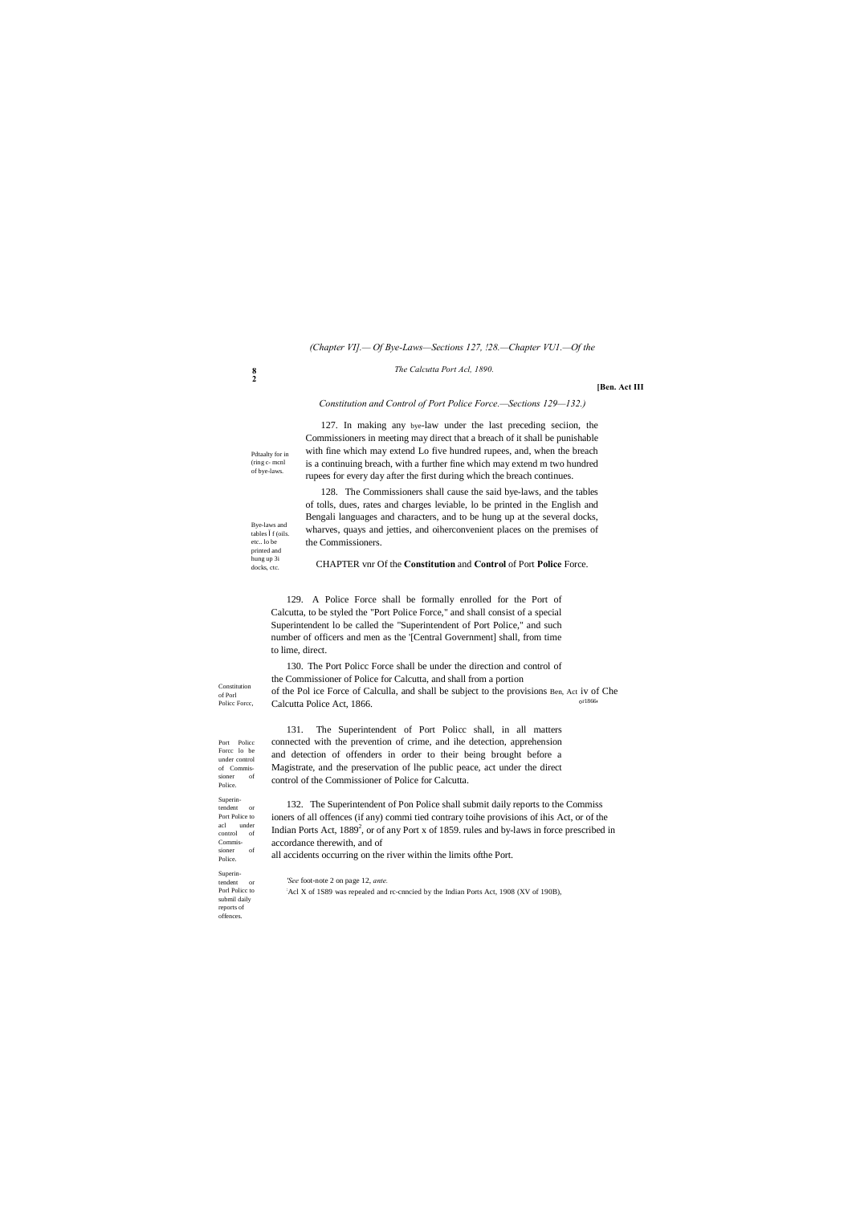*(Chapter VI].— Of Bye-Laws—Sections 127, !28.—Chapter VU1.—Of the*

*Constitution and Control of Port Police Force.—Sections 129—132.)*

Pdtaalty for in (ring c- mcnl of bye-laws.

127. In making any bye-law under the last preceding seciion, the Commissioners in meeting may direct that a breach of it shall be punishable with fine which may extend Lo five hundred rupees, and, when the breach is a continuing breach, with a further fine which may extend m two hundred rupees for every day after the first during which the breach continues.

Bye-laws and tables l f (oils. etc.. lo be printed and hung up 3i docks, ctc.

128. The Commissioners shall cause the said bye-laws, and the tables of tolls, dues, rates and charges leviable, lo be printed in the English and Bengali languages and characters, and to be hung up at the several docks, wharves, quays and jetties, and oiherconvenient places on the premises of the Commissioners.

CHAPTER vnr Of the **Constitution** and **Control** of Port **Police** Force.

Constitution of Porl Policc Forcc,

129. A Police Force shall be formally enrolled for the Port of Calcutta, to be styled the "Port Police Force," and shall consist of a special Superintendent lo be called the "Superintendent of Port Police," and such number of officers and men as the '[Central Government] shall, from time to lime, direct.

Port Policc Forcc lo be under control of Commissioner of Police.

130. The Port Policc Force shall be under the direction and control of the Commissioner of Police for Calcutta, and shall from a portion of the Pol ice Force of Calculla, and shall be subject to the provisions of Che Calcutta Police Act, 1866.

Ben, Act iv or1866

Superintendent or Port Police to acl under control of Commissioner of Police.

131. The Superintendent of Port Policc shall, in all matters connected with the prevention of crime, and ihe detection, apprehension and detection of offenders in order to their being brought before a Magistrate, and the preservation of lhe public peace, act under the direct control of the Commissioner of Police for Calcutta.

Superintendent or Porl Policc to submil daily reports of offences.

132. The Superintendent of Pon Police shall submit daily reports to the Commissioners of all offences (if any) commi tied contrary toihe provisions of ihis Act, or of the Indian Ports Act, 1889[2], or of any Port x of 1859. rules and by-laws in force prescribed in accordance therewith, and of all accidents occurring on the river within the limits ofthe Port.

'*See* foot-note 2 on page 12, *ante.*

[2]Acl X of 1S89 was repealed and rc-cnncied by the Indian Ports Act, 1908 (XV of 190B),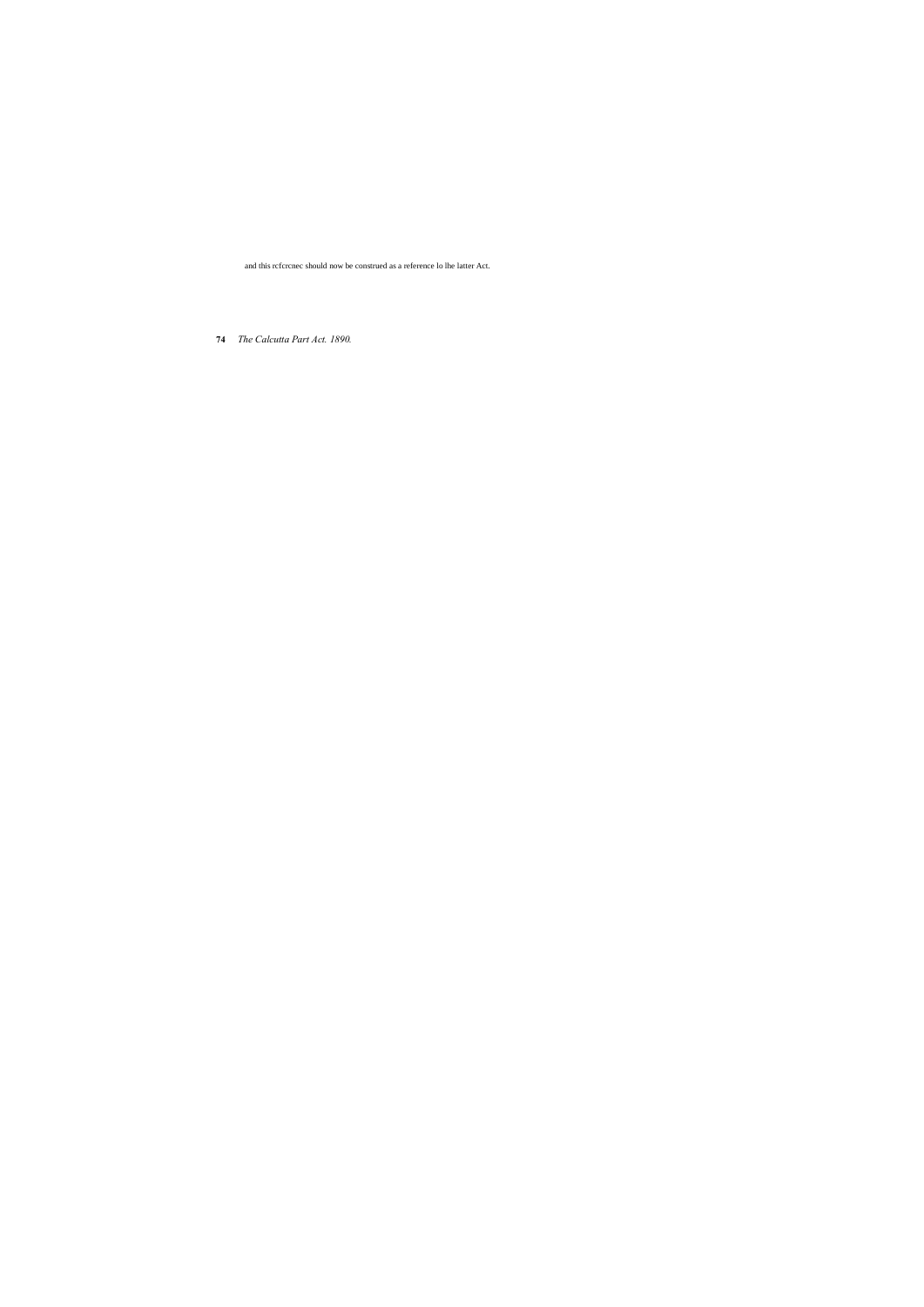and this rcfcrcnec should now be construed as a reference lo lhe latter Act.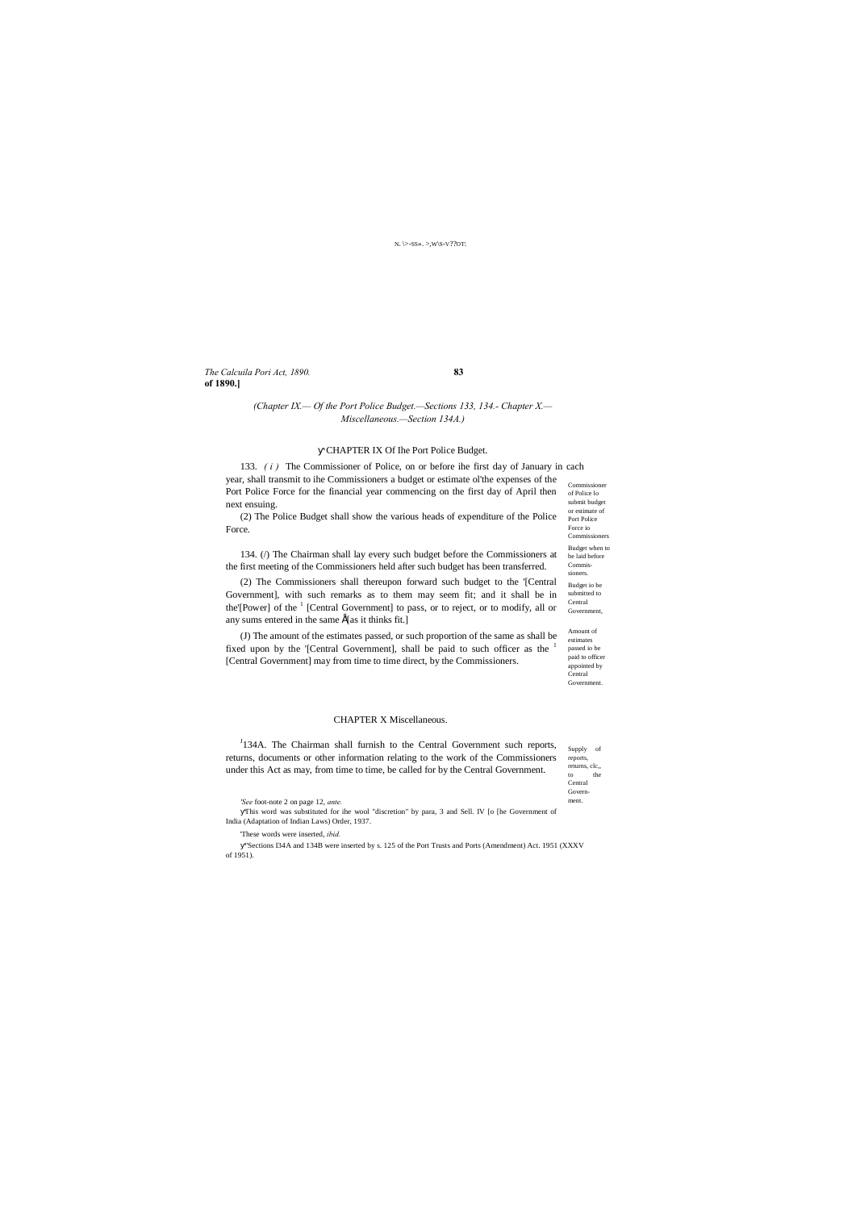(Chapter IX.— Of the Port Police Budget.—Sections 133, 134.- Chapter X.— Miscellaneous.—Section 134A.)

## [2]CHAPTER IX Of Ihe Port Police Budget.

133. *( i )* The Commissioner of Police, on or before ihe first day of January in each year, shall transmit to ihe Commissioners a budget or estimate ol'the expenses of the Port Police Force for the financial year commencing on the first day of April then next ensuing.

Commissioner of Police lo submit budget or estimate of Port Police Force io Commissioners

(2) The Police Budget shall show the various heads of expenditure of the Police Force.

134. (/) The Chairman shall lay every such budget before the Commissioners at the first meeting of the Commissioners held after such budget has been transferred.

Budget when to be laid before Commissioners.

(2) The Commissioners shall thereupon forward such budget to the '[Central Government], with such remarks as to them may seem fit; and it shall be in the'[Power] of the [1] [Central Government] to pass, or to reject, or to modify, all or any sums entered in the same [as it thinks fit.]

Budget io be submitted to Central Government,

(J) The amount of the estimates passed, or such proportion of the same as shall be fixed upon by the '[Central Government], shall be paid to such officer as the [1] [Central Government] may from time to time direct, by the Commissioners.

Amount of estimates passed io be paid to officer appointed by Central Government.

## CHAPTER X Miscellaneous.

[J]134A. The Chairman shall furnish to the Central Government such reports, returns, documents or other information relating to the work of the Commissioners under this Act as may, from time to time, be called for by the Central Government.

Supply of reports, returns, clc,, to the Central Government.

'*See* foot-note 2 on page 12, *ante.*

[2]This word was substituted for ihe wool "discretion" by para, 3 and Sell. IV [o [he Government of India (Adaptation of Indian Laws) Order, 1937.

'These words were inserted, *ibid.*

[4]Sections I34A and 134B were inserted by s. 125 of the Port Trusts and Ports (Amendment) Act. 1951 (XXXV of 1951).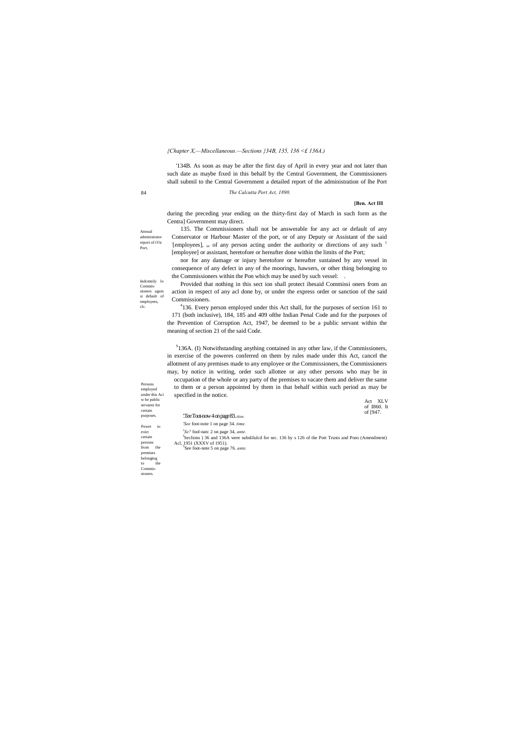*{Chapter X,—Miscellaneous.—Sections }34B, 135, 136 <£ 136A.)*

'134B. As soon as may be after the first day of April in every year and not later than such date as maybe fixed in this behalf by the Central Government, the Commissioners shall submil to the Central Government a detailed report of the administration of lhe Port

*The Calcutta Port Act, 1890.*

**[Ben. Act III**

during the preceding year ending on the thirty-first day of March in such form as the Centra] Government may direct.

Annual administrator report of tVic Port,

135. The Commissioners shall not be answerable for any act or default of any Conservator or Harbour Master of the port, or of any Deputy or Assistant of the said [employees], or of any person acting under the authority or directions of any such [1] [employee] or assistant, heretofore or hereafter done within the limits of the Port;

nor for any damage or injury heretofore or hereafter sustained by any vessel in consequence of any defect in any of the moorings, hawsers, or other thing belonging to the Commissioners within the Pon which may be used by such vessel: .

Indcmnily lo Commis-sioners again si default of employees, clc.

Provided that nothing in this sect ion shall protect ihesaid Commissi oners from an action in respect of any acl done by, or under the express order or sanction of the said Commissioners.

[4]136. Every person employed under this Act shall, for the purposes of section 161 to 171 (both inclusive), 184, 185 and 409 ofthe Indian Penal Code and for the purposes of the Prevention of Corruption Act, 1947, be deemed to be a public servant within the meaning of section 21 of the said Code.

Persons employed under this Aci w be public servants for certain purposes.

Act XLV of I860. It of [947.

[5]136A. (I) Notwithstanding anything contained in any other law, if the Commissioners, in exercise of the poweres conferred on them by rules made under this Act, cancel the allotment of any premises made to any employee or the Commissioners, the Commissioners may, by notice in writing, order such allottee or any other persons who may be in occupation of the whole or any party of the premises to vacate them and deliver the same to them or a person appointed by them in that behalf within such period as may be specified in the notice.

Power to evict certain persons from the premises belonging to the Commis-sioners.

'.Tee Toot-now 4 on page 83. *ftine.*

*'See* foot-note 1 on page 34. *time.*

[3]*Se?* fool-natc 2 on page 34, *ante.*

[4]Seclions ) 36 and 136A were subslilulcd for sec. 136 by s 126 of the Port Trusts and Pons (Amendment) Acl, 1951 (XXXV of 1951).

[5]See foot-note 5 on page 76. *ante.*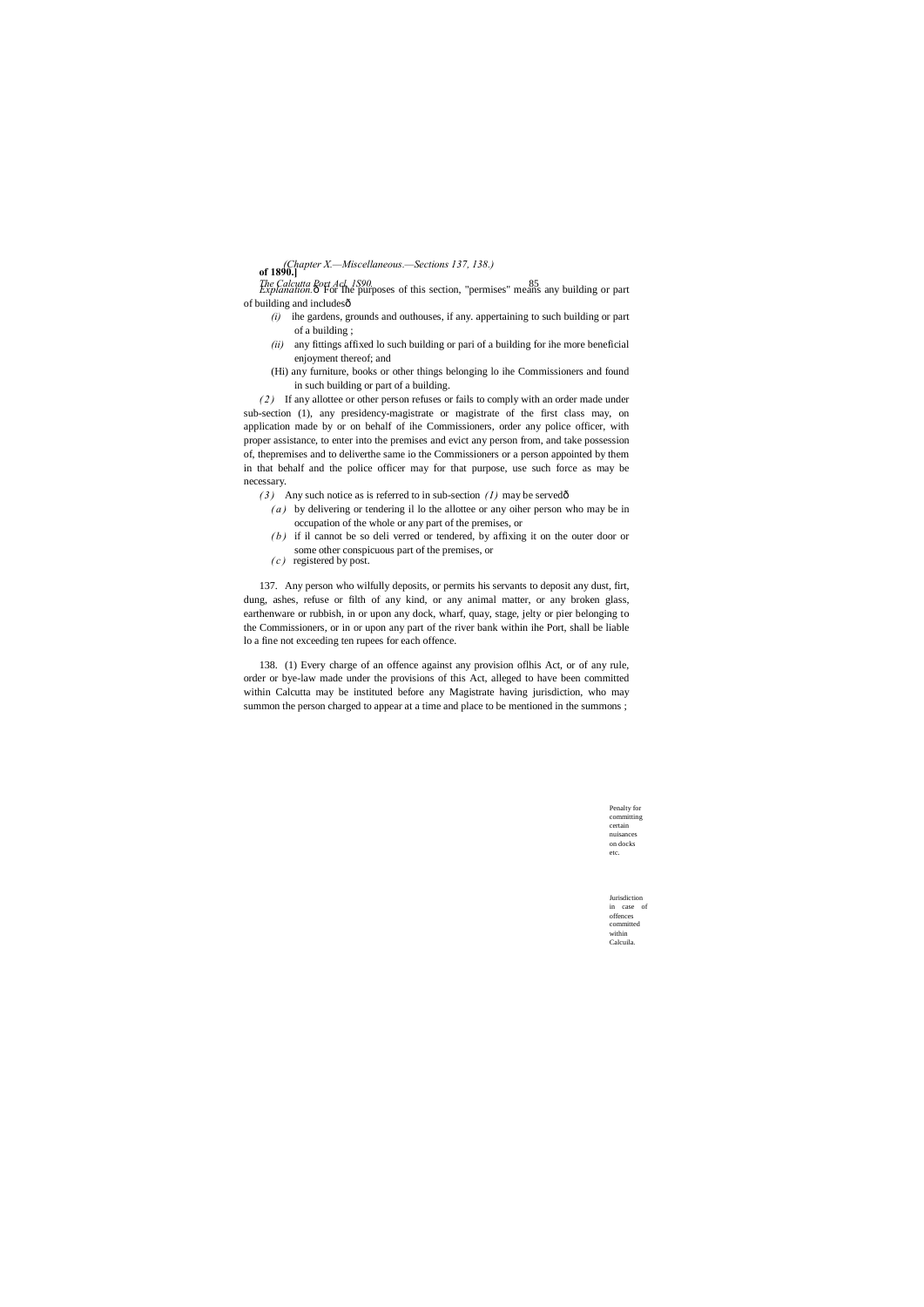*Explanation.*ð For the purposes of this section, "permises" means any building or part of building and includesð

(i) ihe gardens, grounds and outhouses, if any. appertaining to such building or part of a building ;

(ii) any fittings affixed lo such building or pari of a building for ihe more beneficial enjoyment thereof; and

(Hi) any furniture, books or other things belonging lo ihe Commissioners and found in such building or part of a building.

*(2)* If any allottee or other person refuses or fails to comply with an order made under sub-section (1), any presidency-magistrate or magistrate of the first class may, on application made by or on behalf of ihe Commissioners, order any police officer, with proper assistance, to enter into the premises and evict any person from, and take possession of, thepremises and to deliverthe same io the Commissioners or a person appointed by them in that behalf and the police officer may for that purpose, use such force as may be necessary.

*(3)* Any such notice as is referred to in sub-section *(1)* may be servedð

*(a)* by delivering or tendering il lo the allottee or any oiher person who may be in occupation of the whole or any part of the premises, or

*(b)* if il cannot be so deli verred or tendered, by affixing it on the outer door or some other conspicuous part of the premises, or

*(c)* registered by post.

Penalty for committing certain nuisances on docks etc.

137. Any person who wilfully deposits, or permits his servants to deposit any dust, firt, dung, ashes, refuse or filth of any kind, or any animal matter, or any broken glass, earthenware or rubbish, in or upon any dock, wharf, quay, stage, jelty or pier belonging to the Commissioners, or in or upon any part of the river bank within ihe Port, shall be liable lo a fine not exceeding ten rupees for each offence.

Jurisdiction in case of offences committed within Calcuila.

138. (1) Every charge of an offence against any provision oflhis Act, or of any rule, order or bye-law made under the provisions of this Act, alleged to have been committed within Calcutta may be instituted before any Magistrate having jurisdiction, who may summon the person charged to appear at a time and place to be mentioned in the summons ;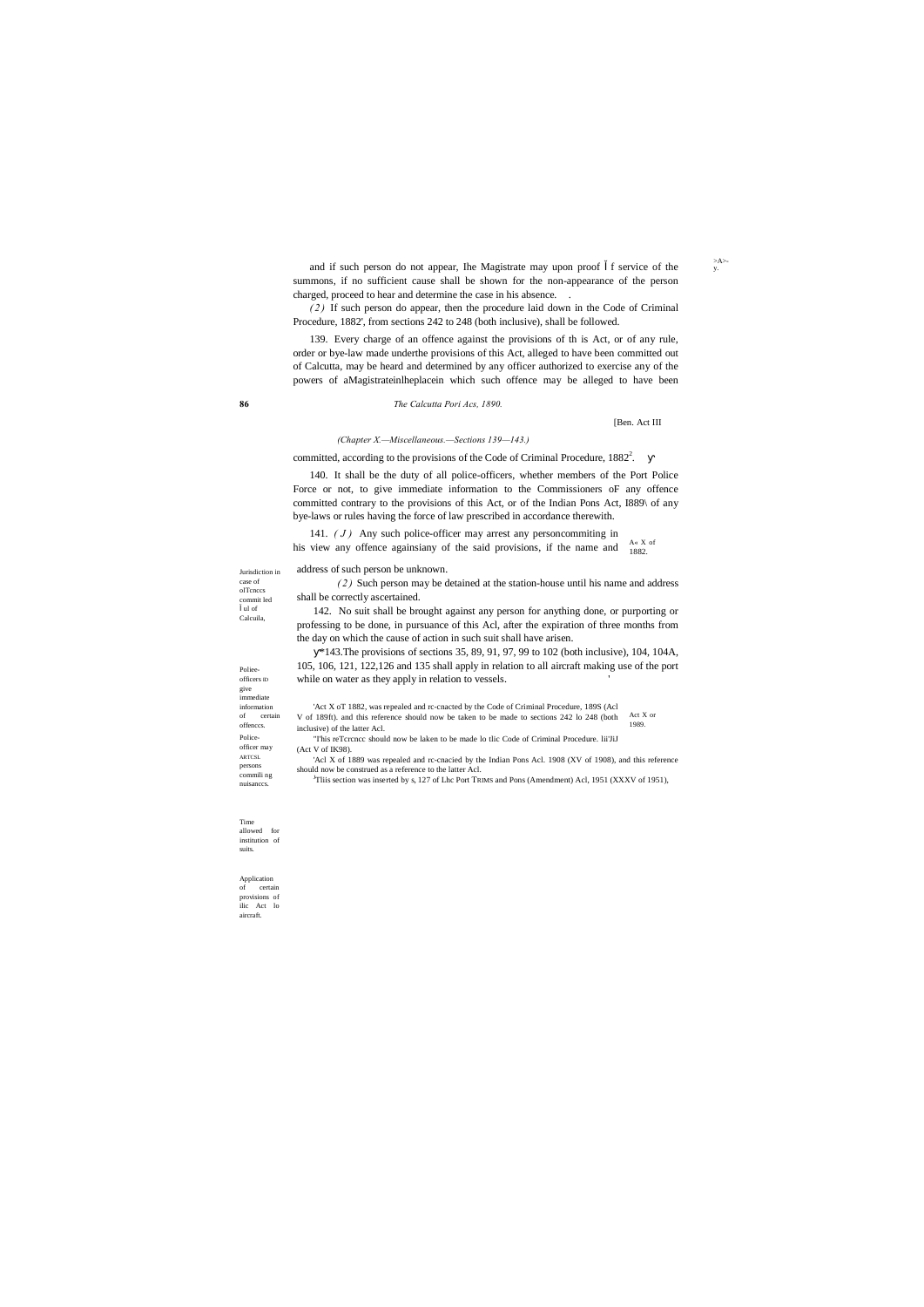and if such person do not appear, Ihe Magistrate may upon proof Ï f service of the summons, if no sufficient cause shall be shown for the non-appearance of the person charged, proceed to hear and determine the case in his absence. .

*(2)* If such person do appear, then the procedure laid down in the Code of Criminal Procedure, 1882', from sections 242 to 248 (both inclusive), shall be followed.

Jurisdiction in case of ofTcnccs commit led Ì ul of Calcuila,

139. Every charge of an offence against the provisions of th is Act, or of any rule, order or bye-law made underthe provisions of this Act, alleged to have been committed out of Calcutta, may be heard and determined by any officer authorized to exercise any of the powers of aMagistrateinlheplacein which such offence may be alleged to have been

[Ben. Act III

*(Chapter X.—Miscellaneous.—Sections 139—143.)*

committed, according to the provisions of the Code of Criminal Procedure, 1882[2].

Poliee-officers ID give immediate information of certain offenccs.

140. It shall be the duty of all police-officers, whether members of the Port Police Force or not, to give immediate information to the Commissioners oF any offence committed contrary to the provisions of this Act, or of the Indian Pons Act, I889\ of any bye-laws or rules having the force of law prescribed in accordance therewith.

Police-officer may ARTCSL persons commili ng nuisanccs.

A« X of 1882.

141. *(J)* Any such police-officer may arrest any personcommiting in his view any offence againsiany of the said provisions, if the name and address of such person be unknown.

*(2)* Such person may be detained at the station-house until his name and address shall be correctly ascertained.

Time allowed for institution of suits.

142. No suit shall be brought against any person for anything done, or purporting or professing to be done, in pursuance of this Acl, after the expiration of three months from the day on which the cause of action in such suit shall have arisen.

Application of certain provisions of ilic Act lo aircraft.

[3]143.The provisions of sections 35, 89, 91, 97, 99 to 102 (both inclusive), 104, 104A, 105, 106, 121, 122,126 and 135 shall apply in relation to all aircraft making use of the port while on water as they apply in relation to vessels.

Act X or 1989.

'Act X oT 1882, was repealed and rc-cnacted by the Code of Criminal Procedure, 189S (Acl V of 189ft). and this reference should now be taken to be made to sections 242 lo 248 (both inclusive) of the latter Acl.

"This reTcrcncc should now be laken to be made lo tlic Code of Criminal Procedure. lii'JiJ (Act V of IK98).

'Acl X of 1889 was repealed and rc-cnacied by the Indian Pons Acl. 1908 (XV of 1908), and this reference should now be construed as a reference to the latter Acl.

[3]Tliis section was inserted by s, 127 of Lhc Port TRIMS and Pons (Amendment) Acl, 1951 (XXXV of 1951),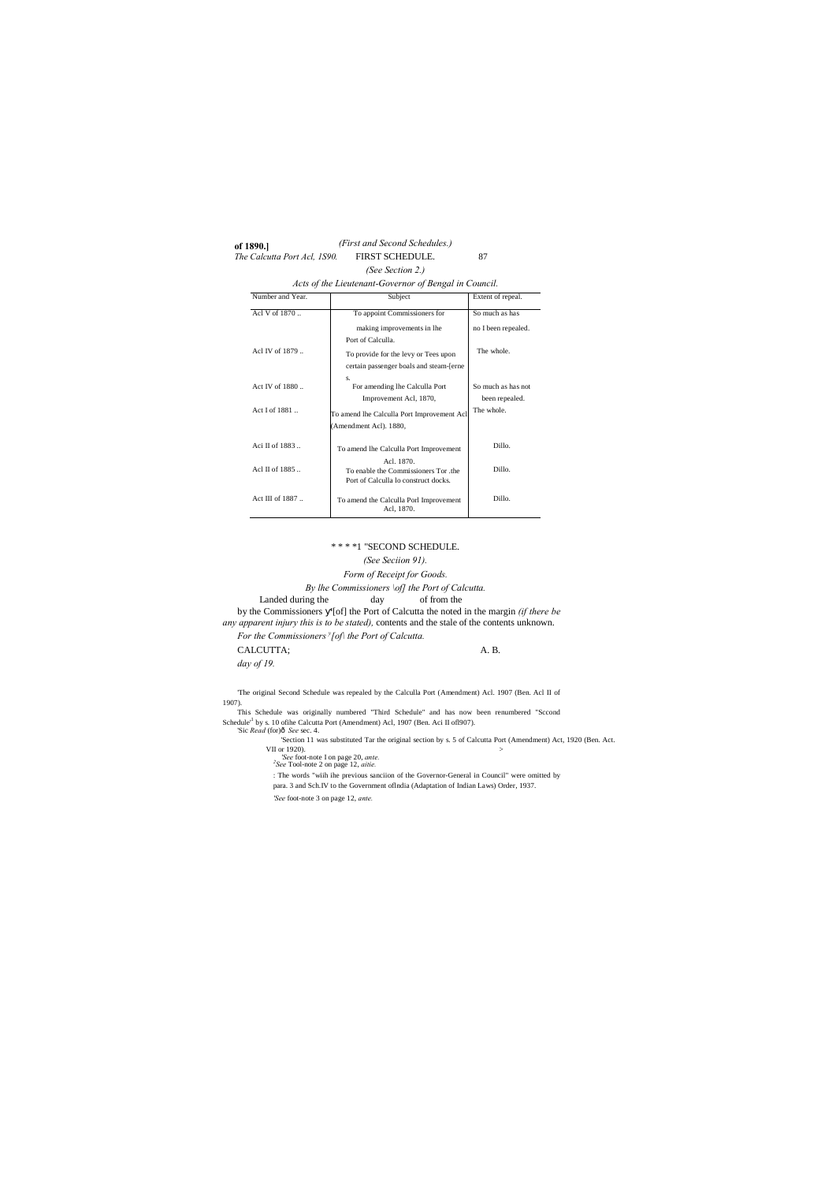## (First and Second Schedules.)

### FIRST SCHEDULE.

*(See Section 2.)*

*Acts of the Lieutenant-Governor of Bengal in Council.*

| Number and Year. | Subject | Extent of repeal. |
|---|---|---|
| Acl V of 1870 .. | To appoint Commissioners for making improvements in lhe Port of Calculla. | So much as has no I been repealed. |
| Acl IV of 1879 .. | To provide for the levy or Tees upon certain passenger boals and steam-[erne s. | The whole. |
| Act IV of 1880 .. | For amending lhe Calculla Port Improvement Acl, 1870, | So much as has not been repealed. |
| Act I of 1881 .. | To amend lhe Calculla Port Improvement Acl (Amendment Acl). 1880, | The whole. |
| Aci II of 1883 .. | To amend lhe Calculla Port Improvement Acl. 1870. | Dillo. |
| Acl II of 1885 .. | To enable the Commissioners Tor .the Port of Calculla lo construct docks. | Dillo. |
| Act III of 1887 .. | To amend the Calculla Porl Improvement Acl, 1870. | Dillo. |

### * * * *1 "SECOND SCHEDULE.

*(See Seciion 91).*

*Form of Receipt for Goods.*

*By lhe Commissioners \of] the Port of Calcutta.*

Landed during the day of from the

by the Commissioners ʏ'[of] the Port of Calcutta the noted in the margin *(if there be any apparent injury this is to be stated),* contents and the stale of the contents unknown.

*For the Commissioners [of\ the Port of Calcutta.*

CALCUTTA; A. B.

*day of 19.*

'The original Second Schedule was repealed by the Calculla Port (Amendment) Acl. 1907 (Ben. Acl II of 1907).

This Schedule was originally numbered "Third Schedule" and has now been renumbered "Sccond Schedule" by s. 10 ofihe Calcutta Port (Amendment) Acl, 1907 (Ben. Aci II ofl907).

'Sic *Read* (for) *See* sec. 4.

'Section 11 was substituted Tar the original section by s. 5 of Calcutta Port (Amendment) Act, 1920 (Ben. Act. VII or 1920).

*'See* foot-note I on page 20, *ante.*

*[2]See* Tool-note 2 on page 12, *aitie.*

: The words "wiih ihe previous sanciion of the Governor-General in Council" were omitted by para. 3 and Sch.IV to the Government oflndia (Adaptation of Indian Laws) Order, 1937.

*'See* foot-note 3 on page 12, *ante.*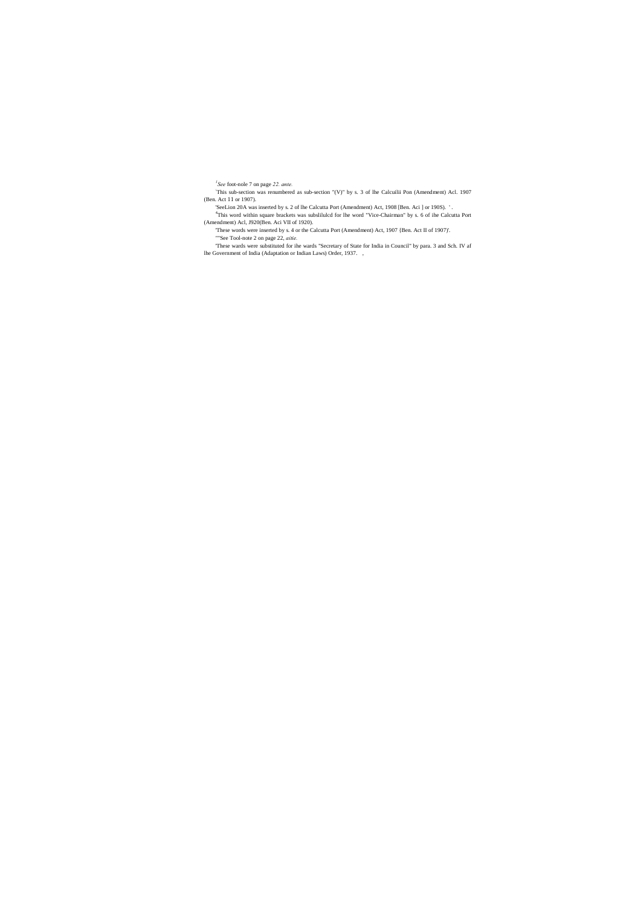[1]*See* foot-nole 7 on page *22. ante.*

[2]This sub-section was renumbered as sub-section "(V)" by s. 3 of lhe Calcuilii Pon (Amendment) Acl. 1907 (Ben. Act 11 or 1907).

'SeeLion 20A was inserted by s. 2 of lhe Calcutta Port (Amendment) Act, 1908 [Ben. Aci ] or 190S). ' .

[4]This word within square brackets was subslilulcd for lhe word "Vice-Chairman" by s. 6 of ihe Calcutta Port (Amendment) Acl, J920(Ben. Aci VII of 1920).

'These words were inserted by s. 4 or the Calcutta Port (Amendment) Act, 1907 {Ben. Act II of 1907)'.

""See Tool-note 2 on page 22, *aitie.*

'These wards were substituted for ihe wards "Secretary of State for India in Council" by para. 3 and Sch. IV af lhe Government of India (Adaptation or Indian Laws) Order, 1937. ,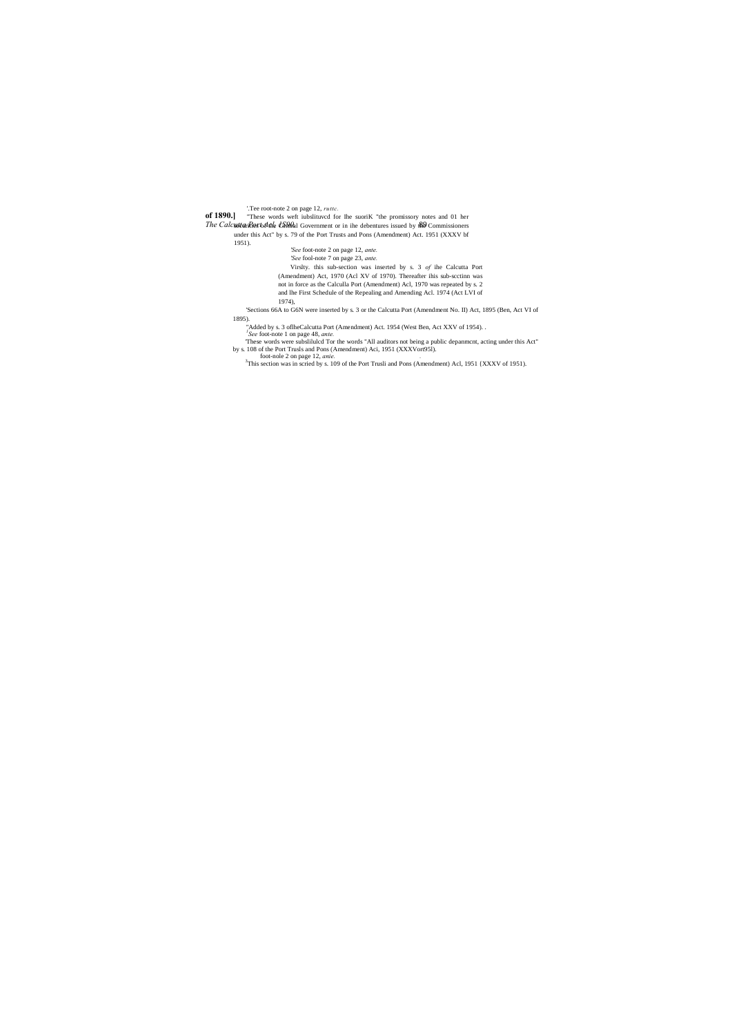'.Tee root-note 2 on page 12, *rutte.*

"These words weft iubslituvcd for Ihe suoriK "the promissory notes and 01 her securities of the Central Government or in ihe debentures issued by the Commissioners under this Act" by s. 79 of the Port Trusts and Pons (Amendment) Act. 1951 (XXXV bf 1951).

'*See* foot-note 2 on page 12, *ante.*

'*See* fool-note 7 on page 23, *ante.*

Virslty. this sub-section was inserted by s. 3 *of* ihe Calcutta Port (Amendment) Act, 1970 (Acl XV of 1970). Thereafter ihis sub-scctinn was not in force as the Calculla Port (Amendment) Acl, 1970 was repeated by s. 2 and lhe First Schedule of the Repealing and Amending Acl. 1974 (Act LVI of 1974),

'Sections 66A to G6N were inserted by s. 3 or the Calcutta Port (Amendment No. II) Act, 1895 (Ben, Act VI of 1895).

"Added by s. 3 oflheCalcutta Port (Amendment) Act. 1954 (West Ben, Act XXV of 1954). .

[1]*See* foot-note 1 on page 48, *ante.*

'These words were subslilulcd Tor the words "All auditors not being a public depanmcnt, acting under this Act" by s. 108 of the Port Trusls and Pons (Amendment) Aci, 1951 (XXXVort95l).

foot-nole 2 on page 12, *anie.*

[3]This section was in scried by s. 109 of the Port Trusli and Pons (Amendment) Acl, 1951 {XXXV of 1951).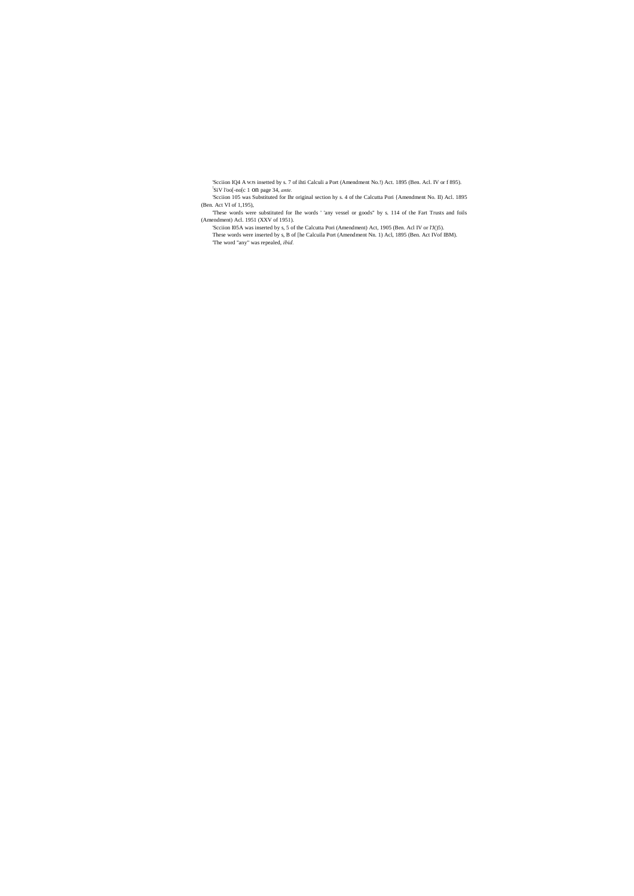'Scciion IQ4 A WJS insetted by s. 7 of ihti Calculi a Port (Amendment No.!) Act. 1895 (Ben. Acl. IV or f 895).

[1]SiV l'oo[-no[c 1 on page 34, *ante.*

'Scciion 105 was Substituted for Ihr original section hy s. 4 of the Calcutta Pori {Amendment No. II) Acl. 1895 (Ben. Act VI of 1,195),

'These words were substituted for Ihe words ' 'any vessel or goods" by s. 114 of the Fart Trusts and foils (Amendment) Acl. 1951 (XXV of 1951).

'Scciion I05A was inserted by s, 5 of the Calcutta Pori (Amendment) Act, 1905 (Ben. Acl IV or l'J()5).

These words were inserted by s, B of [he Calcuila Port (Amendment Nn. 1) Acl, 1895 (Ben. Act IVof IBM).

'The word "any" was repealed, *ibid.*